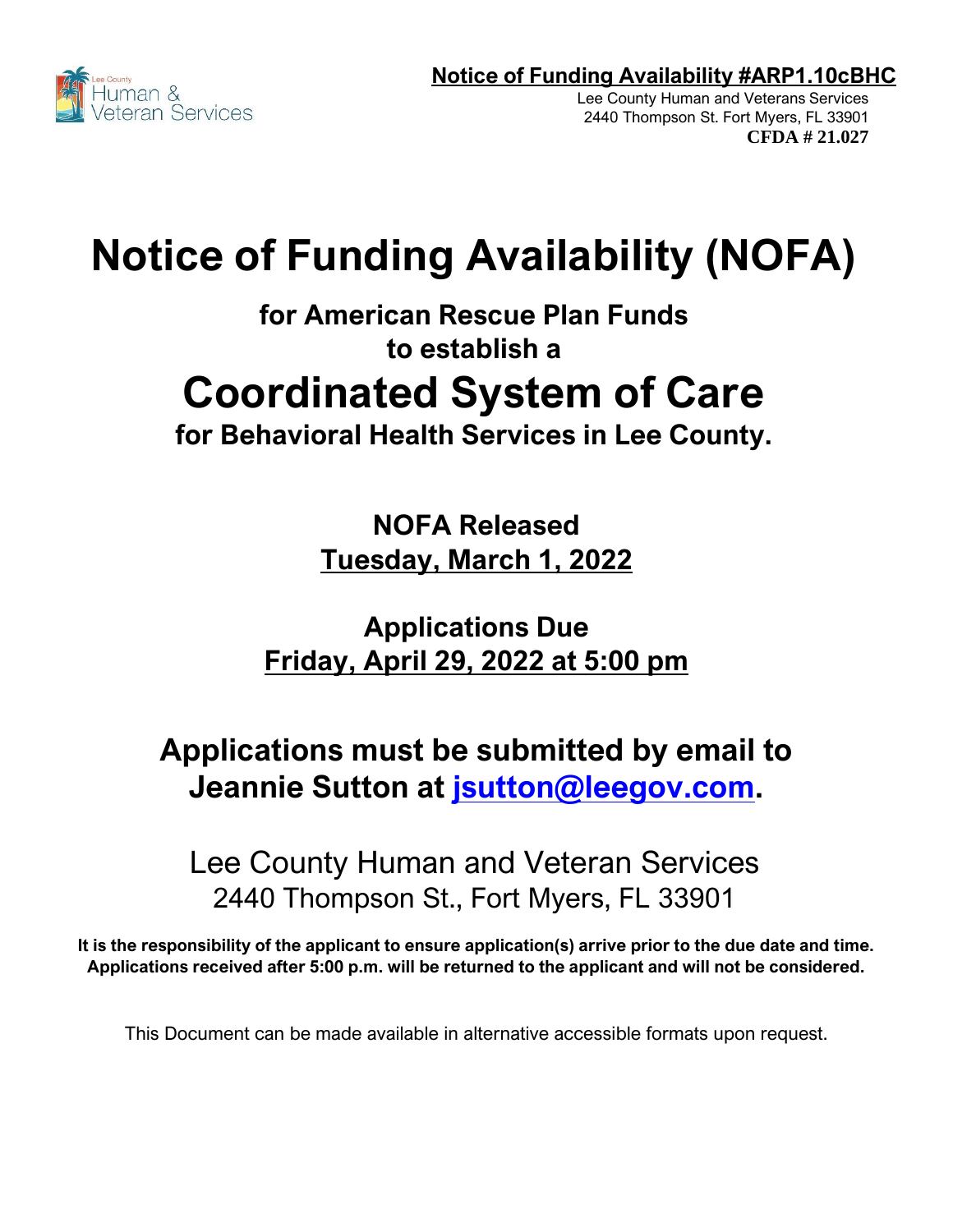**Notice of Funding Availability #ARP1.10cBHC**
Lee County Human and Veterans Services
2440 Thompson St. Fort Myers, FL 33901
**CFDA # 21.027**

# Notice of Funding Availability (NOFA)

## for American Rescue Plan Funds to establish a

# Coordinated System of Care

## for Behavioral Health Services in Lee County.

**NOFA Released**
**Tuesday, March 1, 2022**

**Applications Due**
**Friday, April 29, 2022 at 5:00 pm**

## Applications must be submitted by email to Jeannie Sutton at jsutton@leegov.com.

Lee County Human and Veteran Services
2440 Thompson St., Fort Myers, FL 33901

**It is the responsibility of the applicant to ensure application(s) arrive prior to the due date and time. Applications received after 5:00 p.m. will be returned to the applicant and will not be considered.**

This Document can be made available in alternative accessible formats upon request.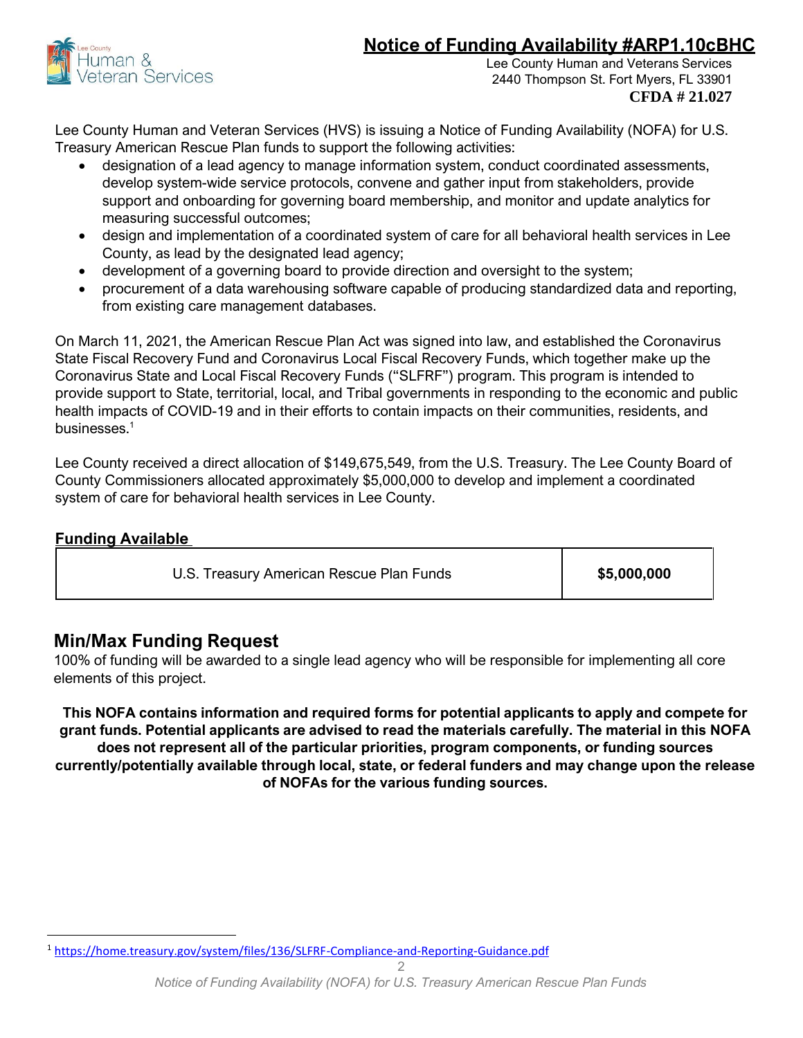# Notice of Funding Availability #ARP1.10cBHC

Lee County Human and Veterans Services
2440 Thompson St. Fort Myers, FL 33901
**CFDA # 21.027**

Lee County Human and Veteran Services (HVS) is issuing a Notice of Funding Availability (NOFA) for U.S. Treasury American Rescue Plan funds to support the following activities:

- designation of a lead agency to manage information system, conduct coordinated assessments, develop system-wide service protocols, convene and gather input from stakeholders, provide support and onboarding for governing board membership, and monitor and update analytics for measuring successful outcomes;
- design and implementation of a coordinated system of care for all behavioral health services in Lee County, as lead by the designated lead agency;
- development of a governing board to provide direction and oversight to the system;
- procurement of a data warehousing software capable of producing standardized data and reporting, from existing care management databases.

On March 11, 2021, the American Rescue Plan Act was signed into law, and established the Coronavirus State Fiscal Recovery Fund and Coronavirus Local Fiscal Recovery Funds, which together make up the Coronavirus State and Local Fiscal Recovery Funds ("SLFRF") program. This program is intended to provide support to State, territorial, local, and Tribal governments in responding to the economic and public health impacts of COVID-19 and in their efforts to contain impacts on their communities, residents, and businesses.[1]

Lee County received a direct allocation of $149,675,549, from the U.S. Treasury. The Lee County Board of County Commissioners allocated approximately $5,000,000 to develop and implement a coordinated system of care for behavioral health services in Lee County.

## Funding Available

| U.S. Treasury American Rescue Plan Funds | **$5,000,000** |
|---|---|

## Min/Max Funding Request

100% of funding will be awarded to a single lead agency who will be responsible for implementing all core elements of this project.

**This NOFA contains information and required forms for potential applicants to apply and compete for grant funds. Potential applicants are advised to read the materials carefully. The material in this NOFA does not represent all of the particular priorities, program components, or funding sources currently/potentially available through local, state, or federal funders and may change upon the release of NOFAs for the various funding sources.**

[1] https://home.treasury.gov/system/files/136/SLFRF-Compliance-and-Reporting-Guidance.pdf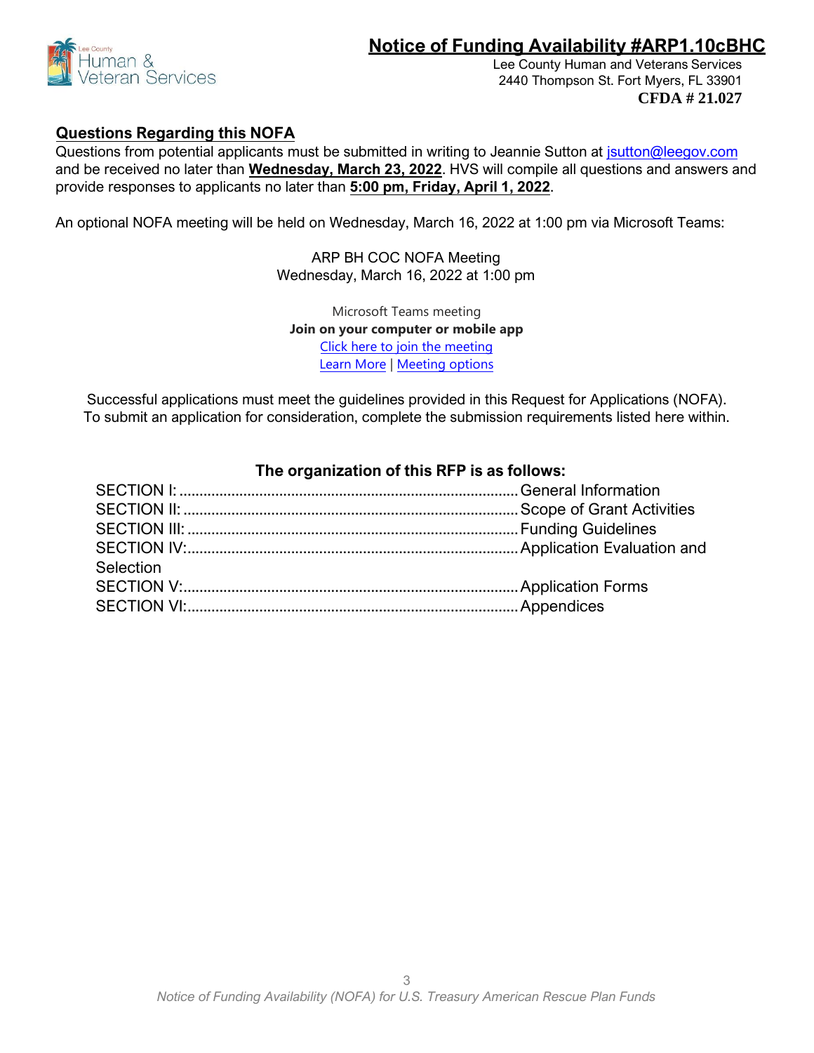# Notice of Funding Availability #ARP1.10cBHC

Lee County Human and Veterans Services
2440 Thompson St. Fort Myers, FL 33901
**CFDA # 21.027**

## Questions Regarding this NOFA

Questions from potential applicants must be submitted in writing to Jeannie Sutton at jsutton@leegov.com and be received no later than **Wednesday, March 23, 2022**. HVS will compile all questions and answers and provide responses to applicants no later than **5:00 pm, Friday, April 1, 2022**.

An optional NOFA meeting will be held on Wednesday, March 16, 2022 at 1:00 pm via Microsoft Teams:

ARP BH COC NOFA Meeting
Wednesday, March 16, 2022 at 1:00 pm

Microsoft Teams meeting
**Join on your computer or mobile app**
Click here to join the meeting
Learn More | Meeting options

Successful applications must meet the guidelines provided in this Request for Applications (NOFA). To submit an application for consideration, complete the submission requirements listed here within.

### The organization of this RFP is as follows:

- SECTION I: .......... General Information
- SECTION II: .......... Scope of Grant Activities
- SECTION III: .......... Funding Guidelines
- SECTION IV: .......... Application Evaluation and Selection
- SECTION V: .......... Application Forms
- SECTION VI: .......... Appendices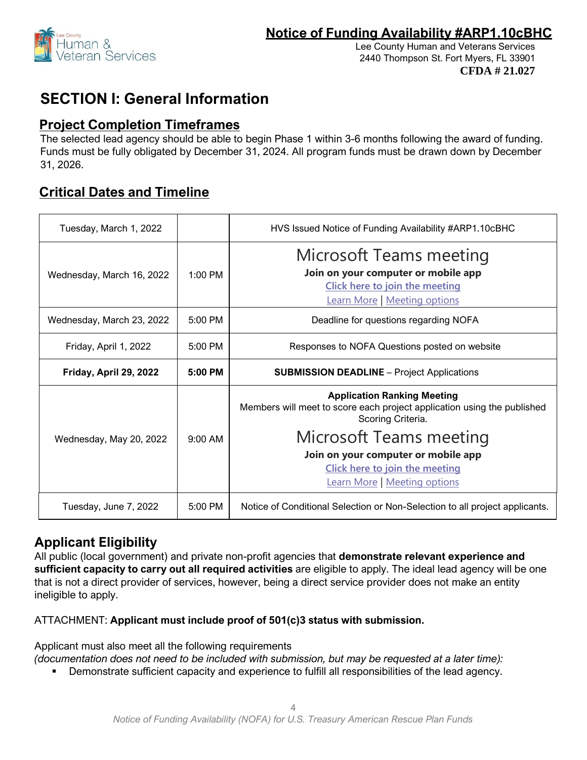## Notice of Funding Availability #ARP1.10cBHC

Lee County Human and Veterans Services
2440 Thompson St. Fort Myers, FL 33901
**CFDA # 21.027**

# SECTION I: General Information

## Project Completion Timeframes

The selected lead agency should be able to begin Phase 1 within 3-6 months following the award of funding. Funds must be fully obligated by December 31, 2024. All program funds must be drawn down by December 31, 2026.

## Critical Dates and Timeline

| Date | Time | Event |
|---|---|---|
| Tuesday, March 1, 2022 | | HVS Issued Notice of Funding Availability #ARP1.10cBHC |
| Wednesday, March 16, 2022 | 1:00 PM | Microsoft Teams meeting<br>**Join on your computer or mobile app**<br>Click here to join the meeting<br>Learn More \| Meeting options |
| Wednesday, March 23, 2022 | 5:00 PM | Deadline for questions regarding NOFA |
| Friday, April 1, 2022 | 5:00 PM | Responses to NOFA Questions posted on website |
| **Friday, April 29, 2022** | **5:00 PM** | **SUBMISSION DEADLINE** – Project Applications |
| Wednesday, May 20, 2022 | 9:00 AM | **Application Ranking Meeting**<br>Members will meet to score each project application using the published Scoring Criteria.<br>Microsoft Teams meeting<br>**Join on your computer or mobile app**<br>Click here to join the meeting<br>Learn More \| Meeting options |
| Tuesday, June 7, 2022 | 5:00 PM | Notice of Conditional Selection or Non-Selection to all project applicants. |

## Applicant Eligibility

All public (local government) and private non-profit agencies that **demonstrate relevant experience and sufficient capacity to carry out all required activities** are eligible to apply. The ideal lead agency will be one that is not a direct provider of services, however, being a direct service provider does not make an entity ineligible to apply.

ATTACHMENT: **Applicant must include proof of 501(c)3 status with submission.**

Applicant must also meet all the following requirements
*(documentation does not need to be included with submission, but may be requested at a later time):*

- Demonstrate sufficient capacity and experience to fulfill all responsibilities of the lead agency.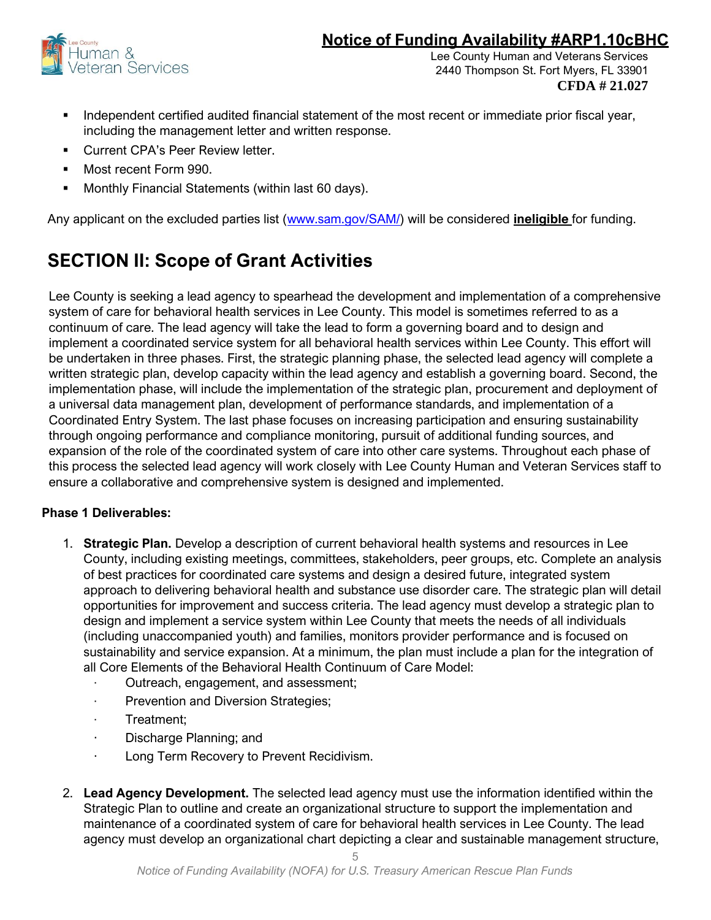- Independent certified audited financial statement of the most recent or immediate prior fiscal year, including the management letter and written response.
- Current CPA's Peer Review letter.
- Most recent Form 990.
- Monthly Financial Statements (within last 60 days).

Any applicant on the excluded parties list (www.sam.gov/SAM/) will be considered **ineligible** for funding.

## SECTION II: Scope of Grant Activities

Lee County is seeking a lead agency to spearhead the development and implementation of a comprehensive system of care for behavioral health services in Lee County. This model is sometimes referred to as a continuum of care. The lead agency will take the lead to form a governing board and to design and implement a coordinated service system for all behavioral health services within Lee County. This effort will be undertaken in three phases. First, the strategic planning phase, the selected lead agency will complete a written strategic plan, develop capacity within the lead agency and establish a governing board. Second, the implementation phase, will include the implementation of the strategic plan, procurement and deployment of a universal data management plan, development of performance standards, and implementation of a Coordinated Entry System. The last phase focuses on increasing participation and ensuring sustainability through ongoing performance and compliance monitoring, pursuit of additional funding sources, and expansion of the role of the coordinated system of care into other care systems. Throughout each phase of this process the selected lead agency will work closely with Lee County Human and Veteran Services staff to ensure a collaborative and comprehensive system is designed and implemented.

**Phase 1 Deliverables:**

1. **Strategic Plan.** Develop a description of current behavioral health systems and resources in Lee County, including existing meetings, committees, stakeholders, peer groups, etc. Complete an analysis of best practices for coordinated care systems and design a desired future, integrated system approach to delivering behavioral health and substance use disorder care. The strategic plan will detail opportunities for improvement and success criteria. The lead agency must develop a strategic plan to design and implement a service system within Lee County that meets the needs of all individuals (including unaccompanied youth) and families, monitors provider performance and is focused on sustainability and service expansion. At a minimum, the plan must include a plan for the integration of all Core Elements of the Behavioral Health Continuum of Care Model:
   - Outreach, engagement, and assessment;
   - Prevention and Diversion Strategies;
   - Treatment;
   - Discharge Planning; and
   - Long Term Recovery to Prevent Recidivism.

2. **Lead Agency Development.** The selected lead agency must use the information identified within the Strategic Plan to outline and create an organizational structure to support the implementation and maintenance of a coordinated system of care for behavioral health services in Lee County. The lead agency must develop an organizational chart depicting a clear and sustainable management structure,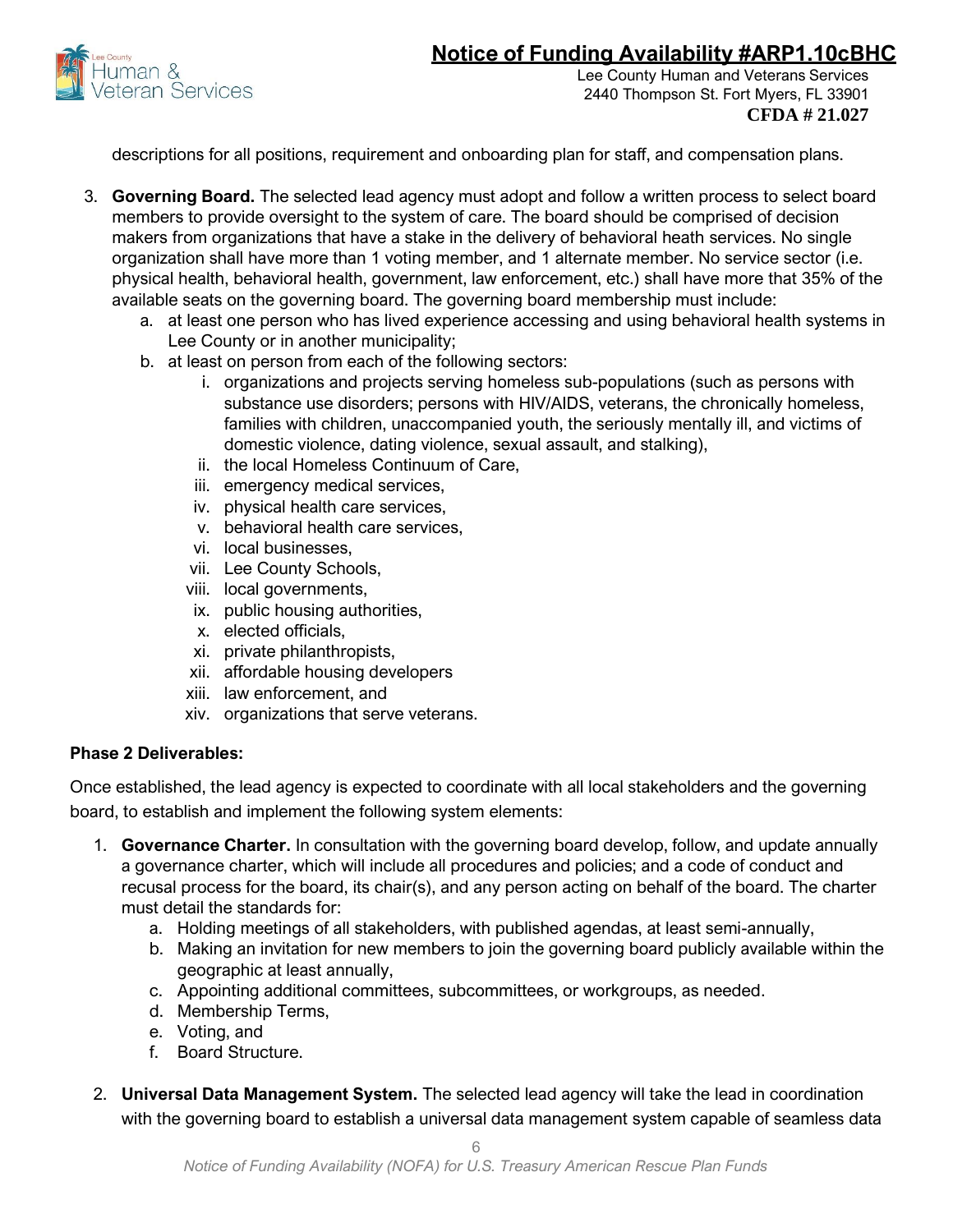descriptions for all positions, requirement and onboarding plan for staff, and compensation plans.

3. **Governing Board.** The selected lead agency must adopt and follow a written process to select board members to provide oversight to the system of care. The board should be comprised of decision makers from organizations that have a stake in the delivery of behavioral heath services. No single organization shall have more than 1 voting member, and 1 alternate member. No service sector (i.e. physical health, behavioral health, government, law enforcement, etc.) shall have more that 35% of the available seats on the governing board. The governing board membership must include:
   a. at least one person who has lived experience accessing and using behavioral health systems in Lee County or in another municipality;
   b. at least on person from each of the following sectors:
      i. organizations and projects serving homeless sub-populations (such as persons with substance use disorders; persons with HIV/AIDS, veterans, the chronically homeless, families with children, unaccompanied youth, the seriously mentally ill, and victims of domestic violence, dating violence, sexual assault, and stalking),
      ii. the local Homeless Continuum of Care,
      iii. emergency medical services,
      iv. physical health care services,
      v. behavioral health care services,
      vi. local businesses,
      vii. Lee County Schools,
      viii. local governments,
      ix. public housing authorities,
      x. elected officials,
      xi. private philanthropists,
      xii. affordable housing developers
      xiii. law enforcement, and
      xiv. organizations that serve veterans.

**Phase 2 Deliverables:**

Once established, the lead agency is expected to coordinate with all local stakeholders and the governing board, to establish and implement the following system elements:

1. **Governance Charter.** In consultation with the governing board develop, follow, and update annually a governance charter, which will include all procedures and policies; and a code of conduct and recusal process for the board, its chair(s), and any person acting on behalf of the board. The charter must detail the standards for:
   a. Holding meetings of all stakeholders, with published agendas, at least semi-annually,
   b. Making an invitation for new members to join the governing board publicly available within the geographic at least annually,
   c. Appointing additional committees, subcommittees, or workgroups, as needed.
   d. Membership Terms,
   e. Voting, and
   f. Board Structure.

2. **Universal Data Management System.** The selected lead agency will take the lead in coordination with the governing board to establish a universal data management system capable of seamless data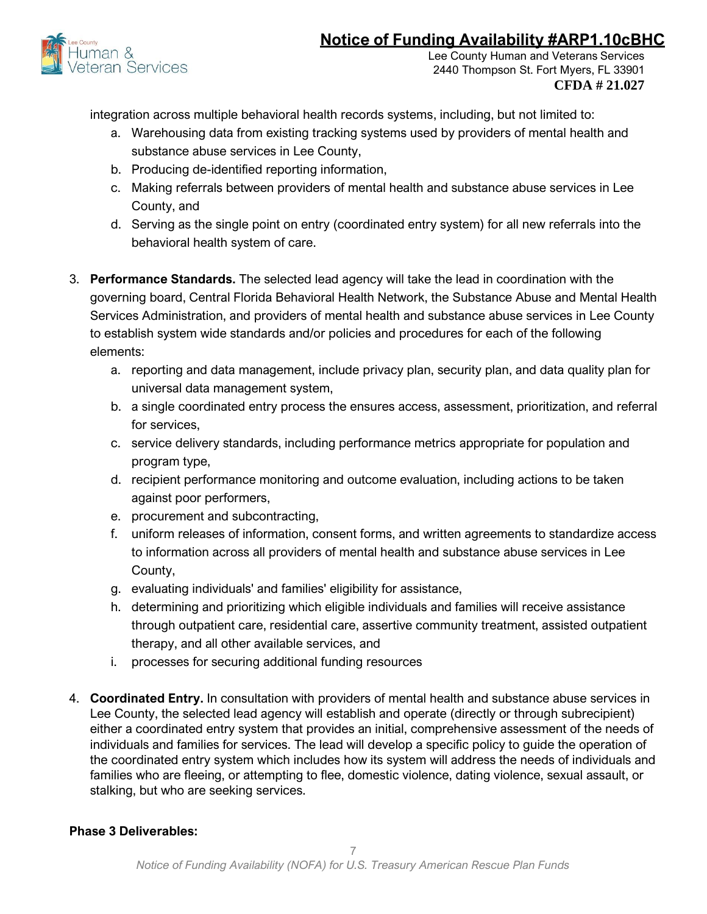integration across multiple behavioral health records systems, including, but not limited to:

   a. Warehousing data from existing tracking systems used by providers of mental health and substance abuse services in Lee County,
   b. Producing de-identified reporting information,
   c. Making referrals between providers of mental health and substance abuse services in Lee County, and
   d. Serving as the single point on entry (coordinated entry system) for all new referrals into the behavioral health system of care.

3. **Performance Standards.** The selected lead agency will take the lead in coordination with the governing board, Central Florida Behavioral Health Network, the Substance Abuse and Mental Health Services Administration, and providers of mental health and substance abuse services in Lee County to establish system wide standards and/or policies and procedures for each of the following elements:
   a. reporting and data management, include privacy plan, security plan, and data quality plan for universal data management system,
   b. a single coordinated entry process the ensures access, assessment, prioritization, and referral for services,
   c. service delivery standards, including performance metrics appropriate for population and program type,
   d. recipient performance monitoring and outcome evaluation, including actions to be taken against poor performers,
   e. procurement and subcontracting,
   f. uniform releases of information, consent forms, and written agreements to standardize access to information across all providers of mental health and substance abuse services in Lee County,
   g. evaluating individuals' and families' eligibility for assistance,
   h. determining and prioritizing which eligible individuals and families will receive assistance through outpatient care, residential care, assertive community treatment, assisted outpatient therapy, and all other available services, and
   i. processes for securing additional funding resources

4. **Coordinated Entry.** In consultation with providers of mental health and substance abuse services in Lee County, the selected lead agency will establish and operate (directly or through subrecipient) either a coordinated entry system that provides an initial, comprehensive assessment of the needs of individuals and families for services. The lead will develop a specific policy to guide the operation of the coordinated entry system which includes how its system will address the needs of individuals and families who are fleeing, or attempting to flee, domestic violence, dating violence, sexual assault, or stalking, but who are seeking services.

**Phase 3 Deliverables:**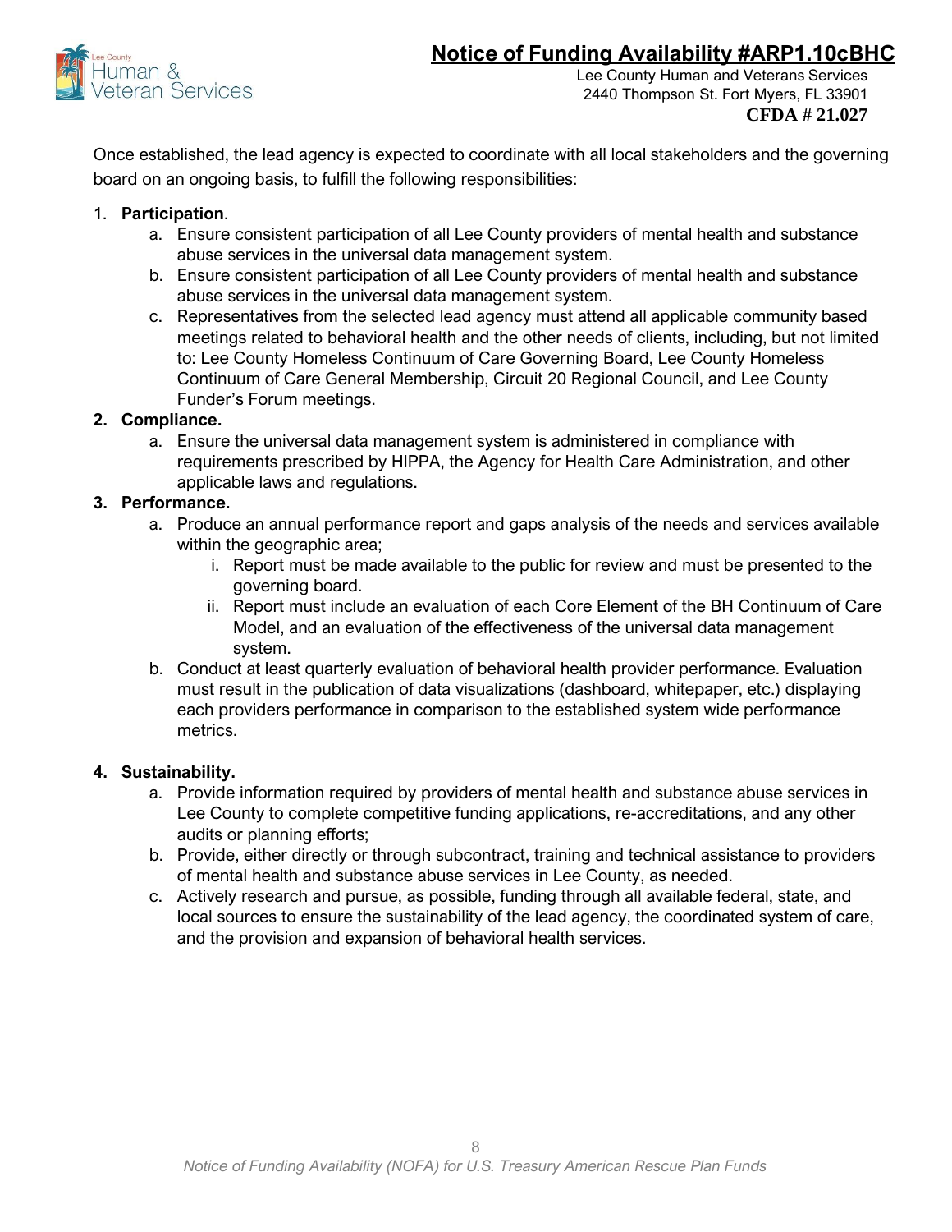Once established, the lead agency is expected to coordinate with all local stakeholders and the governing board on an ongoing basis, to fulfill the following responsibilities:

1. **Participation**.
    a. Ensure consistent participation of all Lee County providers of mental health and substance abuse services in the universal data management system.
    b. Ensure consistent participation of all Lee County providers of mental health and substance abuse services in the universal data management system.
    c. Representatives from the selected lead agency must attend all applicable community based meetings related to behavioral health and the other needs of clients, including, but not limited to: Lee County Homeless Continuum of Care Governing Board, Lee County Homeless Continuum of Care General Membership, Circuit 20 Regional Council, and Lee County Funder's Forum meetings.
2. **Compliance.**
    a. Ensure the universal data management system is administered in compliance with requirements prescribed by HIPPA, the Agency for Health Care Administration, and other applicable laws and regulations.
3. **Performance.**
    a. Produce an annual performance report and gaps analysis of the needs and services available within the geographic area;
        i. Report must be made available to the public for review and must be presented to the governing board.
        ii. Report must include an evaluation of each Core Element of the BH Continuum of Care Model, and an evaluation of the effectiveness of the universal data management system.
    b. Conduct at least quarterly evaluation of behavioral health provider performance. Evaluation must result in the publication of data visualizations (dashboard, whitepaper, etc.) displaying each providers performance in comparison to the established system wide performance metrics.
4. **Sustainability.**
    a. Provide information required by providers of mental health and substance abuse services in Lee County to complete competitive funding applications, re-accreditations, and any other audits or planning efforts;
    b. Provide, either directly or through subcontract, training and technical assistance to providers of mental health and substance abuse services in Lee County, as needed.
    c. Actively research and pursue, as possible, funding through all available federal, state, and local sources to ensure the sustainability of the lead agency, the coordinated system of care, and the provision and expansion of behavioral health services.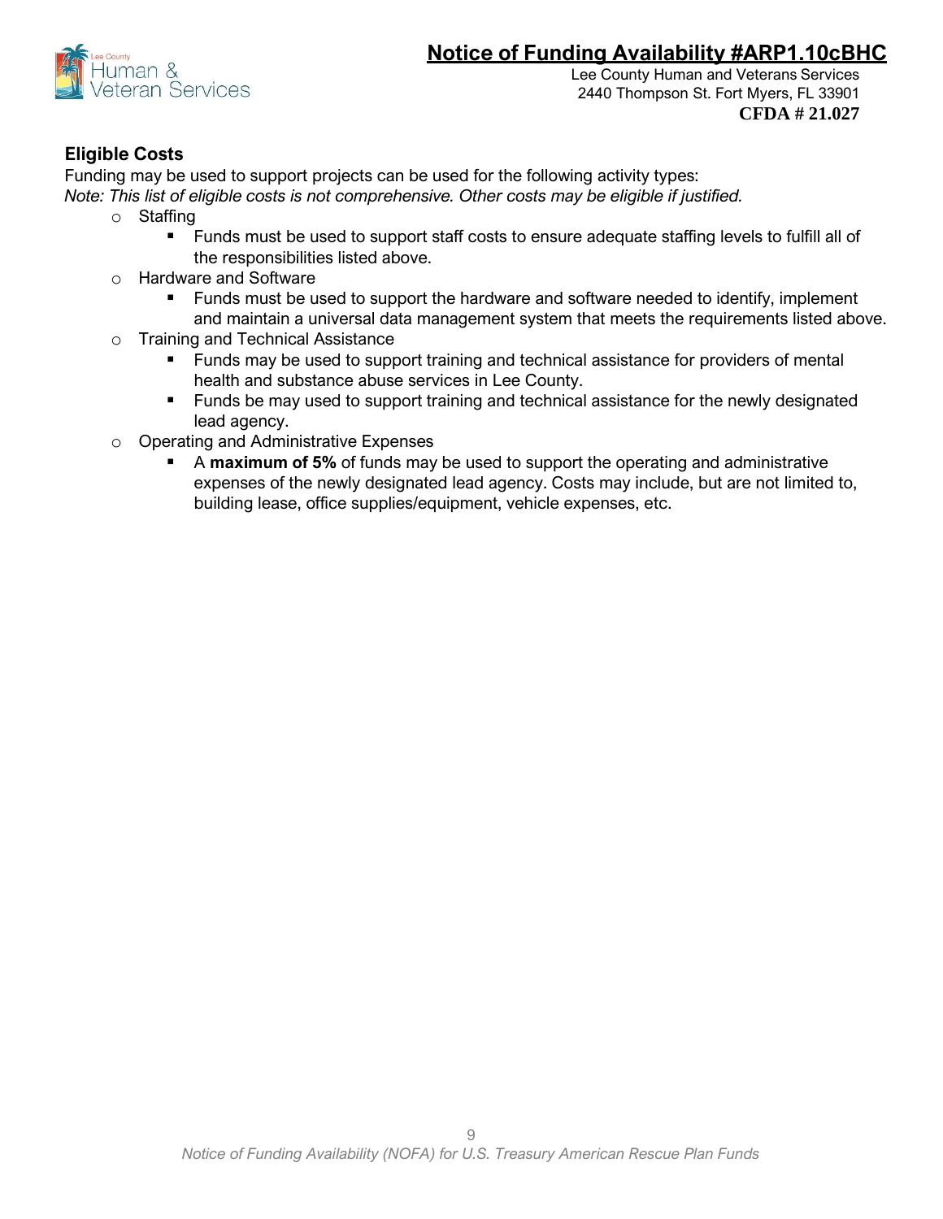## Eligible Costs

Funding may be used to support projects can be used for the following activity types:

*Note: This list of eligible costs is not comprehensive. Other costs may be eligible if justified.*

- Staffing
  - Funds must be used to support staff costs to ensure adequate staffing levels to fulfill all of the responsibilities listed above.
- Hardware and Software
  - Funds must be used to support the hardware and software needed to identify, implement and maintain a universal data management system that meets the requirements listed above.
- Training and Technical Assistance
  - Funds may be used to support training and technical assistance for providers of mental health and substance abuse services in Lee County.
  - Funds be may used to support training and technical assistance for the newly designated lead agency.
- Operating and Administrative Expenses
  - A **maximum of 5%** of funds may be used to support the operating and administrative expenses of the newly designated lead agency. Costs may include, but are not limited to, building lease, office supplies/equipment, vehicle expenses, etc.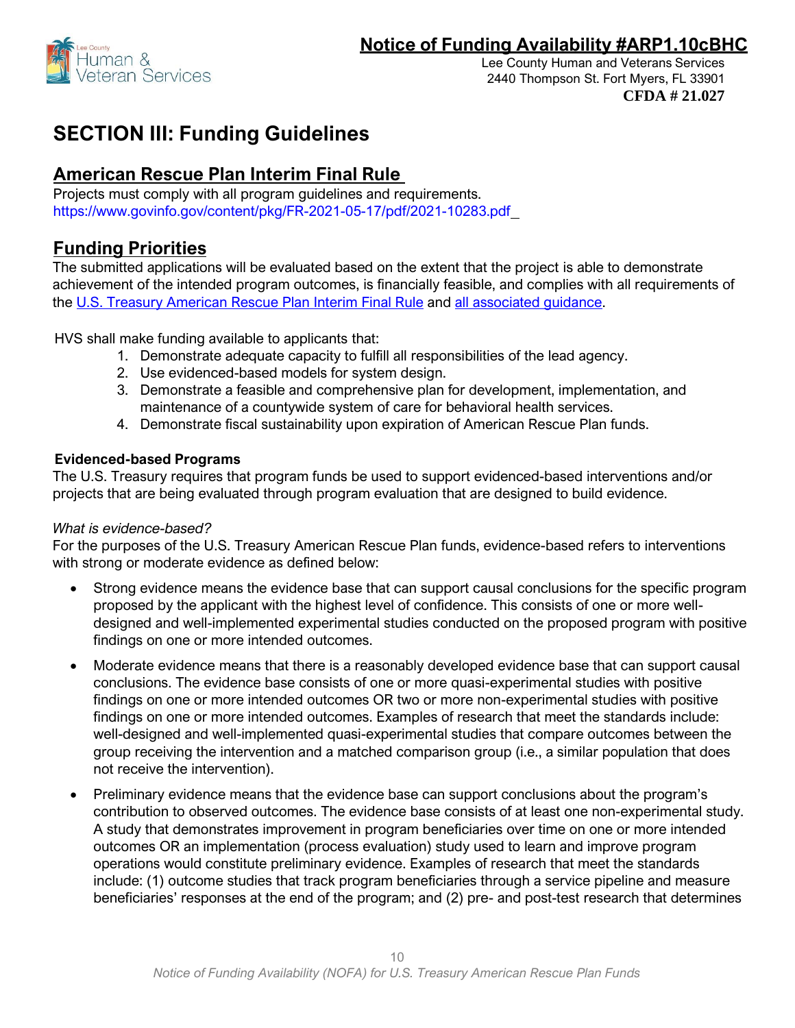# SECTION III: Funding Guidelines

## American Rescue Plan Interim Final Rule

Projects must comply with all program guidelines and requirements.
https://www.govinfo.gov/content/pkg/FR-2021-05-17/pdf/2021-10283.pdf

## Funding Priorities

The submitted applications will be evaluated based on the extent that the project is able to demonstrate achievement of the intended program outcomes, is financially feasible, and complies with all requirements of the U.S. Treasury American Rescue Plan Interim Final Rule and all associated guidance.

HVS shall make funding available to applicants that:

1. Demonstrate adequate capacity to fulfill all responsibilities of the lead agency.
2. Use evidenced-based models for system design.
3. Demonstrate a feasible and comprehensive plan for development, implementation, and maintenance of a countywide system of care for behavioral health services.
4. Demonstrate fiscal sustainability upon expiration of American Rescue Plan funds.

### Evidenced-based Programs

The U.S. Treasury requires that program funds be used to support evidenced-based interventions and/or projects that are being evaluated through program evaluation that are designed to build evidence.

*What is evidence-based?*

For the purposes of the U.S. Treasury American Rescue Plan funds, evidence-based refers to interventions with strong or moderate evidence as defined below:

- Strong evidence means the evidence base that can support causal conclusions for the specific program proposed by the applicant with the highest level of confidence. This consists of one or more well-designed and well-implemented experimental studies conducted on the proposed program with positive findings on one or more intended outcomes.
- Moderate evidence means that there is a reasonably developed evidence base that can support causal conclusions. The evidence base consists of one or more quasi-experimental studies with positive findings on one or more intended outcomes OR two or more non-experimental studies with positive findings on one or more intended outcomes. Examples of research that meet the standards include: well-designed and well-implemented quasi-experimental studies that compare outcomes between the group receiving the intervention and a matched comparison group (i.e., a similar population that does not receive the intervention).
- Preliminary evidence means that the evidence base can support conclusions about the program's contribution to observed outcomes. The evidence base consists of at least one non-experimental study. A study that demonstrates improvement in program beneficiaries over time on one or more intended outcomes OR an implementation (process evaluation) study used to learn and improve program operations would constitute preliminary evidence. Examples of research that meet the standards include: (1) outcome studies that track program beneficiaries through a service pipeline and measure beneficiaries' responses at the end of the program; and (2) pre- and post-test research that determines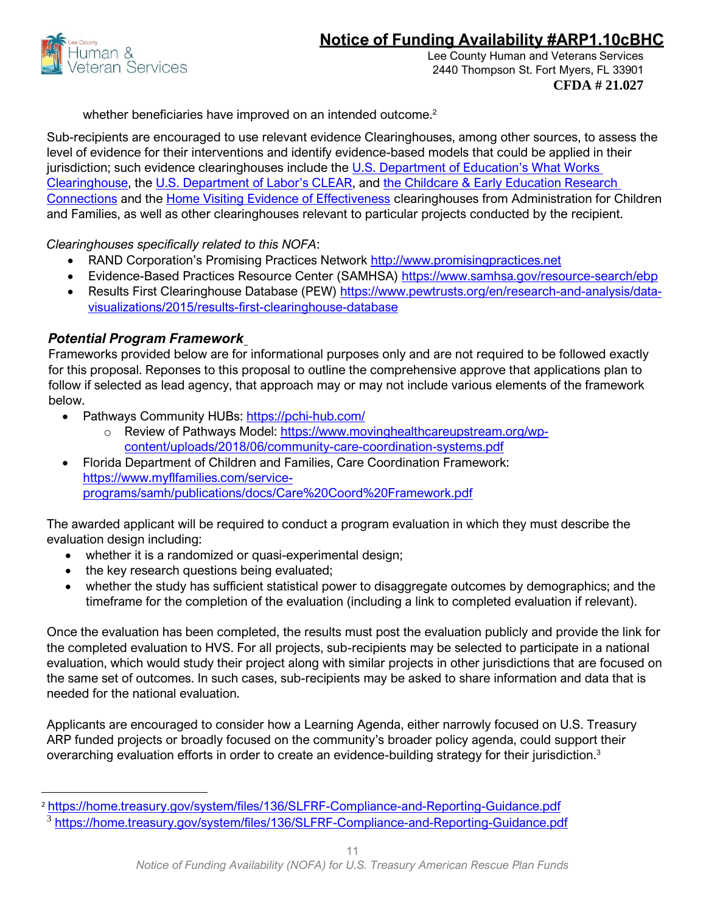whether beneficiaries have improved on an intended outcome.[2]

Sub-recipients are encouraged to use relevant evidence Clearinghouses, among other sources, to assess the level of evidence for their interventions and identify evidence-based models that could be applied in their jurisdiction; such evidence clearinghouses include the U.S. Department of Education's What Works Clearinghouse, the U.S. Department of Labor's CLEAR, and the Childcare & Early Education Research Connections and the Home Visiting Evidence of Effectiveness clearinghouses from Administration for Children and Families, as well as other clearinghouses relevant to particular projects conducted by the recipient.

*Clearinghouses specifically related to this NOFA*:

- RAND Corporation's Promising Practices Network http://www.promisingpractices.net
- Evidence-Based Practices Resource Center (SAMHSA) https://www.samhsa.gov/resource-search/ebp
- Results First Clearinghouse Database (PEW) https://www.pewtrusts.org/en/research-and-analysis/data-visualizations/2015/results-first-clearinghouse-database

### *Potential Program Framework*

Frameworks provided below are for informational purposes only and are not required to be followed exactly for this proposal. Reponses to this proposal to outline the comprehensive approve that applications plan to follow if selected as lead agency, that approach may or may not include various elements of the framework below.

- Pathways Community HUBs: https://pchi-hub.com/
  - Review of Pathways Model: https://www.movinghealthcareupstream.org/wp-content/uploads/2018/06/community-care-coordination-systems.pdf
- Florida Department of Children and Families, Care Coordination Framework: https://www.myflfamilies.com/service-programs/samh/publications/docs/Care%20Coord%20Framework.pdf

The awarded applicant will be required to conduct a program evaluation in which they must describe the evaluation design including:

- whether it is a randomized or quasi-experimental design;
- the key research questions being evaluated;
- whether the study has sufficient statistical power to disaggregate outcomes by demographics; and the timeframe for the completion of the evaluation (including a link to completed evaluation if relevant).

Once the evaluation has been completed, the results must post the evaluation publicly and provide the link for the completed evaluation to HVS. For all projects, sub-recipients may be selected to participate in a national evaluation, which would study their project along with similar projects in other jurisdictions that are focused on the same set of outcomes. In such cases, sub-recipients may be asked to share information and data that is needed for the national evaluation.

Applicants are encouraged to consider how a Learning Agenda, either narrowly focused on U.S. Treasury ARP funded projects or broadly focused on the community's broader policy agenda, could support their overarching evaluation efforts in order to create an evidence-building strategy for their jurisdiction.[3]

---

[2] https://home.treasury.gov/system/files/136/SLFRF-Compliance-and-Reporting-Guidance.pdf

[3] https://home.treasury.gov/system/files/136/SLFRF-Compliance-and-Reporting-Guidance.pdf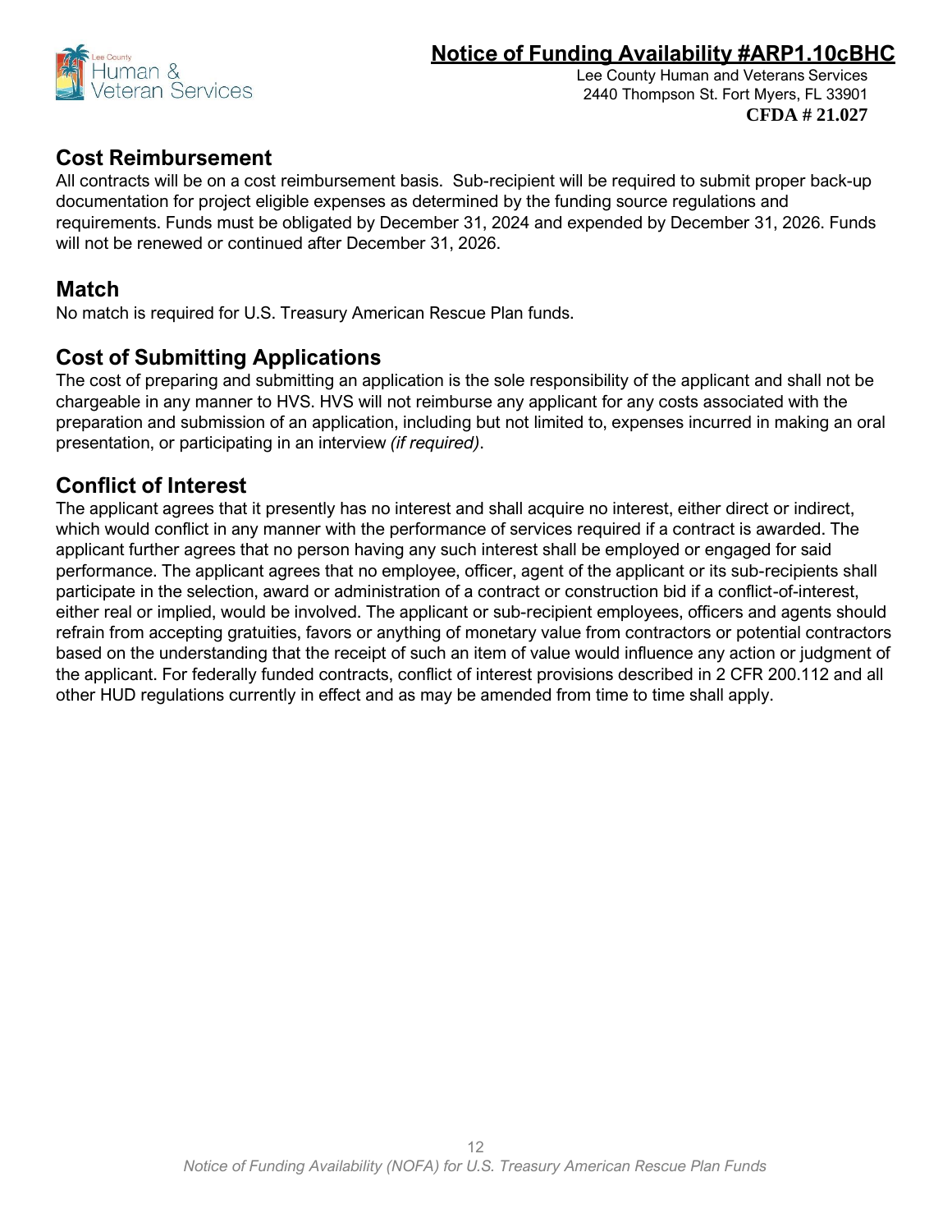## Cost Reimbursement

All contracts will be on a cost reimbursement basis. Sub-recipient will be required to submit proper back-up documentation for project eligible expenses as determined by the funding source regulations and requirements. Funds must be obligated by December 31, 2024 and expended by December 31, 2026. Funds will not be renewed or continued after December 31, 2026.

## Match

No match is required for U.S. Treasury American Rescue Plan funds.

## Cost of Submitting Applications

The cost of preparing and submitting an application is the sole responsibility of the applicant and shall not be chargeable in any manner to HVS. HVS will not reimburse any applicant for any costs associated with the preparation and submission of an application, including but not limited to, expenses incurred in making an oral presentation, or participating in an interview *(if required)*.

## Conflict of Interest

The applicant agrees that it presently has no interest and shall acquire no interest, either direct or indirect, which would conflict in any manner with the performance of services required if a contract is awarded. The applicant further agrees that no person having any such interest shall be employed or engaged for said performance. The applicant agrees that no employee, officer, agent of the applicant or its sub-recipients shall participate in the selection, award or administration of a contract or construction bid if a conflict-of-interest, either real or implied, would be involved. The applicant or sub-recipient employees, officers and agents should refrain from accepting gratuities, favors or anything of monetary value from contractors or potential contractors based on the understanding that the receipt of such an item of value would influence any action or judgment of the applicant. For federally funded contracts, conflict of interest provisions described in 2 CFR 200.112 and all other HUD regulations currently in effect and as may be amended from time to time shall apply.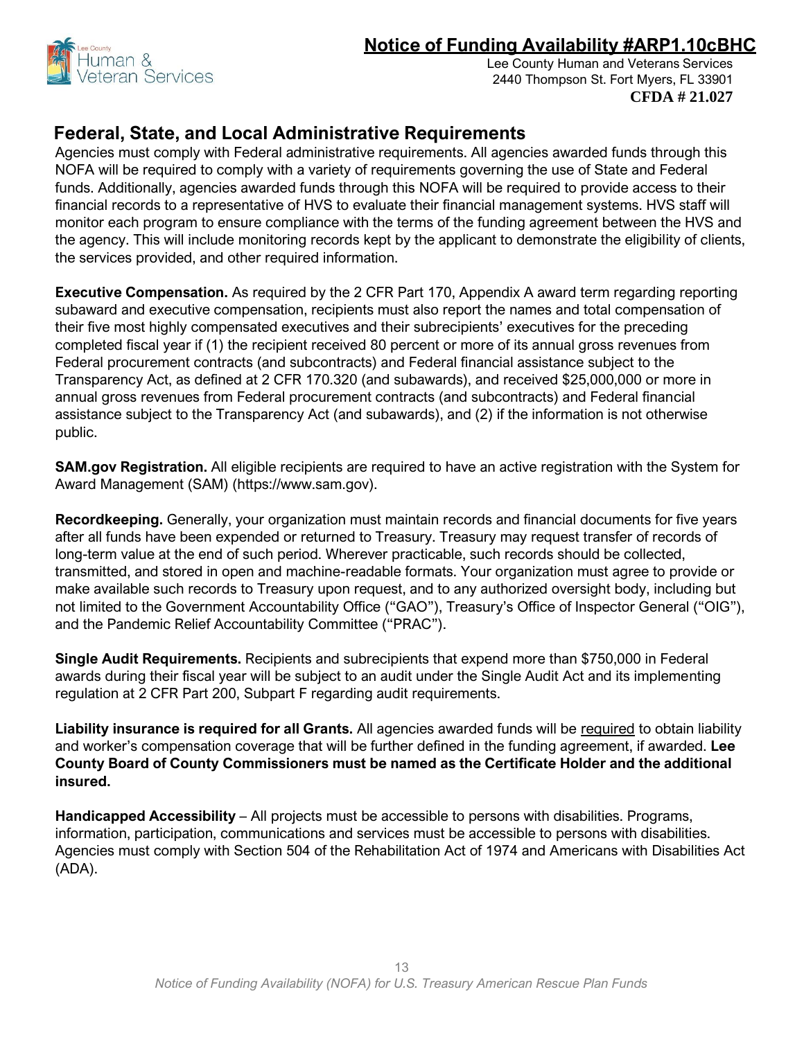## Federal, State, and Local Administrative Requirements

Agencies must comply with Federal administrative requirements. All agencies awarded funds through this NOFA will be required to comply with a variety of requirements governing the use of State and Federal funds. Additionally, agencies awarded funds through this NOFA will be required to provide access to their financial records to a representative of HVS to evaluate their financial management systems. HVS staff will monitor each program to ensure compliance with the terms of the funding agreement between the HVS and the agency. This will include monitoring records kept by the applicant to demonstrate the eligibility of clients, the services provided, and other required information.

**Executive Compensation.** As required by the 2 CFR Part 170, Appendix A award term regarding reporting subaward and executive compensation, recipients must also report the names and total compensation of their five most highly compensated executives and their subrecipients' executives for the preceding completed fiscal year if (1) the recipient received 80 percent or more of its annual gross revenues from Federal procurement contracts (and subcontracts) and Federal financial assistance subject to the Transparency Act, as defined at 2 CFR 170.320 (and subawards), and received $25,000,000 or more in annual gross revenues from Federal procurement contracts (and subcontracts) and Federal financial assistance subject to the Transparency Act (and subawards), and (2) if the information is not otherwise public.

**SAM.gov Registration.** All eligible recipients are required to have an active registration with the System for Award Management (SAM) (https://www.sam.gov).

**Recordkeeping.** Generally, your organization must maintain records and financial documents for five years after all funds have been expended or returned to Treasury. Treasury may request transfer of records of long-term value at the end of such period. Wherever practicable, such records should be collected, transmitted, and stored in open and machine-readable formats. Your organization must agree to provide or make available such records to Treasury upon request, and to any authorized oversight body, including but not limited to the Government Accountability Office ("GAO"), Treasury's Office of Inspector General ("OIG"), and the Pandemic Relief Accountability Committee ("PRAC").

**Single Audit Requirements.** Recipients and subrecipients that expend more than $750,000 in Federal awards during their fiscal year will be subject to an audit under the Single Audit Act and its implementing regulation at 2 CFR Part 200, Subpart F regarding audit requirements.

**Liability insurance is required for all Grants.** All agencies awarded funds will be required to obtain liability and worker's compensation coverage that will be further defined in the funding agreement, if awarded. **Lee County Board of County Commissioners must be named as the Certificate Holder and the additional insured.**

**Handicapped Accessibility** – All projects must be accessible to persons with disabilities. Programs, information, participation, communications and services must be accessible to persons with disabilities. Agencies must comply with Section 504 of the Rehabilitation Act of 1974 and Americans with Disabilities Act (ADA).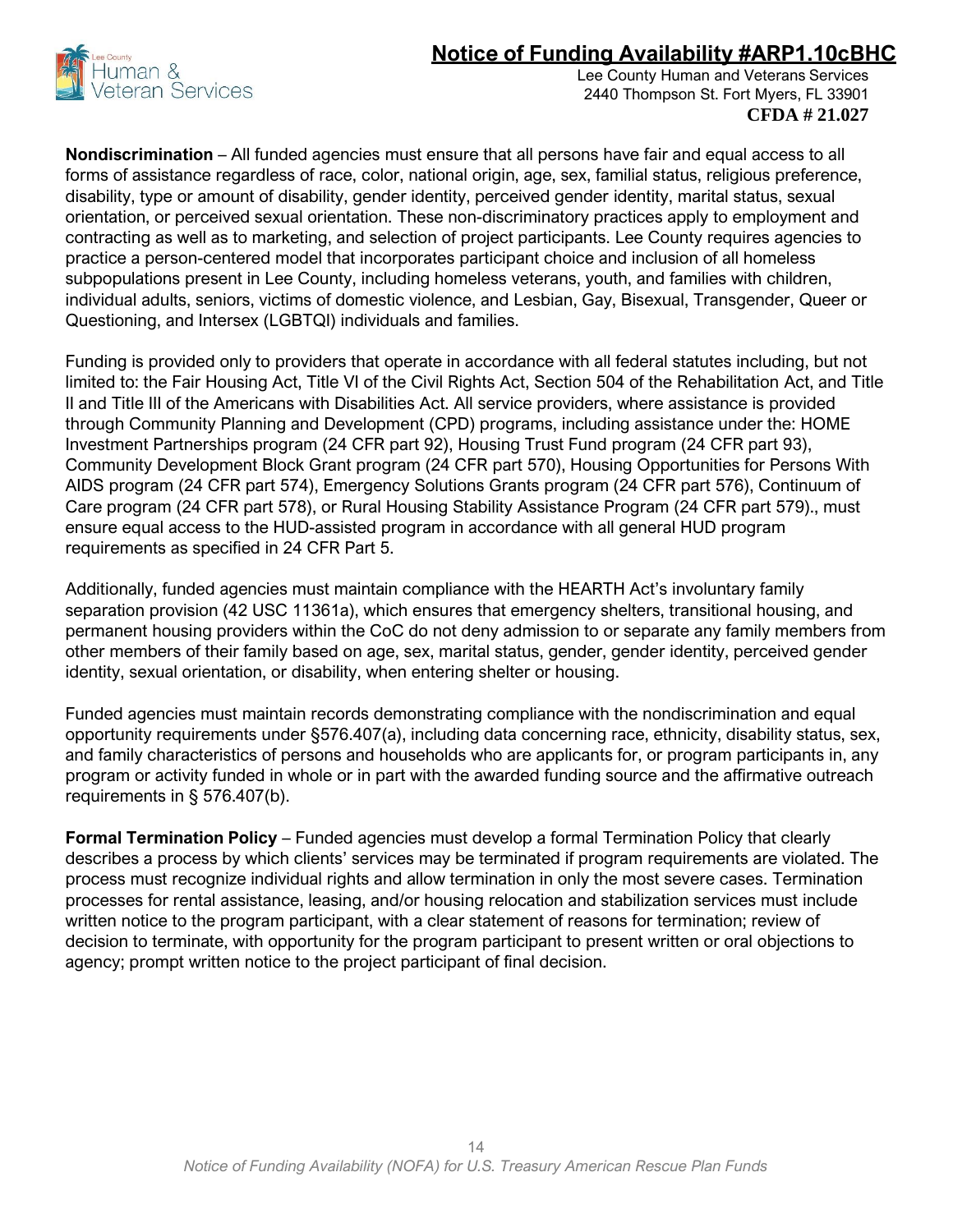**Nondiscrimination** – All funded agencies must ensure that all persons have fair and equal access to all forms of assistance regardless of race, color, national origin, age, sex, familial status, religious preference, disability, type or amount of disability, gender identity, perceived gender identity, marital status, sexual orientation, or perceived sexual orientation. These non-discriminatory practices apply to employment and contracting as well as to marketing, and selection of project participants. Lee County requires agencies to practice a person-centered model that incorporates participant choice and inclusion of all homeless subpopulations present in Lee County, including homeless veterans, youth, and families with children, individual adults, seniors, victims of domestic violence, and Lesbian, Gay, Bisexual, Transgender, Queer or Questioning, and Intersex (LGBTQI) individuals and families.

Funding is provided only to providers that operate in accordance with all federal statutes including, but not limited to: the Fair Housing Act, Title VI of the Civil Rights Act, Section 504 of the Rehabilitation Act, and Title II and Title III of the Americans with Disabilities Act. All service providers, where assistance is provided through Community Planning and Development (CPD) programs, including assistance under the: HOME Investment Partnerships program (24 CFR part 92), Housing Trust Fund program (24 CFR part 93), Community Development Block Grant program (24 CFR part 570), Housing Opportunities for Persons With AIDS program (24 CFR part 574), Emergency Solutions Grants program (24 CFR part 576), Continuum of Care program (24 CFR part 578), or Rural Housing Stability Assistance Program (24 CFR part 579)., must ensure equal access to the HUD-assisted program in accordance with all general HUD program requirements as specified in 24 CFR Part 5.

Additionally, funded agencies must maintain compliance with the HEARTH Act's involuntary family separation provision (42 USC 11361a), which ensures that emergency shelters, transitional housing, and permanent housing providers within the CoC do not deny admission to or separate any family members from other members of their family based on age, sex, marital status, gender, gender identity, perceived gender identity, sexual orientation, or disability, when entering shelter or housing.

Funded agencies must maintain records demonstrating compliance with the nondiscrimination and equal opportunity requirements under §576.407(a), including data concerning race, ethnicity, disability status, sex, and family characteristics of persons and households who are applicants for, or program participants in, any program or activity funded in whole or in part with the awarded funding source and the affirmative outreach requirements in § 576.407(b).

**Formal Termination Policy** – Funded agencies must develop a formal Termination Policy that clearly describes a process by which clients' services may be terminated if program requirements are violated. The process must recognize individual rights and allow termination in only the most severe cases. Termination processes for rental assistance, leasing, and/or housing relocation and stabilization services must include written notice to the program participant, with a clear statement of reasons for termination; review of decision to terminate, with opportunity for the program participant to present written or oral objections to agency; prompt written notice to the project participant of final decision.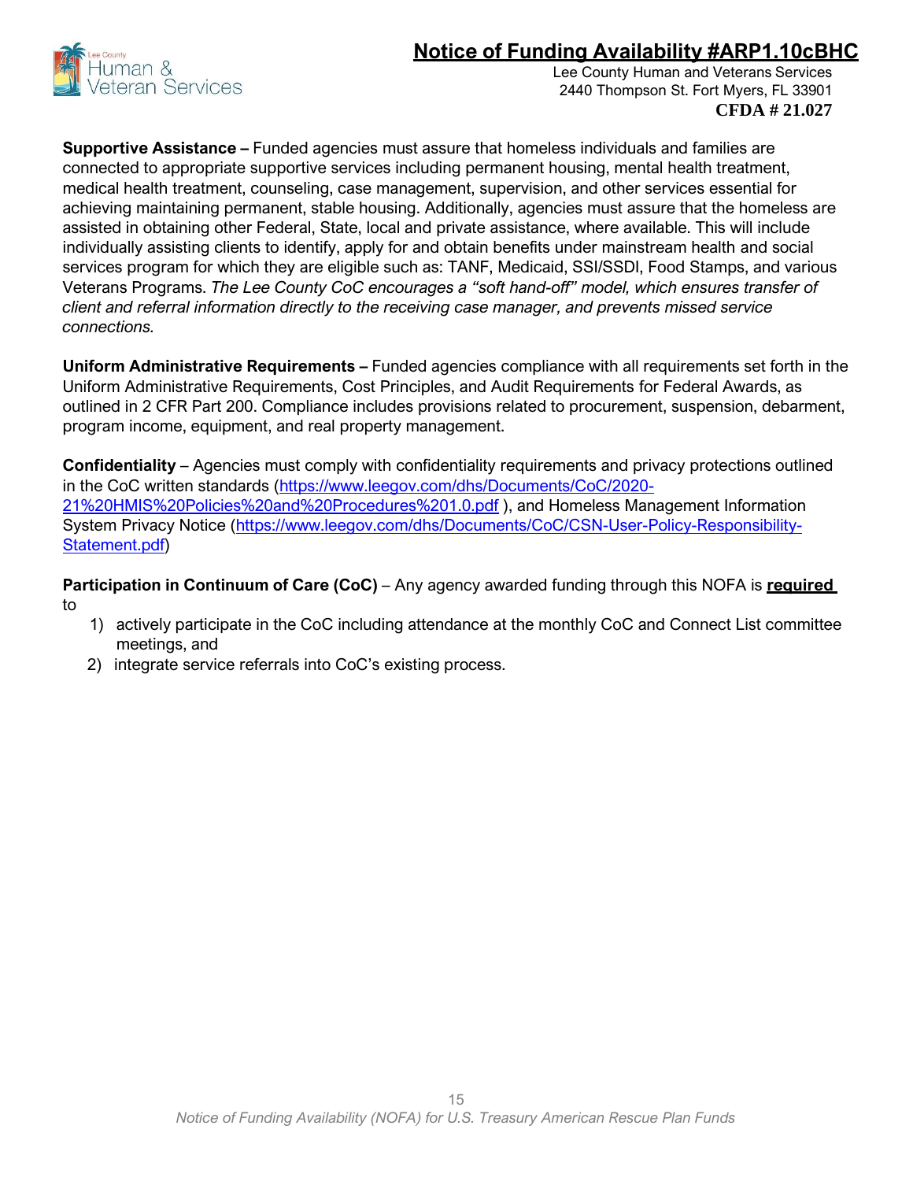**Supportive Assistance –** Funded agencies must assure that homeless individuals and families are connected to appropriate supportive services including permanent housing, mental health treatment, medical health treatment, counseling, case management, supervision, and other services essential for achieving maintaining permanent, stable housing. Additionally, agencies must assure that the homeless are assisted in obtaining other Federal, State, local and private assistance, where available. This will include individually assisting clients to identify, apply for and obtain benefits under mainstream health and social services program for which they are eligible such as: TANF, Medicaid, SSI/SSDI, Food Stamps, and various Veterans Programs. *The Lee County CoC encourages a "soft hand-off" model, which ensures transfer of client and referral information directly to the receiving case manager, and prevents missed service connections.*

**Uniform Administrative Requirements –** Funded agencies compliance with all requirements set forth in the Uniform Administrative Requirements, Cost Principles, and Audit Requirements for Federal Awards, as outlined in 2 CFR Part 200. Compliance includes provisions related to procurement, suspension, debarment, program income, equipment, and real property management.

**Confidentiality** – Agencies must comply with confidentiality requirements and privacy protections outlined in the CoC written standards (https://www.leegov.com/dhs/Documents/CoC/2020-21%20HMIS%20Policies%20and%20Procedures%201.0.pdf ), and Homeless Management Information System Privacy Notice (https://www.leegov.com/dhs/Documents/CoC/CSN-User-Policy-Responsibility-Statement.pdf)

**Participation in Continuum of Care (CoC)** – Any agency awarded funding through this NOFA is **required** to

1) actively participate in the CoC including attendance at the monthly CoC and Connect List committee meetings, and
2) integrate service referrals into CoC's existing process.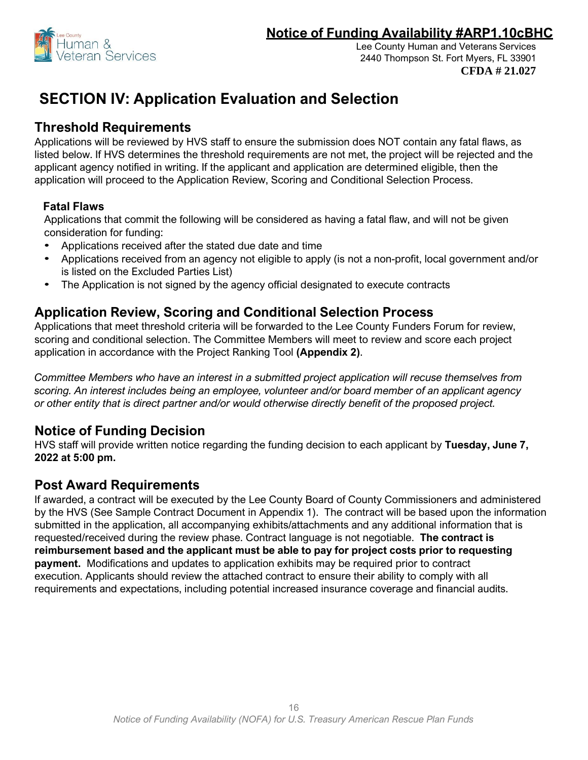# SECTION IV: Application Evaluation and Selection

## Threshold Requirements

Applications will be reviewed by HVS staff to ensure the submission does NOT contain any fatal flaws, as listed below. If HVS determines the threshold requirements are not met, the project will be rejected and the applicant agency notified in writing. If the applicant and application are determined eligible, then the application will proceed to the Application Review, Scoring and Conditional Selection Process.

### Fatal Flaws

Applications that commit the following will be considered as having a fatal flaw, and will not be given consideration for funding:

- Applications received after the stated due date and time
- Applications received from an agency not eligible to apply (is not a non-profit, local government and/or is listed on the Excluded Parties List)
- The Application is not signed by the agency official designated to execute contracts

## Application Review, Scoring and Conditional Selection Process

Applications that meet threshold criteria will be forwarded to the Lee County Funders Forum for review, scoring and conditional selection. The Committee Members will meet to review and score each project application in accordance with the Project Ranking Tool **(Appendix 2)**.

*Committee Members who have an interest in a submitted project application will recuse themselves from scoring. An interest includes being an employee, volunteer and/or board member of an applicant agency or other entity that is direct partner and/or would otherwise directly benefit of the proposed project.*

## Notice of Funding Decision

HVS staff will provide written notice regarding the funding decision to each applicant by **Tuesday, June 7, 2022 at 5:00 pm.**

## Post Award Requirements

If awarded, a contract will be executed by the Lee County Board of County Commissioners and administered by the HVS (See Sample Contract Document in Appendix 1). The contract will be based upon the information submitted in the application, all accompanying exhibits/attachments and any additional information that is requested/received during the review phase. Contract language is not negotiable. **The contract is reimbursement based and the applicant must be able to pay for project costs prior to requesting payment.** Modifications and updates to application exhibits may be required prior to contract execution. Applicants should review the attached contract to ensure their ability to comply with all requirements and expectations, including potential increased insurance coverage and financial audits.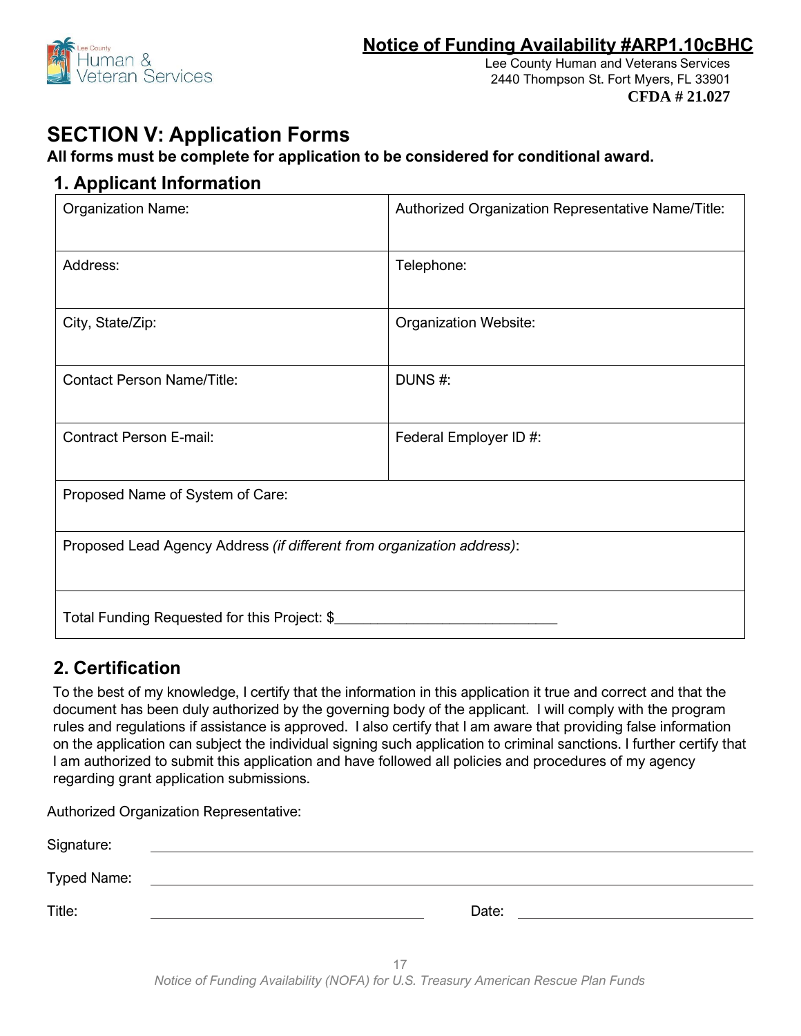## Notice of Funding Availability #ARP1.10cBHC

Lee County Human and Veterans Services
2440 Thompson St. Fort Myers, FL 33901
**CFDA # 21.027**

# SECTION V: Application Forms

**All forms must be complete for application to be considered for conditional award.**

## 1. Applicant Information

| Organization Name: | Authorized Organization Representative Name/Title: |
|---|---|
| Address: | Telephone: |
| City, State/Zip: | Organization Website: |
| Contact Person Name/Title: | DUNS #: |
| Contract Person E-mail: | Federal Employer ID #: |
| Proposed Name of System of Care: | |
| Proposed Lead Agency Address *(if different from organization address)*: | |
| Total Funding Requested for this Project: $____________________________ | |

## 2. Certification

To the best of my knowledge, I certify that the information in this application it true and correct and that the document has been duly authorized by the governing body of the applicant. I will comply with the program rules and regulations if assistance is approved. I also certify that I am aware that providing false information on the application can subject the individual signing such application to criminal sanctions. I further certify that I am authorized to submit this application and have followed all policies and procedures of my agency regarding grant application submissions.

Authorized Organization Representative:

Signature: ____________________________________________

Typed Name: ____________________________________________

Title: ______________________ Date: ______________________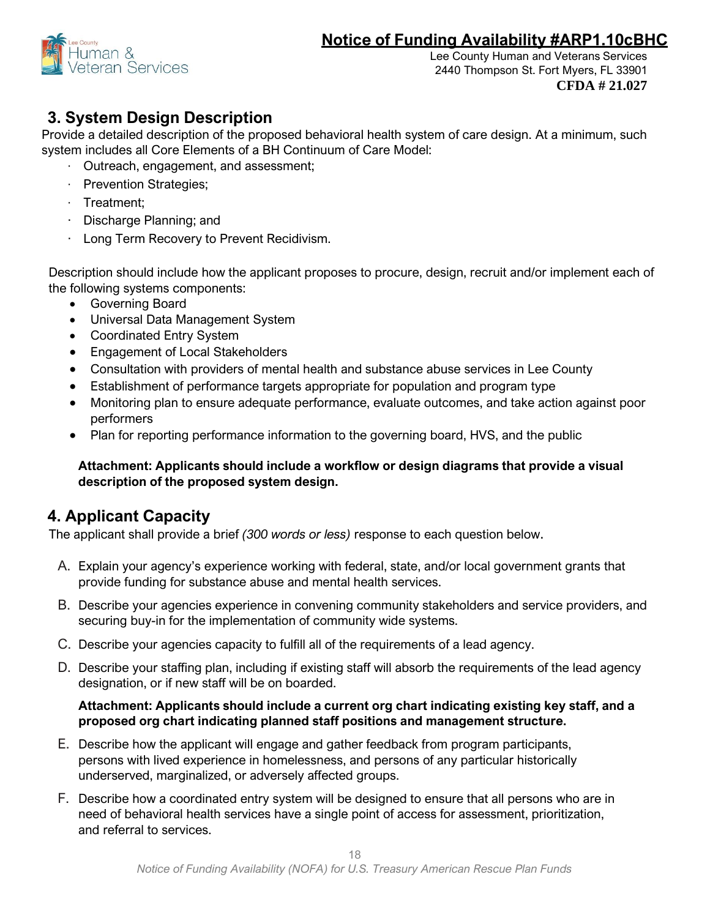## 3. System Design Description

Provide a detailed description of the proposed behavioral health system of care design. At a minimum, such system includes all Core Elements of a BH Continuum of Care Model:

- Outreach, engagement, and assessment;
- Prevention Strategies;
- Treatment;
- Discharge Planning; and
- Long Term Recovery to Prevent Recidivism.

Description should include how the applicant proposes to procure, design, recruit and/or implement each of the following systems components:

- Governing Board
- Universal Data Management System
- Coordinated Entry System
- Engagement of Local Stakeholders
- Consultation with providers of mental health and substance abuse services in Lee County
- Establishment of performance targets appropriate for population and program type
- Monitoring plan to ensure adequate performance, evaluate outcomes, and take action against poor performers
- Plan for reporting performance information to the governing board, HVS, and the public

**Attachment: Applicants should include a workflow or design diagrams that provide a visual description of the proposed system design.**

## 4. Applicant Capacity

The applicant shall provide a brief *(300 words or less)* response to each question below.

A. Explain your agency's experience working with federal, state, and/or local government grants that provide funding for substance abuse and mental health services.

B. Describe your agencies experience in convening community stakeholders and service providers, and securing buy-in for the implementation of community wide systems.

C. Describe your agencies capacity to fulfill all of the requirements of a lead agency.

D. Describe your staffing plan, including if existing staff will absorb the requirements of the lead agency designation, or if new staff will be on boarded.

   **Attachment: Applicants should include a current org chart indicating existing key staff, and a proposed org chart indicating planned staff positions and management structure.**

E. Describe how the applicant will engage and gather feedback from program participants, persons with lived experience in homelessness, and persons of any particular historically underserved, marginalized, or adversely affected groups.

F. Describe how a coordinated entry system will be designed to ensure that all persons who are in need of behavioral health services have a single point of access for assessment, prioritization, and referral to services.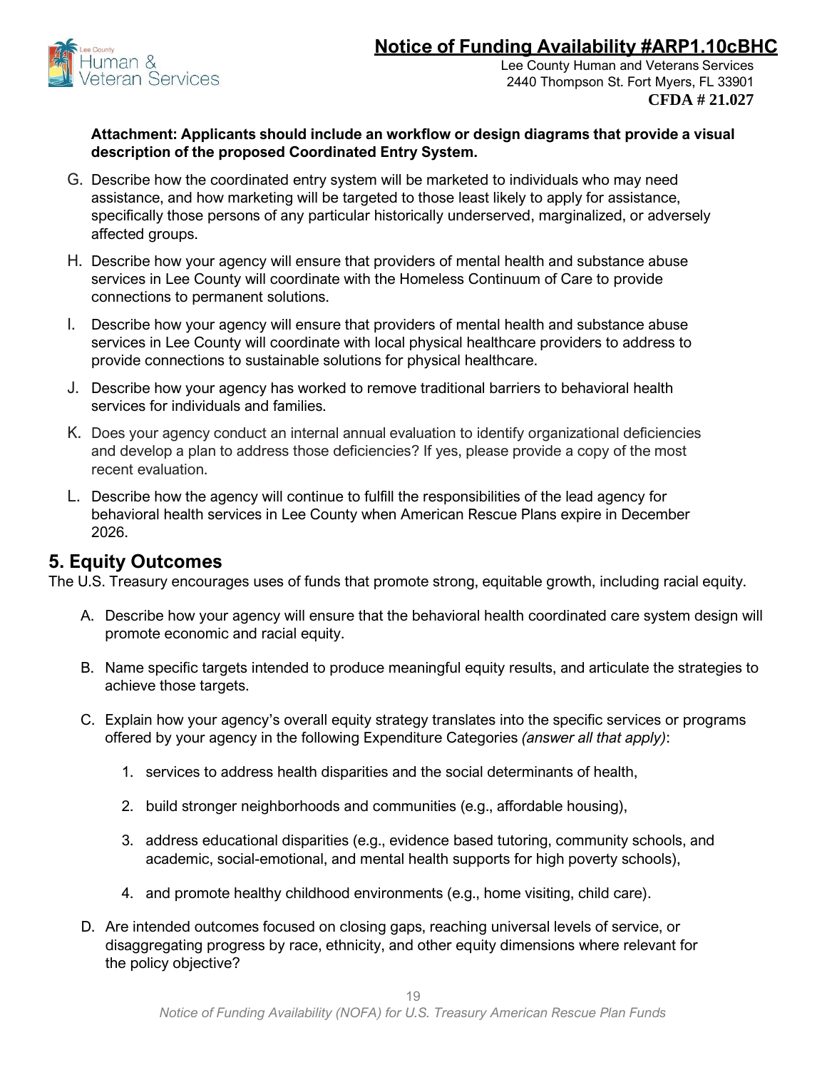**Attachment: Applicants should include an workflow or design diagrams that provide a visual description of the proposed Coordinated Entry System.**

G. Describe how the coordinated entry system will be marketed to individuals who may need assistance, and how marketing will be targeted to those least likely to apply for assistance, specifically those persons of any particular historically underserved, marginalized, or adversely affected groups.

H. Describe how your agency will ensure that providers of mental health and substance abuse services in Lee County will coordinate with the Homeless Continuum of Care to provide connections to permanent solutions.

I. Describe how your agency will ensure that providers of mental health and substance abuse services in Lee County will coordinate with local physical healthcare providers to address to provide connections to sustainable solutions for physical healthcare.

J. Describe how your agency has worked to remove traditional barriers to behavioral health services for individuals and families.

K. Does your agency conduct an internal annual evaluation to identify organizational deficiencies and develop a plan to address those deficiencies? If yes, please provide a copy of the most recent evaluation.

L. Describe how the agency will continue to fulfill the responsibilities of the lead agency for behavioral health services in Lee County when American Rescue Plans expire in December 2026.

## 5. Equity Outcomes

The U.S. Treasury encourages uses of funds that promote strong, equitable growth, including racial equity.

A. Describe how your agency will ensure that the behavioral health coordinated care system design will promote economic and racial equity.

B. Name specific targets intended to produce meaningful equity results, and articulate the strategies to achieve those targets.

C. Explain how your agency's overall equity strategy translates into the specific services or programs offered by your agency in the following Expenditure Categories *(answer all that apply)*:

1. services to address health disparities and the social determinants of health,
2. build stronger neighborhoods and communities (e.g., affordable housing),
3. address educational disparities (e.g., evidence based tutoring, community schools, and academic, social-emotional, and mental health supports for high poverty schools),
4. and promote healthy childhood environments (e.g., home visiting, child care).

D. Are intended outcomes focused on closing gaps, reaching universal levels of service, or disaggregating progress by race, ethnicity, and other equity dimensions where relevant for the policy objective?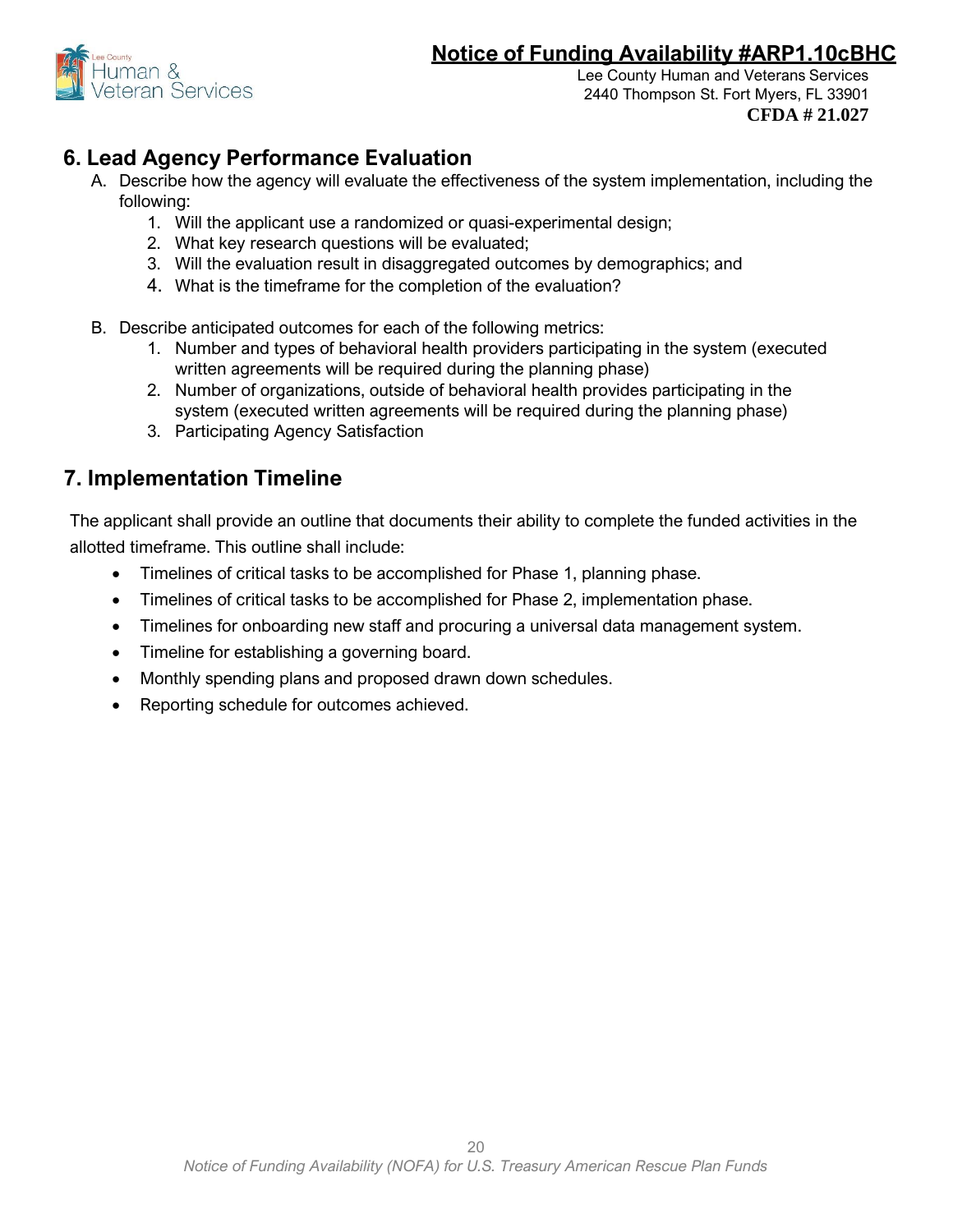## 6. Lead Agency Performance Evaluation

A. Describe how the agency will evaluate the effectiveness of the system implementation, including the following:
   1. Will the applicant use a randomized or quasi-experimental design;
   2. What key research questions will be evaluated;
   3. Will the evaluation result in disaggregated outcomes by demographics; and
   4. What is the timeframe for the completion of the evaluation?

B. Describe anticipated outcomes for each of the following metrics:
   1. Number and types of behavioral health providers participating in the system (executed written agreements will be required during the planning phase)
   2. Number of organizations, outside of behavioral health provides participating in the system (executed written agreements will be required during the planning phase)
   3. Participating Agency Satisfaction

## 7. Implementation Timeline

The applicant shall provide an outline that documents their ability to complete the funded activities in the allotted timeframe. This outline shall include:

- Timelines of critical tasks to be accomplished for Phase 1, planning phase.
- Timelines of critical tasks to be accomplished for Phase 2, implementation phase.
- Timelines for onboarding new staff and procuring a universal data management system.
- Timeline for establishing a governing board.
- Monthly spending plans and proposed drawn down schedules.
- Reporting schedule for outcomes achieved.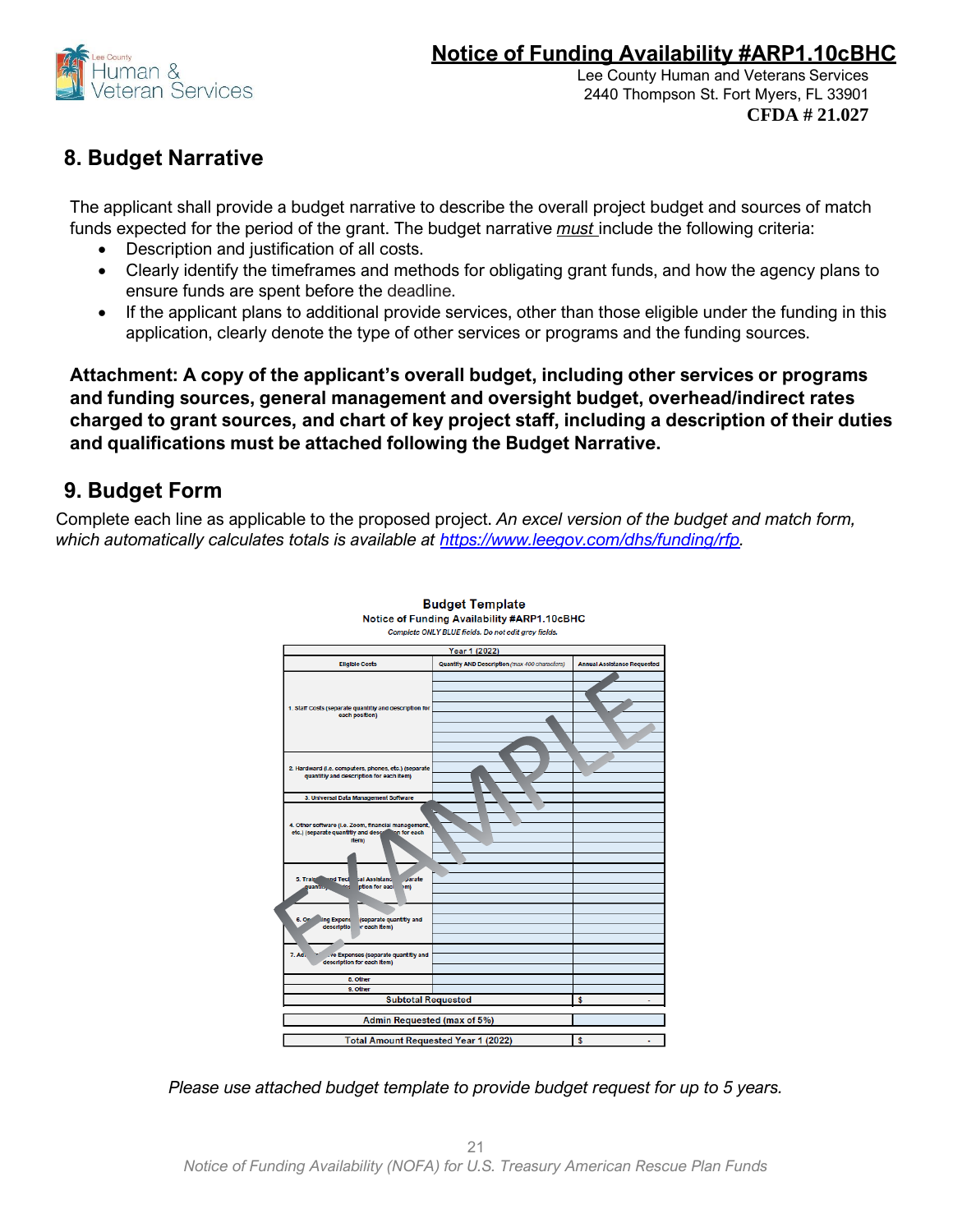## 8. Budget Narrative

The applicant shall provide a budget narrative to describe the overall project budget and sources of match funds expected for the period of the grant. The budget narrative *must* include the following criteria:

- Description and justification of all costs.
- Clearly identify the timeframes and methods for obligating grant funds, and how the agency plans to ensure funds are spent before the deadline.
- If the applicant plans to additional provide services, other than those eligible under the funding in this application, clearly denote the type of other services or programs and the funding sources.

**Attachment: A copy of the applicant's overall budget, including other services or programs and funding sources, general management and oversight budget, overhead/indirect rates charged to grant sources, and chart of key project staff, including a description of their duties and qualifications must be attached following the Budget Narrative.**

## 9. Budget Form

Complete each line as applicable to the proposed project. *An excel version of the budget and match form, which automatically calculates totals is available at https://www.leegov.com/dhs/funding/rfp.*

**Budget Template**
Notice of Funding Availability #ARP1.10cBHC
*Complete ONLY BLUE fields. Do not edit grey fields.*

| Year 1 (2022) | | |
|---|---|---|
| **Eligible Costs** | **Quantity AND Description** (max 400 characters) | **Annual Assistance Requested** |
| 1. Staff Costs (separate quantity and description for each position) | | |
| 2. Hardware (i.e. computers, phones, etc.) (separate quantity and description for each item) | | |
| 3. Universal Data Management Software | | |
| 4. Other software (i.e. Zoom, financial management, etc.) (separate quantity and description for each item) | | |
| 5. Training and Technical Assistance (separate quantity and description for each item) | | |
| 6. Operating Expenses (separate quantity and description for each item) | | |
| 7. Administrative Expenses (separate quantity and description for each item) | | |
| 8. Other | | |
| 9. Other | | |
| Subtotal Requested | | $ - |
| Admin Requested (max of 5%) | | |
| Total Amount Requested Year 1 (2022) | | $ - |

EXAMPLE

*Please use attached budget template to provide budget request for up to 5 years.*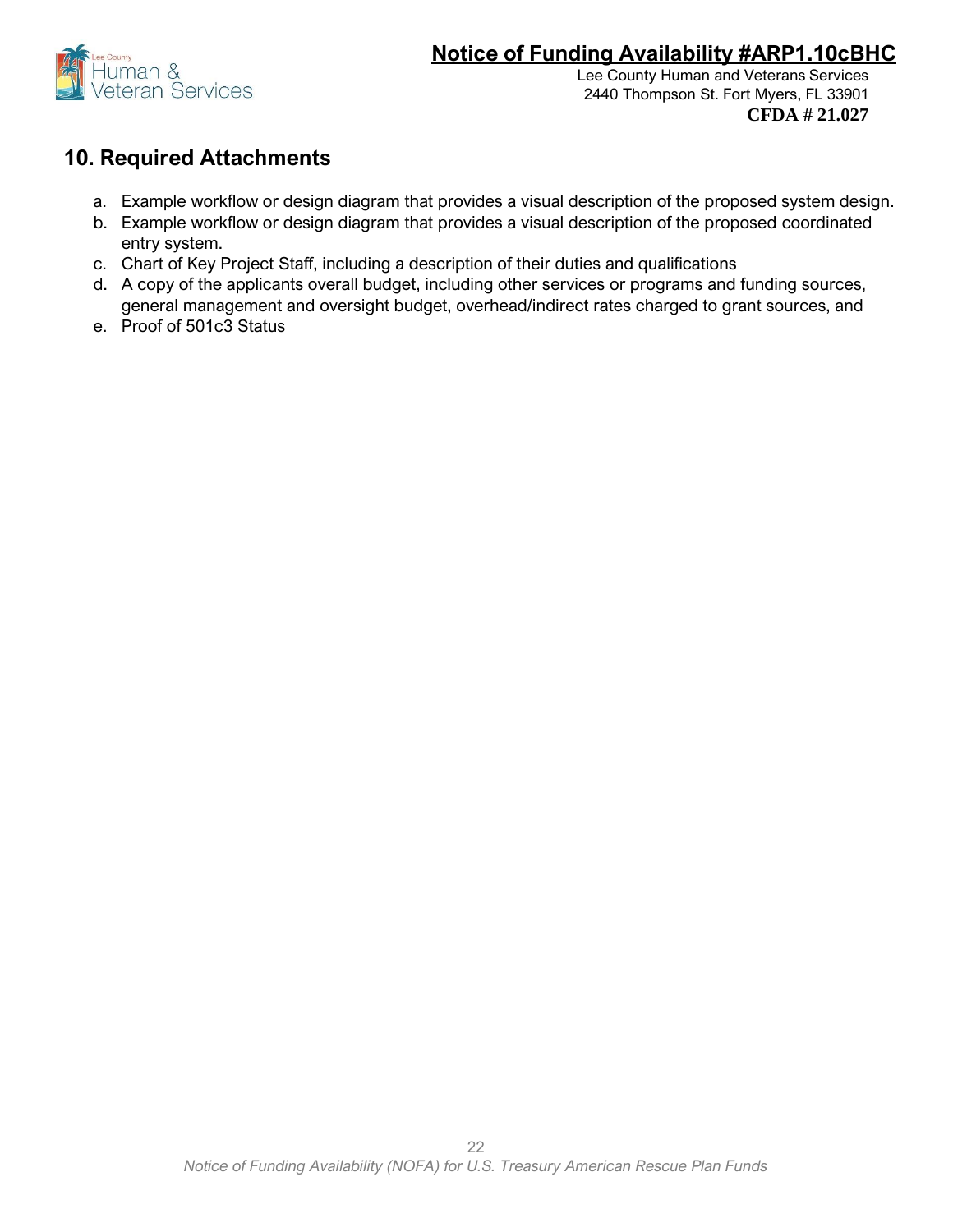## 10. Required Attachments

a. Example workflow or design diagram that provides a visual description of the proposed system design.
b. Example workflow or design diagram that provides a visual description of the proposed coordinated entry system.
c. Chart of Key Project Staff, including a description of their duties and qualifications
d. A copy of the applicants overall budget, including other services or programs and funding sources, general management and oversight budget, overhead/indirect rates charged to grant sources, and
e. Proof of 501c3 Status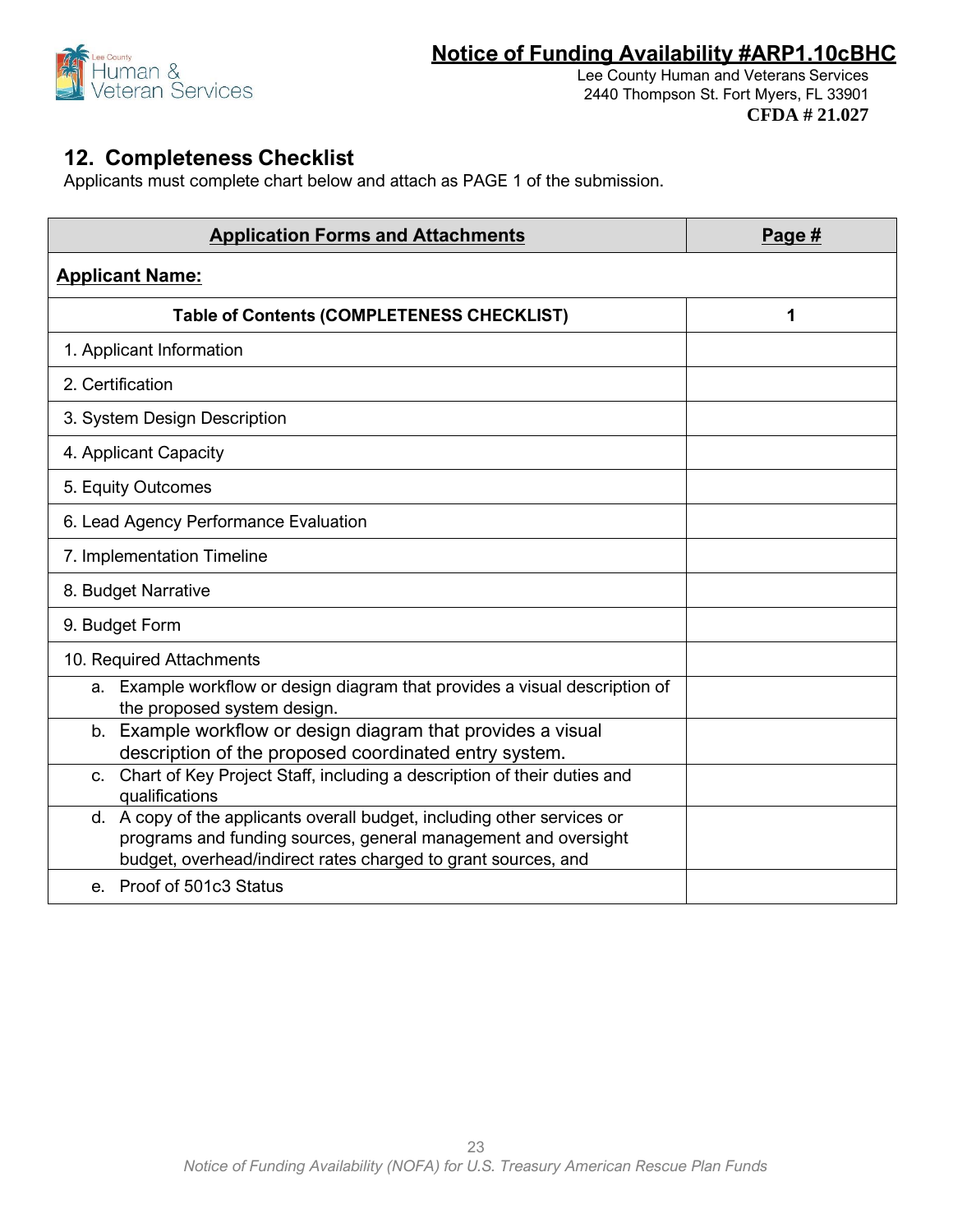## 12. Completeness Checklist

Applicants must complete chart below and attach as PAGE 1 of the submission.

| **Application Forms and Attachments** | **Page #** |
|---|---|
| **Applicant Name:** | |
| **Table of Contents (COMPLETENESS CHECKLIST)** | **1** |
| 1. Applicant Information | |
| 2. Certification | |
| 3. System Design Description | |
| 4. Applicant Capacity | |
| 5. Equity Outcomes | |
| 6. Lead Agency Performance Evaluation | |
| 7. Implementation Timeline | |
| 8. Budget Narrative | |
| 9. Budget Form | |
| 10. Required Attachments | |
| a. Example workflow or design diagram that provides a visual description of the proposed system design. | |
| b. Example workflow or design diagram that provides a visual description of the proposed coordinated entry system. | |
| c. Chart of Key Project Staff, including a description of their duties and qualifications | |
| d. A copy of the applicants overall budget, including other services or programs and funding sources, general management and oversight budget, overhead/indirect rates charged to grant sources, and | |
| e. Proof of 501c3 Status | |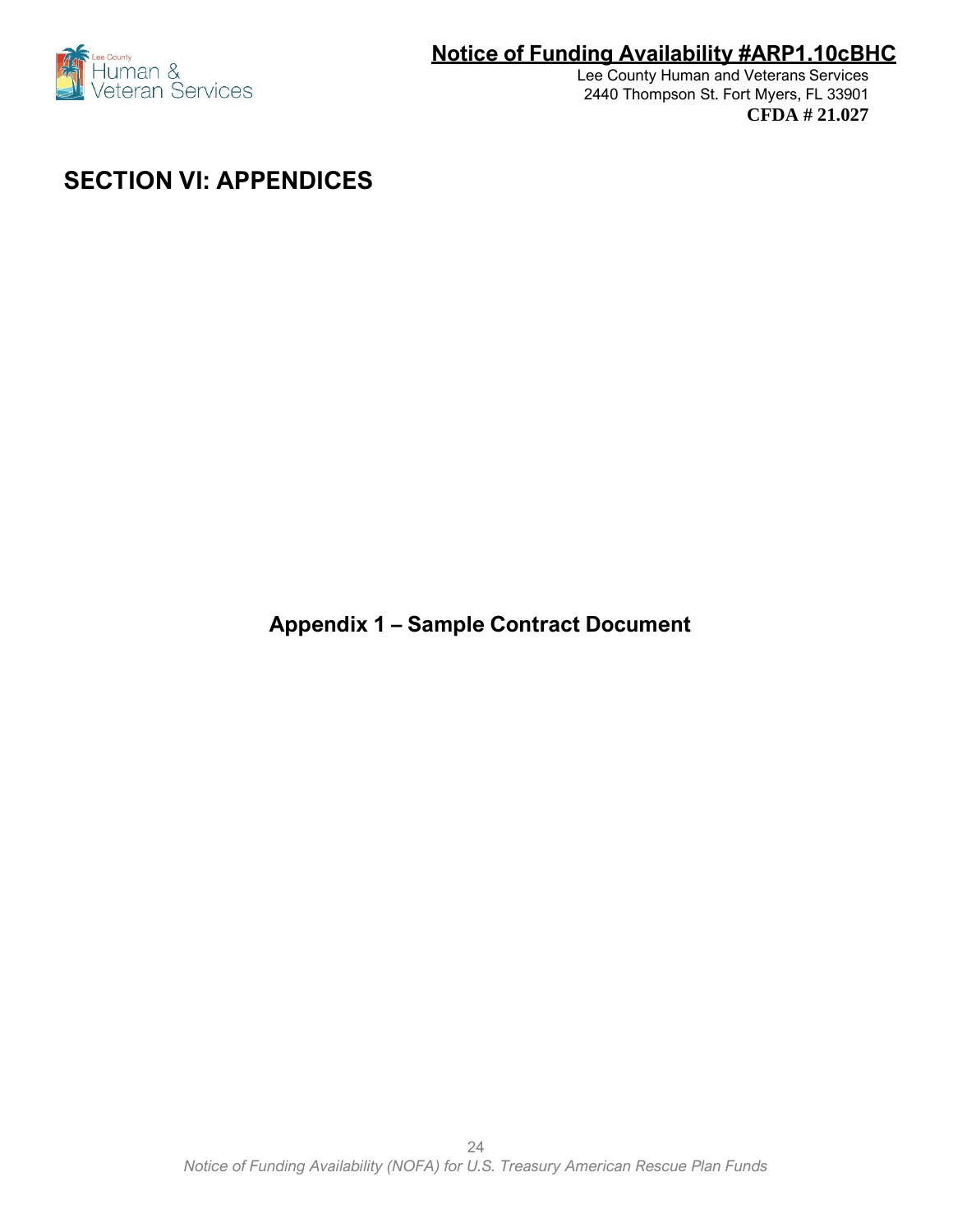# SECTION VI: APPENDICES

## Appendix 1 – Sample Contract Document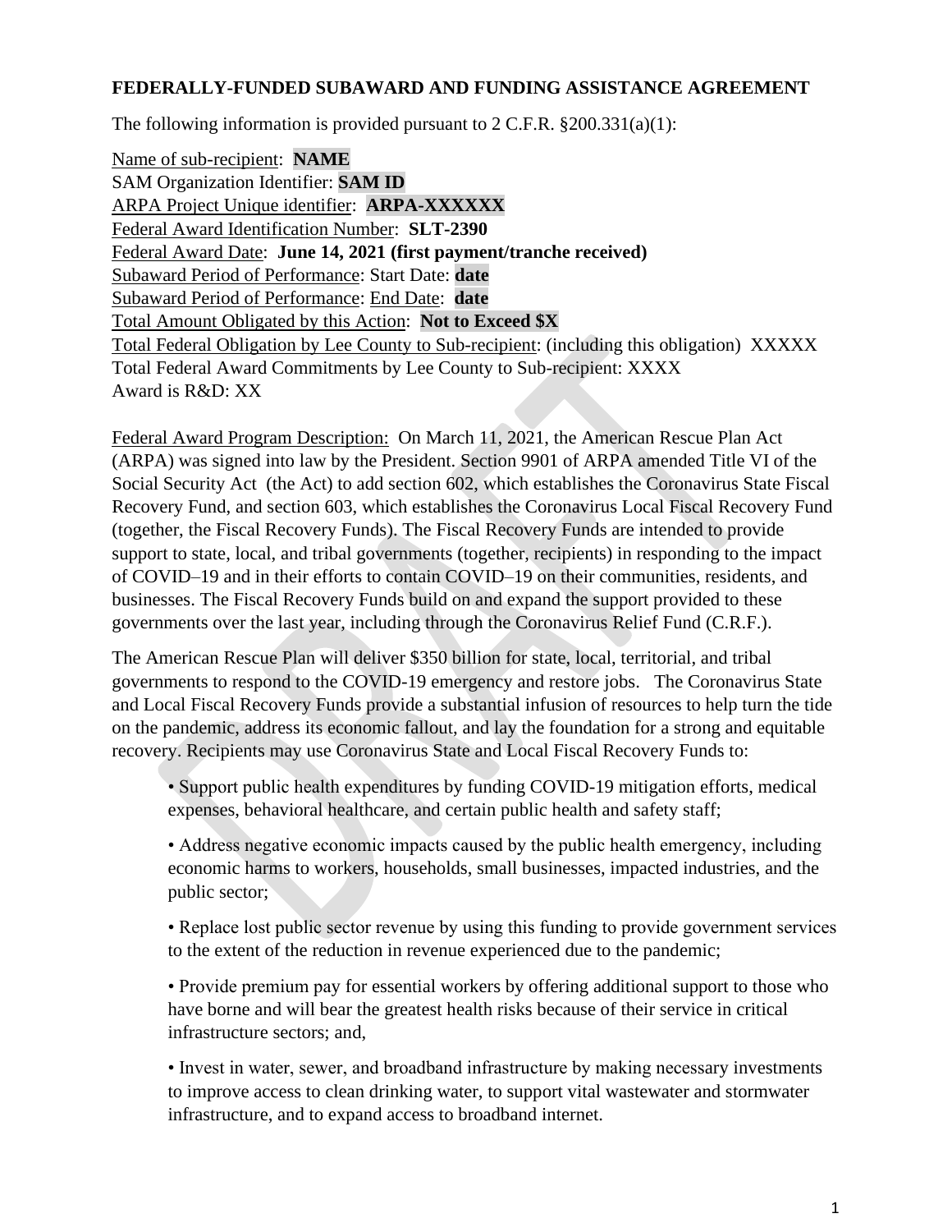**FEDERALLY-FUNDED SUBAWARD AND FUNDING ASSISTANCE AGREEMENT**

The following information is provided pursuant to 2 C.F.R. §200.331(a)(1):

Name of sub-recipient: **NAME**
SAM Organization Identifier: **SAM ID**
ARPA Project Unique identifier: **ARPA-XXXXXX**
Federal Award Identification Number: **SLT-2390**
Federal Award Date: **June 14, 2021 (first payment/tranche received)**
Subaward Period of Performance: Start Date: **date**
Subaward Period of Performance: End Date: **date**
Total Amount Obligated by this Action: **Not to Exceed $X**
Total Federal Obligation by Lee County to Sub-recipient: (including this obligation) XXXXX
Total Federal Award Commitments by Lee County to Sub-recipient: XXXX
Award is R&D: XX

Federal Award Program Description: On March 11, 2021, the American Rescue Plan Act (ARPA) was signed into law by the President. Section 9901 of ARPA amended Title VI of the Social Security Act (the Act) to add section 602, which establishes the Coronavirus State Fiscal Recovery Fund, and section 603, which establishes the Coronavirus Local Fiscal Recovery Fund (together, the Fiscal Recovery Funds). The Fiscal Recovery Funds are intended to provide support to state, local, and tribal governments (together, recipients) in responding to the impact of COVID–19 and in their efforts to contain COVID–19 on their communities, residents, and businesses. The Fiscal Recovery Funds build on and expand the support provided to these governments over the last year, including through the Coronavirus Relief Fund (C.R.F.).

The American Rescue Plan will deliver $350 billion for state, local, territorial, and tribal governments to respond to the COVID-19 emergency and restore jobs. The Coronavirus State and Local Fiscal Recovery Funds provide a substantial infusion of resources to help turn the tide on the pandemic, address its economic fallout, and lay the foundation for a strong and equitable recovery. Recipients may use Coronavirus State and Local Fiscal Recovery Funds to:

- Support public health expenditures by funding COVID-19 mitigation efforts, medical expenses, behavioral healthcare, and certain public health and safety staff;
- Address negative economic impacts caused by the public health emergency, including economic harms to workers, households, small businesses, impacted industries, and the public sector;
- Replace lost public sector revenue by using this funding to provide government services to the extent of the reduction in revenue experienced due to the pandemic;
- Provide premium pay for essential workers by offering additional support to those who have borne and will bear the greatest health risks because of their service in critical infrastructure sectors; and,
- Invest in water, sewer, and broadband infrastructure by making necessary investments to improve access to clean drinking water, to support vital wastewater and stormwater infrastructure, and to expand access to broadband internet.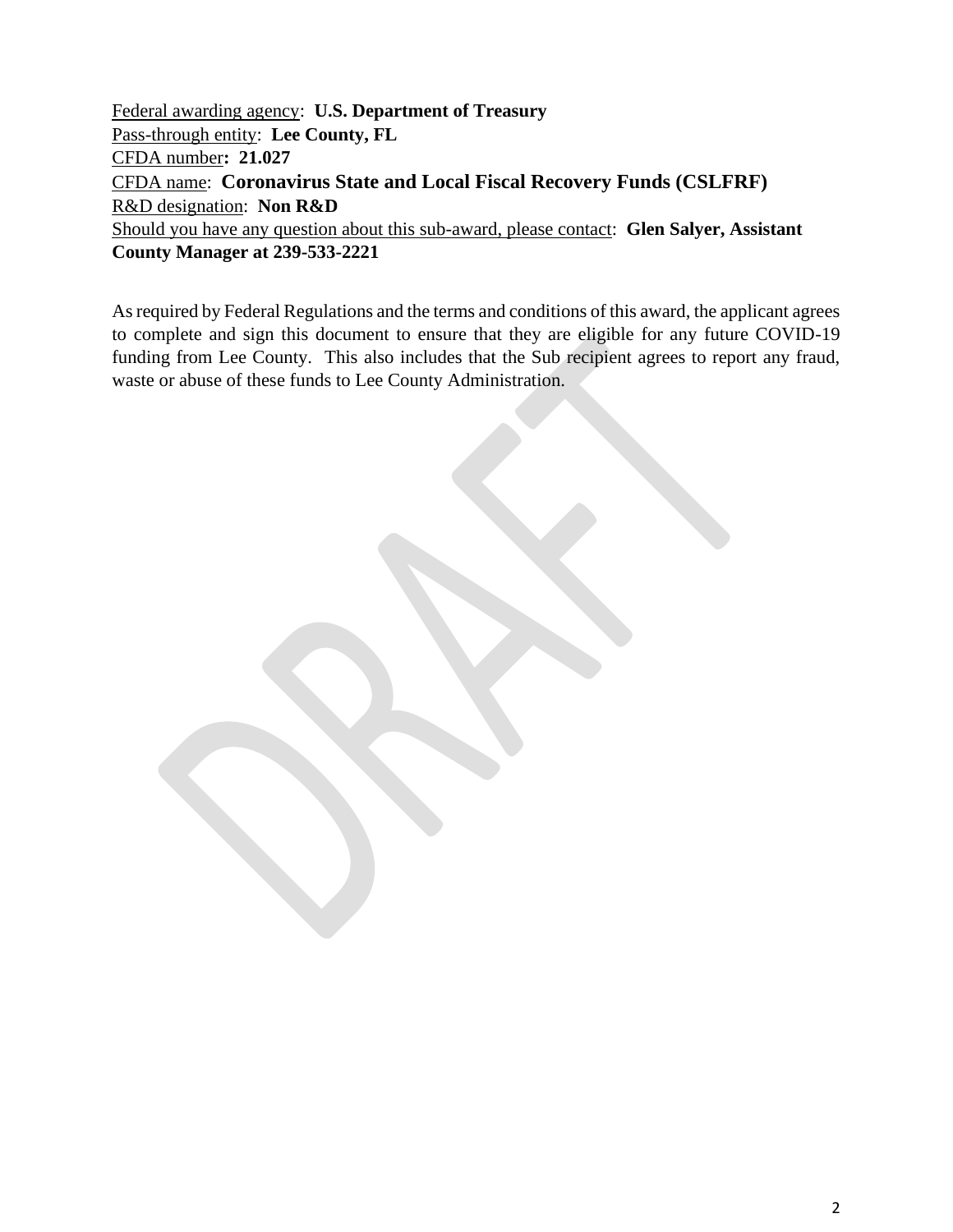Federal awarding agency: **U.S. Department of Treasury**
Pass-through entity: **Lee County, FL**
CFDA number**: 21.027**
CFDA name: **Coronavirus State and Local Fiscal Recovery Funds (CSLFRF)**
R&D designation: **Non R&D**
Should you have any question about this sub-award, please contact: **Glen Salyer, Assistant County Manager at 239-533-2221**

As required by Federal Regulations and the terms and conditions of this award, the applicant agrees to complete and sign this document to ensure that they are eligible for any future COVID-19 funding from Lee County. This also includes that the Sub recipient agrees to report any fraud, waste or abuse of these funds to Lee County Administration.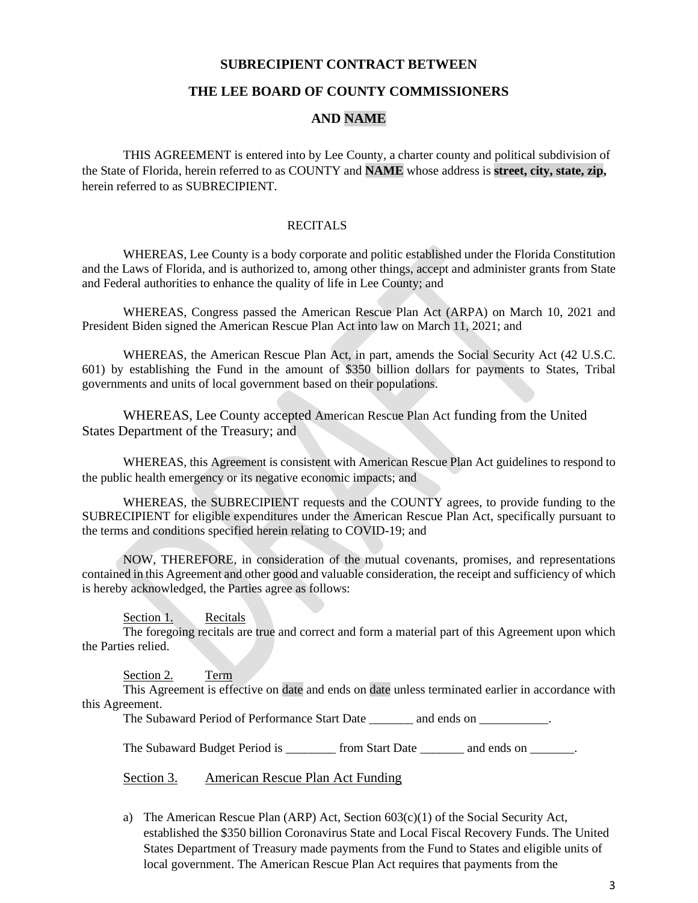**SUBRECIPIENT CONTRACT BETWEEN**

**THE LEE BOARD OF COUNTY COMMISSIONERS**

**AND NAME**

THIS AGREEMENT is entered into by Lee County, a charter county and political subdivision of the State of Florida, herein referred to as COUNTY and **NAME** whose address is **street, city, state, zip,** herein referred to as SUBRECIPIENT.

RECITALS

WHEREAS, Lee County is a body corporate and politic established under the Florida Constitution and the Laws of Florida, and is authorized to, among other things, accept and administer grants from State and Federal authorities to enhance the quality of life in Lee County; and

WHEREAS, Congress passed the American Rescue Plan Act (ARPA) on March 10, 2021 and President Biden signed the American Rescue Plan Act into law on March 11, 2021; and

WHEREAS, the American Rescue Plan Act, in part, amends the Social Security Act (42 U.S.C. 601) by establishing the Fund in the amount of $350 billion dollars for payments to States, Tribal governments and units of local government based on their populations.

WHEREAS, Lee County accepted American Rescue Plan Act funding from the United States Department of the Treasury; and

WHEREAS, this Agreement is consistent with American Rescue Plan Act guidelines to respond to the public health emergency or its negative economic impacts; and

WHEREAS, the SUBRECIPIENT requests and the COUNTY agrees, to provide funding to the SUBRECIPIENT for eligible expenditures under the American Rescue Plan Act, specifically pursuant to the terms and conditions specified herein relating to COVID-19; and

NOW, THEREFORE, in consideration of the mutual covenants, promises, and representations contained in this Agreement and other good and valuable consideration, the receipt and sufficiency of which is hereby acknowledged, the Parties agree as follows:

Section 1. Recitals

The foregoing recitals are true and correct and form a material part of this Agreement upon which the Parties relied.

Section 2. Term

This Agreement is effective on date and ends on date unless terminated earlier in accordance with this Agreement.

The Subaward Period of Performance Start Date _______ and ends on ___________.

The Subaward Budget Period is ________ from Start Date _______ and ends on _______.

Section 3. American Rescue Plan Act Funding

a) The American Rescue Plan (ARP) Act, Section 603(c)(1) of the Social Security Act, established the $350 billion Coronavirus State and Local Fiscal Recovery Funds. The United States Department of Treasury made payments from the Fund to States and eligible units of local government. The American Rescue Plan Act requires that payments from the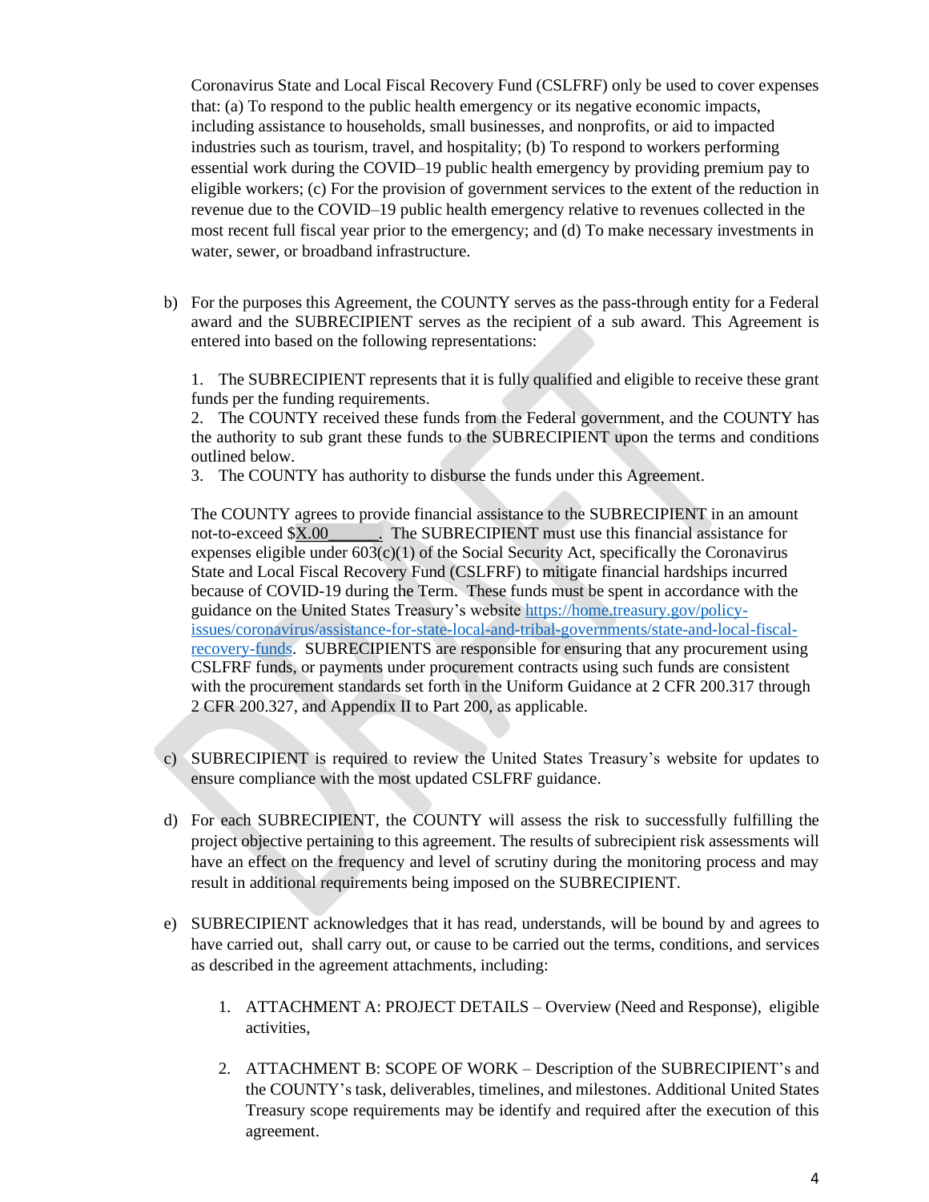Coronavirus State and Local Fiscal Recovery Fund (CSLFRF) only be used to cover expenses that: (a) To respond to the public health emergency or its negative economic impacts, including assistance to households, small businesses, and nonprofits, or aid to impacted industries such as tourism, travel, and hospitality; (b) To respond to workers performing essential work during the COVID–19 public health emergency by providing premium pay to eligible workers; (c) For the provision of government services to the extent of the reduction in revenue due to the COVID–19 public health emergency relative to revenues collected in the most recent full fiscal year prior to the emergency; and (d) To make necessary investments in water, sewer, or broadband infrastructure.

b) For the purposes this Agreement, the COUNTY serves as the pass-through entity for a Federal award and the SUBRECIPIENT serves as the recipient of a sub award. This Agreement is entered into based on the following representations:

1. The SUBRECIPIENT represents that it is fully qualified and eligible to receive these grant funds per the funding requirements.
2. The COUNTY received these funds from the Federal government, and the COUNTY has the authority to sub grant these funds to the SUBRECIPIENT upon the terms and conditions outlined below.
3. The COUNTY has authority to disburse the funds under this Agreement.

The COUNTY agrees to provide financial assistance to the SUBRECIPIENT in an amount not-to-exceed $X.00______. The SUBRECIPIENT must use this financial assistance for expenses eligible under 603(c)(1) of the Social Security Act, specifically the Coronavirus State and Local Fiscal Recovery Fund (CSLFRF) to mitigate financial hardships incurred because of COVID-19 during the Term. These funds must be spent in accordance with the guidance on the United States Treasury's website https://home.treasury.gov/policy-issues/coronavirus/assistance-for-state-local-and-tribal-governments/state-and-local-fiscal-recovery-funds. SUBRECIPIENTS are responsible for ensuring that any procurement using CSLFRF funds, or payments under procurement contracts using such funds are consistent with the procurement standards set forth in the Uniform Guidance at 2 CFR 200.317 through 2 CFR 200.327, and Appendix II to Part 200, as applicable.

c) SUBRECIPIENT is required to review the United States Treasury's website for updates to ensure compliance with the most updated CSLFRF guidance.

d) For each SUBRECIPIENT, the COUNTY will assess the risk to successfully fulfilling the project objective pertaining to this agreement. The results of subrecipient risk assessments will have an effect on the frequency and level of scrutiny during the monitoring process and may result in additional requirements being imposed on the SUBRECIPIENT.

e) SUBRECIPIENT acknowledges that it has read, understands, will be bound by and agrees to have carried out, shall carry out, or cause to be carried out the terms, conditions, and services as described in the agreement attachments, including:

1. ATTACHMENT A: PROJECT DETAILS – Overview (Need and Response), eligible activities,

2. ATTACHMENT B: SCOPE OF WORK – Description of the SUBRECIPIENT's and the COUNTY's task, deliverables, timelines, and milestones. Additional United States Treasury scope requirements may be identify and required after the execution of this agreement.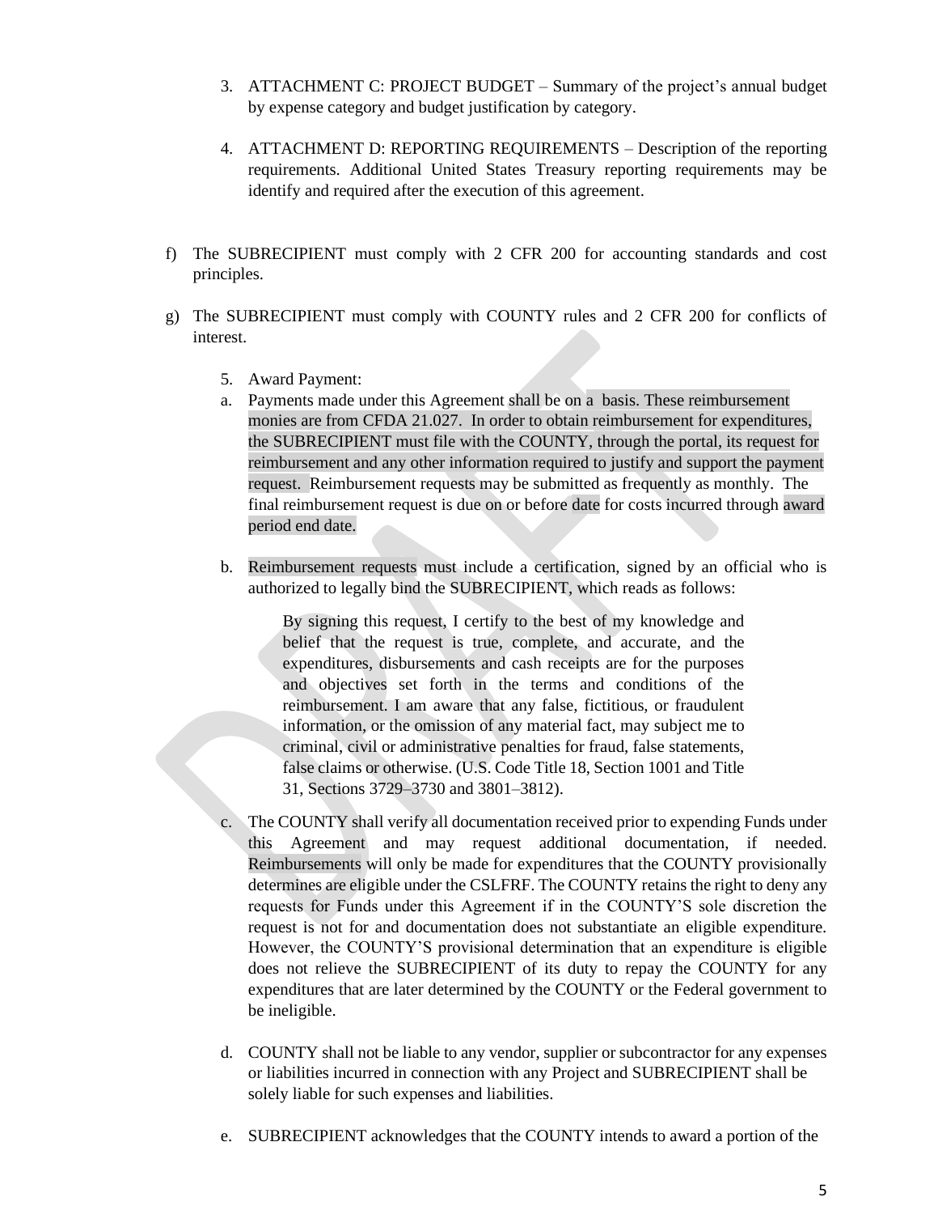3. ATTACHMENT C: PROJECT BUDGET – Summary of the project's annual budget by expense category and budget justification by category.

4. ATTACHMENT D: REPORTING REQUIREMENTS – Description of the reporting requirements. Additional United States Treasury reporting requirements may be identify and required after the execution of this agreement.

f) The SUBRECIPIENT must comply with 2 CFR 200 for accounting standards and cost principles.

g) The SUBRECIPIENT must comply with COUNTY rules and 2 CFR 200 for conflicts of interest.

5. Award Payment:

a. Payments made under this Agreement shall be on a basis. These reimbursement monies are from CFDA 21.027. In order to obtain reimbursement for expenditures, the SUBRECIPIENT must file with the COUNTY, through the portal, its request for reimbursement and any other information required to justify and support the payment request. Reimbursement requests may be submitted as frequently as monthly. The final reimbursement request is due on or before date for costs incurred through award period end date.

b. Reimbursement requests must include a certification, signed by an official who is authorized to legally bind the SUBRECIPIENT, which reads as follows:

> By signing this request, I certify to the best of my knowledge and belief that the request is true, complete, and accurate, and the expenditures, disbursements and cash receipts are for the purposes and objectives set forth in the terms and conditions of the reimbursement. I am aware that any false, fictitious, or fraudulent information, or the omission of any material fact, may subject me to criminal, civil or administrative penalties for fraud, false statements, false claims or otherwise. (U.S. Code Title 18, Section 1001 and Title 31, Sections 3729–3730 and 3801–3812).

c. The COUNTY shall verify all documentation received prior to expending Funds under this Agreement and may request additional documentation, if needed. Reimbursements will only be made for expenditures that the COUNTY provisionally determines are eligible under the CSLFRF. The COUNTY retains the right to deny any requests for Funds under this Agreement if in the COUNTY'S sole discretion the request is not for and documentation does not substantiate an eligible expenditure. However, the COUNTY'S provisional determination that an expenditure is eligible does not relieve the SUBRECIPIENT of its duty to repay the COUNTY for any expenditures that are later determined by the COUNTY or the Federal government to be ineligible.

d. COUNTY shall not be liable to any vendor, supplier or subcontractor for any expenses or liabilities incurred in connection with any Project and SUBRECIPIENT shall be solely liable for such expenses and liabilities.

e. SUBRECIPIENT acknowledges that the COUNTY intends to award a portion of the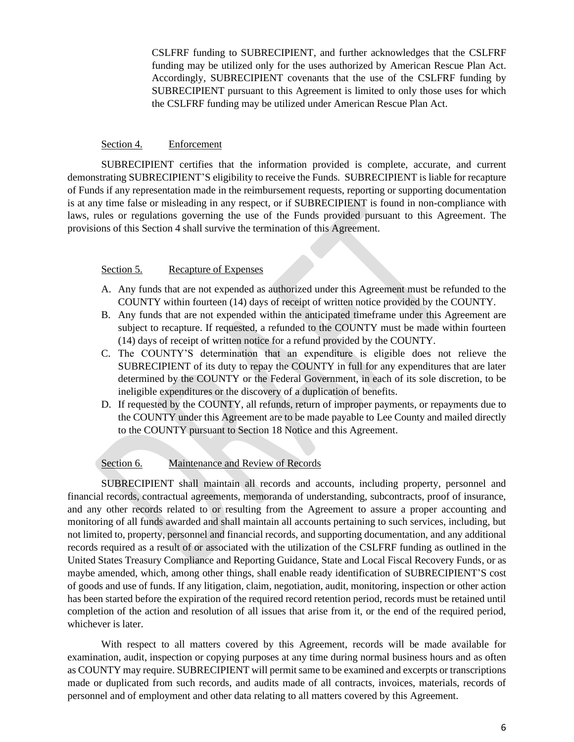CSLFRF funding to SUBRECIPIENT, and further acknowledges that the CSLFRF funding may be utilized only for the uses authorized by American Rescue Plan Act. Accordingly, SUBRECIPIENT covenants that the use of the CSLFRF funding by SUBRECIPIENT pursuant to this Agreement is limited to only those uses for which the CSLFRF funding may be utilized under American Rescue Plan Act.

Section 4. Enforcement

SUBRECIPIENT certifies that the information provided is complete, accurate, and current demonstrating SUBRECIPIENT'S eligibility to receive the Funds. SUBRECIPIENT is liable for recapture of Funds if any representation made in the reimbursement requests, reporting or supporting documentation is at any time false or misleading in any respect, or if SUBRECIPIENT is found in non-compliance with laws, rules or regulations governing the use of the Funds provided pursuant to this Agreement. The provisions of this Section 4 shall survive the termination of this Agreement.

Section 5. Recapture of Expenses

A. Any funds that are not expended as authorized under this Agreement must be refunded to the COUNTY within fourteen (14) days of receipt of written notice provided by the COUNTY.
B. Any funds that are not expended within the anticipated timeframe under this Agreement are subject to recapture. If requested, a refunded to the COUNTY must be made within fourteen (14) days of receipt of written notice for a refund provided by the COUNTY.
C. The COUNTY'S determination that an expenditure is eligible does not relieve the SUBRECIPIENT of its duty to repay the COUNTY in full for any expenditures that are later determined by the COUNTY or the Federal Government, in each of its sole discretion, to be ineligible expenditures or the discovery of a duplication of benefits.
D. If requested by the COUNTY, all refunds, return of improper payments, or repayments due to the COUNTY under this Agreement are to be made payable to Lee County and mailed directly to the COUNTY pursuant to Section 18 Notice and this Agreement.

Section 6. Maintenance and Review of Records

SUBRECIPIENT shall maintain all records and accounts, including property, personnel and financial records, contractual agreements, memoranda of understanding, subcontracts, proof of insurance, and any other records related to or resulting from the Agreement to assure a proper accounting and monitoring of all funds awarded and shall maintain all accounts pertaining to such services, including, but not limited to, property, personnel and financial records, and supporting documentation, and any additional records required as a result of or associated with the utilization of the CSLFRF funding as outlined in the United States Treasury Compliance and Reporting Guidance, State and Local Fiscal Recovery Funds, or as maybe amended, which, among other things, shall enable ready identification of SUBRECIPIENT'S cost of goods and use of funds. If any litigation, claim, negotiation, audit, monitoring, inspection or other action has been started before the expiration of the required record retention period, records must be retained until completion of the action and resolution of all issues that arise from it, or the end of the required period, whichever is later.

With respect to all matters covered by this Agreement, records will be made available for examination, audit, inspection or copying purposes at any time during normal business hours and as often as COUNTY may require. SUBRECIPIENT will permit same to be examined and excerpts or transcriptions made or duplicated from such records, and audits made of all contracts, invoices, materials, records of personnel and of employment and other data relating to all matters covered by this Agreement.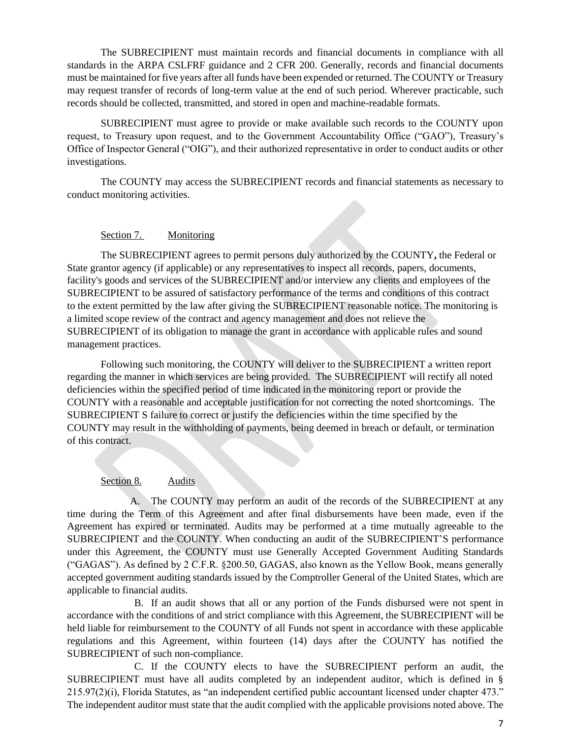The SUBRECIPIENT must maintain records and financial documents in compliance with all standards in the ARPA CSLFRF guidance and 2 CFR 200. Generally, records and financial documents must be maintained for five years after all funds have been expended or returned. The COUNTY or Treasury may request transfer of records of long-term value at the end of such period. Wherever practicable, such records should be collected, transmitted, and stored in open and machine-readable formats.

SUBRECIPIENT must agree to provide or make available such records to the COUNTY upon request, to Treasury upon request, and to the Government Accountability Office ("GAO"), Treasury's Office of Inspector General ("OIG"), and their authorized representative in order to conduct audits or other investigations.

The COUNTY may access the SUBRECIPIENT records and financial statements as necessary to conduct monitoring activities.

Section 7. Monitoring

The SUBRECIPIENT agrees to permit persons duly authorized by the COUNTY**,** the Federal or State grantor agency (if applicable) or any representatives to inspect all records, papers, documents, facility's goods and services of the SUBRECIPIENT and/or interview any clients and employees of the SUBRECIPIENT to be assured of satisfactory performance of the terms and conditions of this contract to the extent permitted by the law after giving the SUBRECIPIENT reasonable notice. The monitoring is a limited scope review of the contract and agency management and does not relieve the SUBRECIPIENT of its obligation to manage the grant in accordance with applicable rules and sound management practices.

Following such monitoring, the COUNTY will deliver to the SUBRECIPIENT a written report regarding the manner in which services are being provided. The SUBRECIPIENT will rectify all noted deficiencies within the specified period of time indicated in the monitoring report or provide the COUNTY with a reasonable and acceptable justification for not correcting the noted shortcomings. The SUBRECIPIENT S failure to correct or justify the deficiencies within the time specified by the COUNTY may result in the withholding of payments, being deemed in breach or default, or termination of this contract.

Section 8. Audits

A. The COUNTY may perform an audit of the records of the SUBRECIPIENT at any time during the Term of this Agreement and after final disbursements have been made, even if the Agreement has expired or terminated. Audits may be performed at a time mutually agreeable to the SUBRECIPIENT and the COUNTY. When conducting an audit of the SUBRECIPIENT'S performance under this Agreement, the COUNTY must use Generally Accepted Government Auditing Standards ("GAGAS"). As defined by 2 C.F.R. §200.50, GAGAS, also known as the Yellow Book, means generally accepted government auditing standards issued by the Comptroller General of the United States, which are applicable to financial audits.

B. If an audit shows that all or any portion of the Funds disbursed were not spent in accordance with the conditions of and strict compliance with this Agreement, the SUBRECIPIENT will be held liable for reimbursement to the COUNTY of all Funds not spent in accordance with these applicable regulations and this Agreement, within fourteen (14) days after the COUNTY has notified the SUBRECIPIENT of such non-compliance.

C. If the COUNTY elects to have the SUBRECIPIENT perform an audit, the SUBRECIPIENT must have all audits completed by an independent auditor, which is defined in § 215.97(2)(i), Florida Statutes, as "an independent certified public accountant licensed under chapter 473." The independent auditor must state that the audit complied with the applicable provisions noted above. The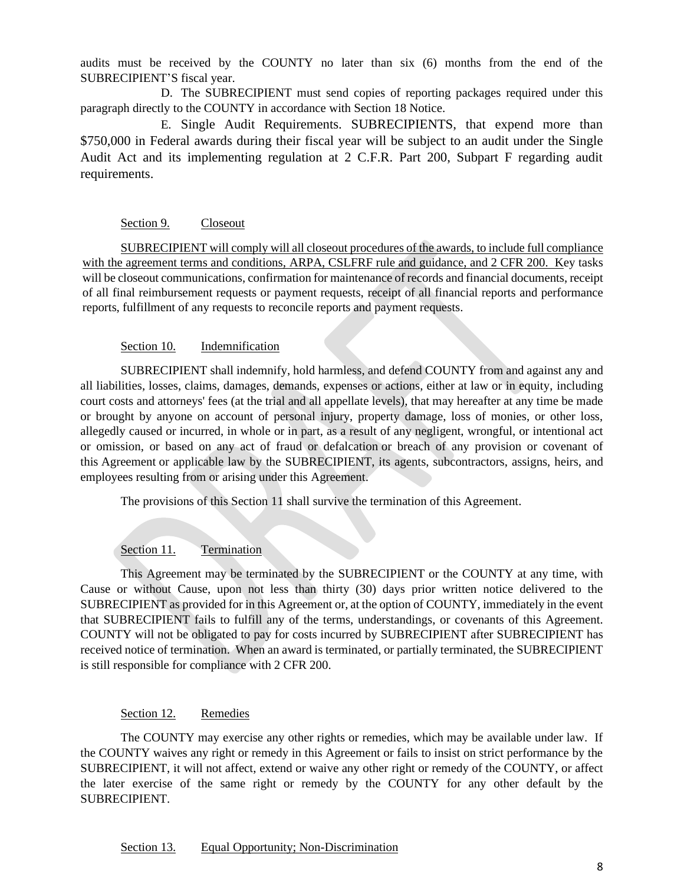audits must be received by the COUNTY no later than six (6) months from the end of the SUBRECIPIENT'S fiscal year.

D. The SUBRECIPIENT must send copies of reporting packages required under this paragraph directly to the COUNTY in accordance with Section 18 Notice.

E. Single Audit Requirements. SUBRECIPIENTS, that expend more than $750,000 in Federal awards during their fiscal year will be subject to an audit under the Single Audit Act and its implementing regulation at 2 C.F.R. Part 200, Subpart F regarding audit requirements.

## Section 9. Closeout

SUBRECIPIENT will comply will all closeout procedures of the awards, to include full compliance with the agreement terms and conditions, ARPA, CSLFRF rule and guidance, and 2 CFR 200. Key tasks will be closeout communications, confirmation for maintenance of records and financial documents, receipt of all final reimbursement requests or payment requests, receipt of all financial reports and performance reports, fulfillment of any requests to reconcile reports and payment requests.

## Section 10. Indemnification

SUBRECIPIENT shall indemnify, hold harmless, and defend COUNTY from and against any and all liabilities, losses, claims, damages, demands, expenses or actions, either at law or in equity, including court costs and attorneys' fees (at the trial and all appellate levels), that may hereafter at any time be made or brought by anyone on account of personal injury, property damage, loss of monies, or other loss, allegedly caused or incurred, in whole or in part, as a result of any negligent, wrongful, or intentional act or omission, or based on any act of fraud or defalcation or breach of any provision or covenant of this Agreement or applicable law by the SUBRECIPIENT, its agents, subcontractors, assigns, heirs, and employees resulting from or arising under this Agreement.

The provisions of this Section 11 shall survive the termination of this Agreement.

## Section 11. Termination

This Agreement may be terminated by the SUBRECIPIENT or the COUNTY at any time, with Cause or without Cause, upon not less than thirty (30) days prior written notice delivered to the SUBRECIPIENT as provided for in this Agreement or, at the option of COUNTY, immediately in the event that SUBRECIPIENT fails to fulfill any of the terms, understandings, or covenants of this Agreement. COUNTY will not be obligated to pay for costs incurred by SUBRECIPIENT after SUBRECIPIENT has received notice of termination. When an award is terminated, or partially terminated, the SUBRECIPIENT is still responsible for compliance with 2 CFR 200.

## Section 12. Remedies

The COUNTY may exercise any other rights or remedies, which may be available under law. If the COUNTY waives any right or remedy in this Agreement or fails to insist on strict performance by the SUBRECIPIENT, it will not affect, extend or waive any other right or remedy of the COUNTY, or affect the later exercise of the same right or remedy by the COUNTY for any other default by the SUBRECIPIENT.

## Section 13. Equal Opportunity; Non-Discrimination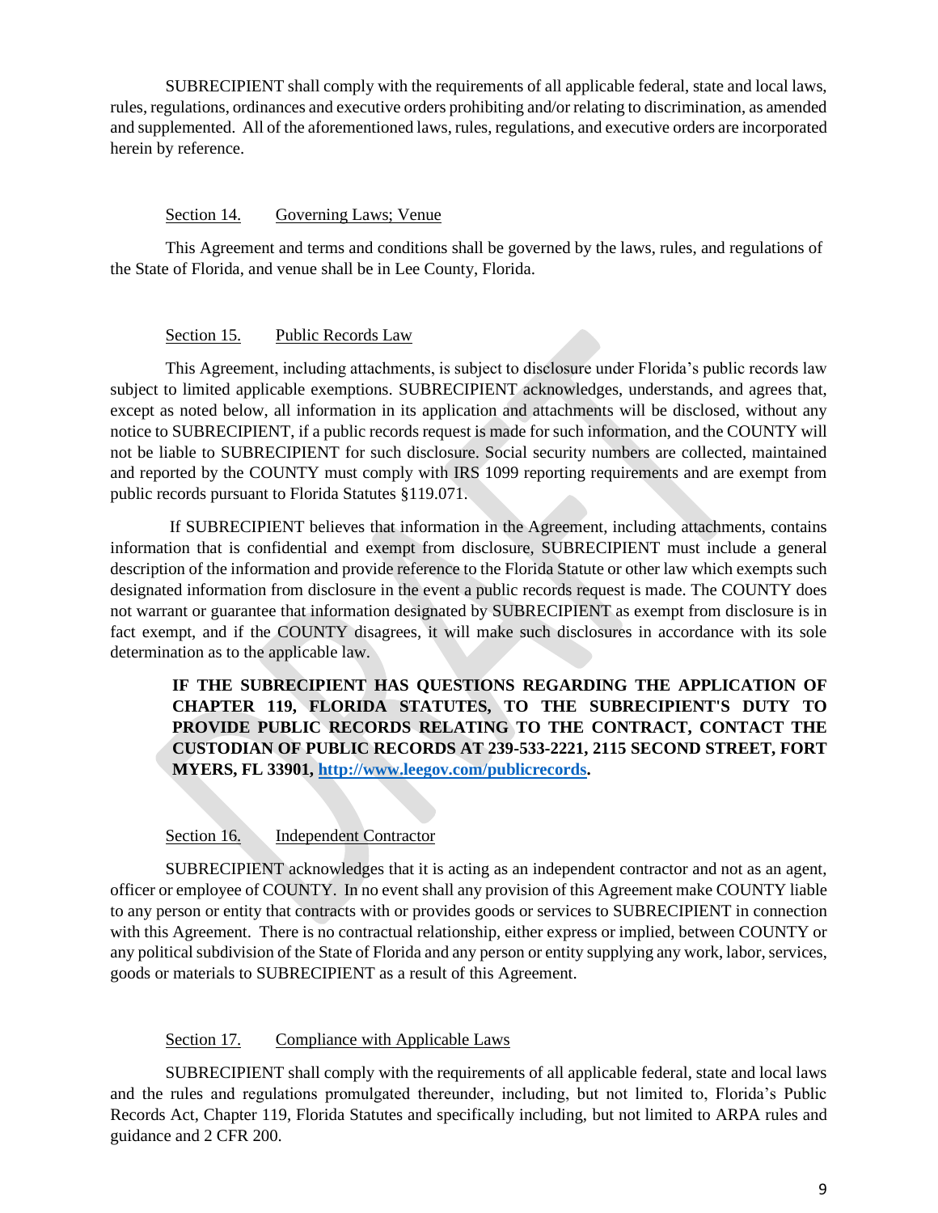SUBRECIPIENT shall comply with the requirements of all applicable federal, state and local laws, rules, regulations, ordinances and executive orders prohibiting and/or relating to discrimination, as amended and supplemented. All of the aforementioned laws, rules, regulations, and executive orders are incorporated herein by reference.

Section 14. Governing Laws; Venue

This Agreement and terms and conditions shall be governed by the laws, rules, and regulations of the State of Florida, and venue shall be in Lee County, Florida.

Section 15. Public Records Law

This Agreement, including attachments, is subject to disclosure under Florida's public records law subject to limited applicable exemptions. SUBRECIPIENT acknowledges, understands, and agrees that, except as noted below, all information in its application and attachments will be disclosed, without any notice to SUBRECIPIENT, if a public records request is made for such information, and the COUNTY will not be liable to SUBRECIPIENT for such disclosure. Social security numbers are collected, maintained and reported by the COUNTY must comply with IRS 1099 reporting requirements and are exempt from public records pursuant to Florida Statutes §119.071.

If SUBRECIPIENT believes that information in the Agreement, including attachments, contains information that is confidential and exempt from disclosure, SUBRECIPIENT must include a general description of the information and provide reference to the Florida Statute or other law which exempts such designated information from disclosure in the event a public records request is made. The COUNTY does not warrant or guarantee that information designated by SUBRECIPIENT as exempt from disclosure is in fact exempt, and if the COUNTY disagrees, it will make such disclosures in accordance with its sole determination as to the applicable law.

**IF THE SUBRECIPIENT HAS QUESTIONS REGARDING THE APPLICATION OF CHAPTER 119, FLORIDA STATUTES, TO THE SUBRECIPIENT'S DUTY TO PROVIDE PUBLIC RECORDS RELATING TO THE CONTRACT, CONTACT THE CUSTODIAN OF PUBLIC RECORDS AT 239-533-2221, 2115 SECOND STREET, FORT MYERS, FL 33901, [http://www.leegov.com/publicrecords](http://www.leegov.com/publicrecords).**

Section 16. Independent Contractor

SUBRECIPIENT acknowledges that it is acting as an independent contractor and not as an agent, officer or employee of COUNTY. In no event shall any provision of this Agreement make COUNTY liable to any person or entity that contracts with or provides goods or services to SUBRECIPIENT in connection with this Agreement. There is no contractual relationship, either express or implied, between COUNTY or any political subdivision of the State of Florida and any person or entity supplying any work, labor, services, goods or materials to SUBRECIPIENT as a result of this Agreement.

Section 17. Compliance with Applicable Laws

SUBRECIPIENT shall comply with the requirements of all applicable federal, state and local laws and the rules and regulations promulgated thereunder, including, but not limited to, Florida's Public Records Act, Chapter 119, Florida Statutes and specifically including, but not limited to ARPA rules and guidance and 2 CFR 200.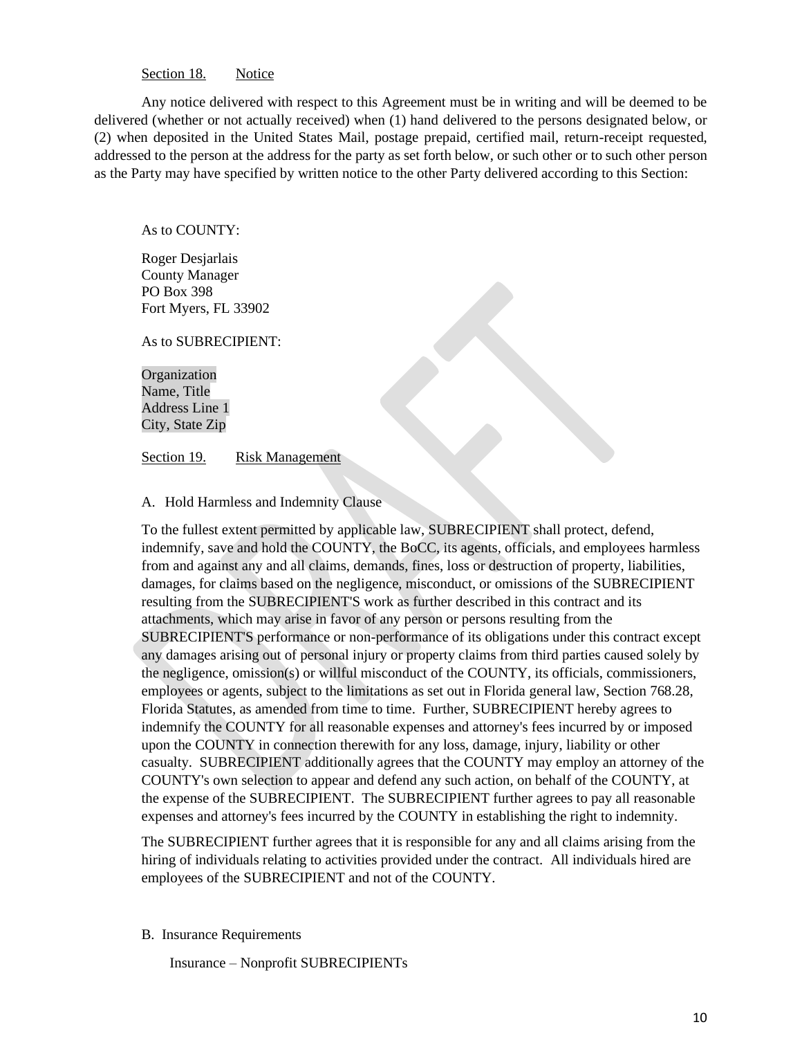Section 18. Notice

Any notice delivered with respect to this Agreement must be in writing and will be deemed to be delivered (whether or not actually received) when (1) hand delivered to the persons designated below, or (2) when deposited in the United States Mail, postage prepaid, certified mail, return-receipt requested, addressed to the person at the address for the party as set forth below, or such other or to such other person as the Party may have specified by written notice to the other Party delivered according to this Section:

As to COUNTY:

Roger Desjarlais  
County Manager  
PO Box 398  
Fort Myers, FL 33902

As to SUBRECIPIENT:

Organization  
Name, Title  
Address Line 1  
City, State Zip

Section 19. Risk Management

A. Hold Harmless and Indemnity Clause

To the fullest extent permitted by applicable law, SUBRECIPIENT shall protect, defend, indemnify, save and hold the COUNTY, the BoCC, its agents, officials, and employees harmless from and against any and all claims, demands, fines, loss or destruction of property, liabilities, damages, for claims based on the negligence, misconduct, or omissions of the SUBRECIPIENT resulting from the SUBRECIPIENT'S work as further described in this contract and its attachments, which may arise in favor of any person or persons resulting from the SUBRECIPIENT'S performance or non-performance of its obligations under this contract except any damages arising out of personal injury or property claims from third parties caused solely by the negligence, omission(s) or willful misconduct of the COUNTY, its officials, commissioners, employees or agents, subject to the limitations as set out in Florida general law, Section 768.28, Florida Statutes, as amended from time to time. Further, SUBRECIPIENT hereby agrees to indemnify the COUNTY for all reasonable expenses and attorney's fees incurred by or imposed upon the COUNTY in connection therewith for any loss, damage, injury, liability or other casualty. SUBRECIPIENT additionally agrees that the COUNTY may employ an attorney of the COUNTY's own selection to appear and defend any such action, on behalf of the COUNTY, at the expense of the SUBRECIPIENT. The SUBRECIPIENT further agrees to pay all reasonable expenses and attorney's fees incurred by the COUNTY in establishing the right to indemnity.

The SUBRECIPIENT further agrees that it is responsible for any and all claims arising from the hiring of individuals relating to activities provided under the contract. All individuals hired are employees of the SUBRECIPIENT and not of the COUNTY.

B. Insurance Requirements

Insurance – Nonprofit SUBRECIPIENTs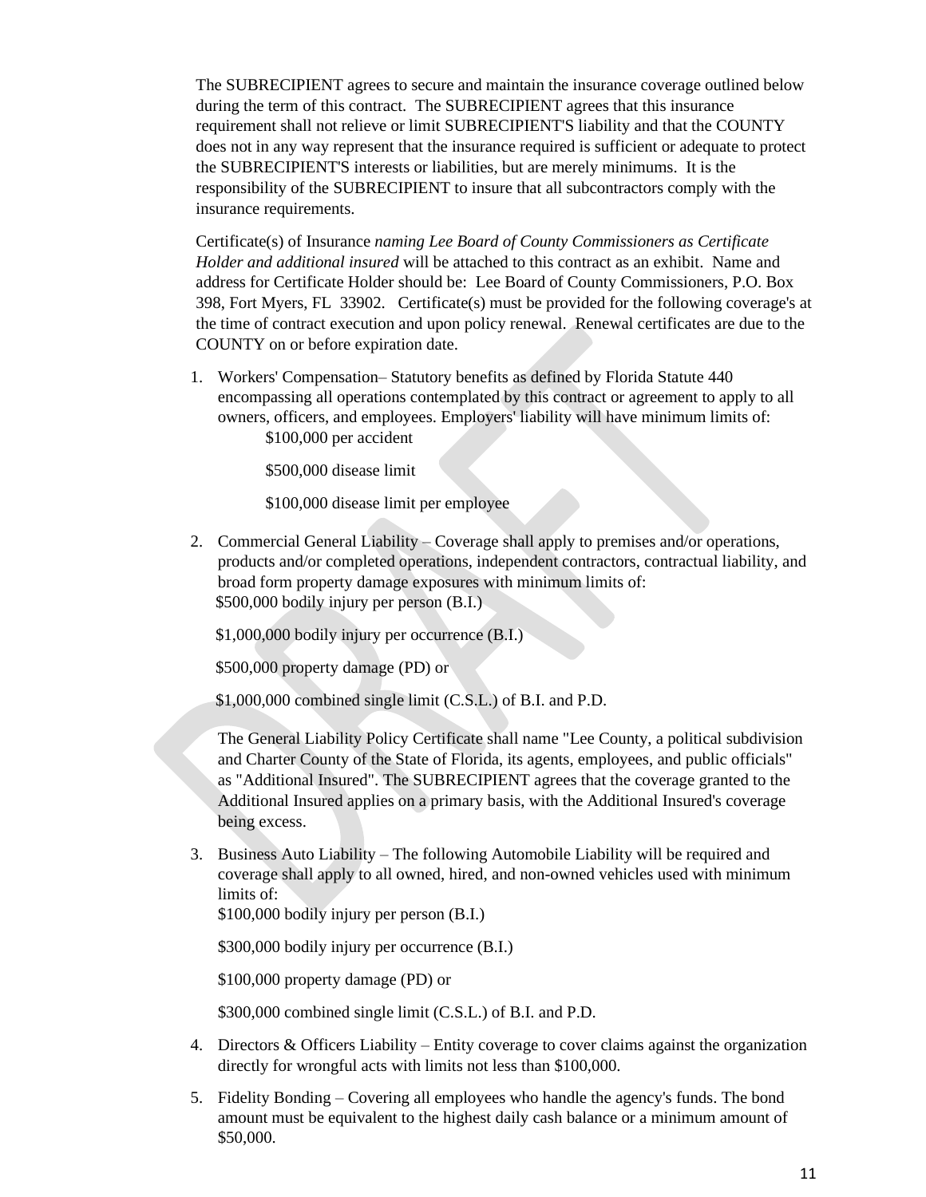The SUBRECIPIENT agrees to secure and maintain the insurance coverage outlined below during the term of this contract. The SUBRECIPIENT agrees that this insurance requirement shall not relieve or limit SUBRECIPIENT'S liability and that the COUNTY does not in any way represent that the insurance required is sufficient or adequate to protect the SUBRECIPIENT'S interests or liabilities, but are merely minimums. It is the responsibility of the SUBRECIPIENT to insure that all subcontractors comply with the insurance requirements.

Certificate(s) of Insurance *naming Lee Board of County Commissioners as Certificate Holder and additional insured* will be attached to this contract as an exhibit. Name and address for Certificate Holder should be: Lee Board of County Commissioners, P.O. Box 398, Fort Myers, FL 33902. Certificate(s) must be provided for the following coverage's at the time of contract execution and upon policy renewal. Renewal certificates are due to the COUNTY on or before expiration date.

1. Workers' Compensation– Statutory benefits as defined by Florida Statute 440 encompassing all operations contemplated by this contract or agreement to apply to all owners, officers, and employees. Employers' liability will have minimum limits of:

   $100,000 per accident

   $500,000 disease limit

   $100,000 disease limit per employee

2. Commercial General Liability – Coverage shall apply to premises and/or operations, products and/or completed operations, independent contractors, contractual liability, and broad form property damage exposures with minimum limits of:

   $500,000 bodily injury per person (B.I.)

   $1,000,000 bodily injury per occurrence (B.I.)

   $500,000 property damage (PD) or

   $1,000,000 combined single limit (C.S.L.) of B.I. and P.D.

   The General Liability Policy Certificate shall name "Lee County, a political subdivision and Charter County of the State of Florida, its agents, employees, and public officials" as "Additional Insured". The SUBRECIPIENT agrees that the coverage granted to the Additional Insured applies on a primary basis, with the Additional Insured's coverage being excess.

3. Business Auto Liability – The following Automobile Liability will be required and coverage shall apply to all owned, hired, and non-owned vehicles used with minimum limits of:

   $100,000 bodily injury per person (B.I.)

   $300,000 bodily injury per occurrence (B.I.)

   $100,000 property damage (PD) or

   $300,000 combined single limit (C.S.L.) of B.I. and P.D.

4. Directors & Officers Liability – Entity coverage to cover claims against the organization directly for wrongful acts with limits not less than $100,000.

5. Fidelity Bonding – Covering all employees who handle the agency's funds. The bond amount must be equivalent to the highest daily cash balance or a minimum amount of $50,000.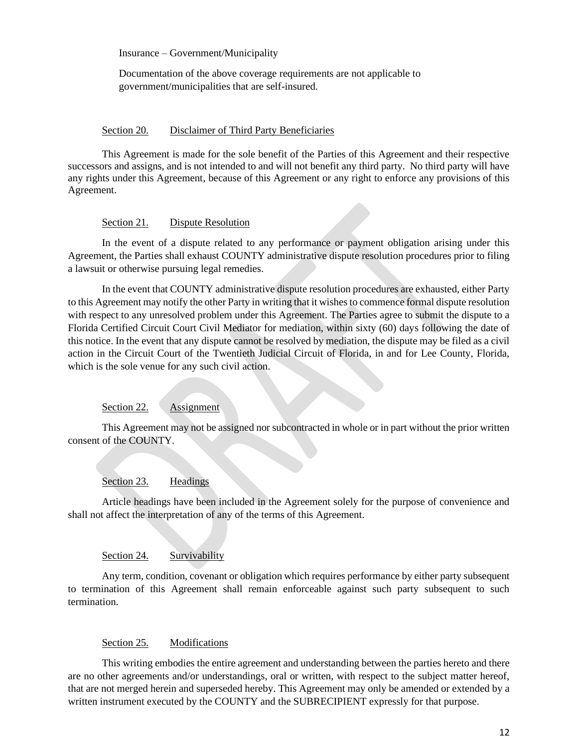Insurance – Government/Municipality

Documentation of the above coverage requirements are not applicable to government/municipalities that are self-insured.

Section 20. Disclaimer of Third Party Beneficiaries

This Agreement is made for the sole benefit of the Parties of this Agreement and their respective successors and assigns, and is not intended to and will not benefit any third party. No third party will have any rights under this Agreement, because of this Agreement or any right to enforce any provisions of this Agreement.

Section 21. Dispute Resolution

In the event of a dispute related to any performance or payment obligation arising under this Agreement, the Parties shall exhaust COUNTY administrative dispute resolution procedures prior to filing a lawsuit or otherwise pursuing legal remedies.

In the event that COUNTY administrative dispute resolution procedures are exhausted, either Party to this Agreement may notify the other Party in writing that it wishes to commence formal dispute resolution with respect to any unresolved problem under this Agreement. The Parties agree to submit the dispute to a Florida Certified Circuit Court Civil Mediator for mediation, within sixty (60) days following the date of this notice. In the event that any dispute cannot be resolved by mediation, the dispute may be filed as a civil action in the Circuit Court of the Twentieth Judicial Circuit of Florida, in and for Lee County, Florida, which is the sole venue for any such civil action.

Section 22. Assignment

This Agreement may not be assigned nor subcontracted in whole or in part without the prior written consent of the COUNTY.

Section 23. Headings

Article headings have been included in the Agreement solely for the purpose of convenience and shall not affect the interpretation of any of the terms of this Agreement.

Section 24. Survivability

Any term, condition, covenant or obligation which requires performance by either party subsequent to termination of this Agreement shall remain enforceable against such party subsequent to such termination.

Section 25. Modifications

This writing embodies the entire agreement and understanding between the parties hereto and there are no other agreements and/or understandings, oral or written, with respect to the subject matter hereof, that are not merged herein and superseded hereby. This Agreement may only be amended or extended by a written instrument executed by the COUNTY and the SUBRECIPIENT expressly for that purpose.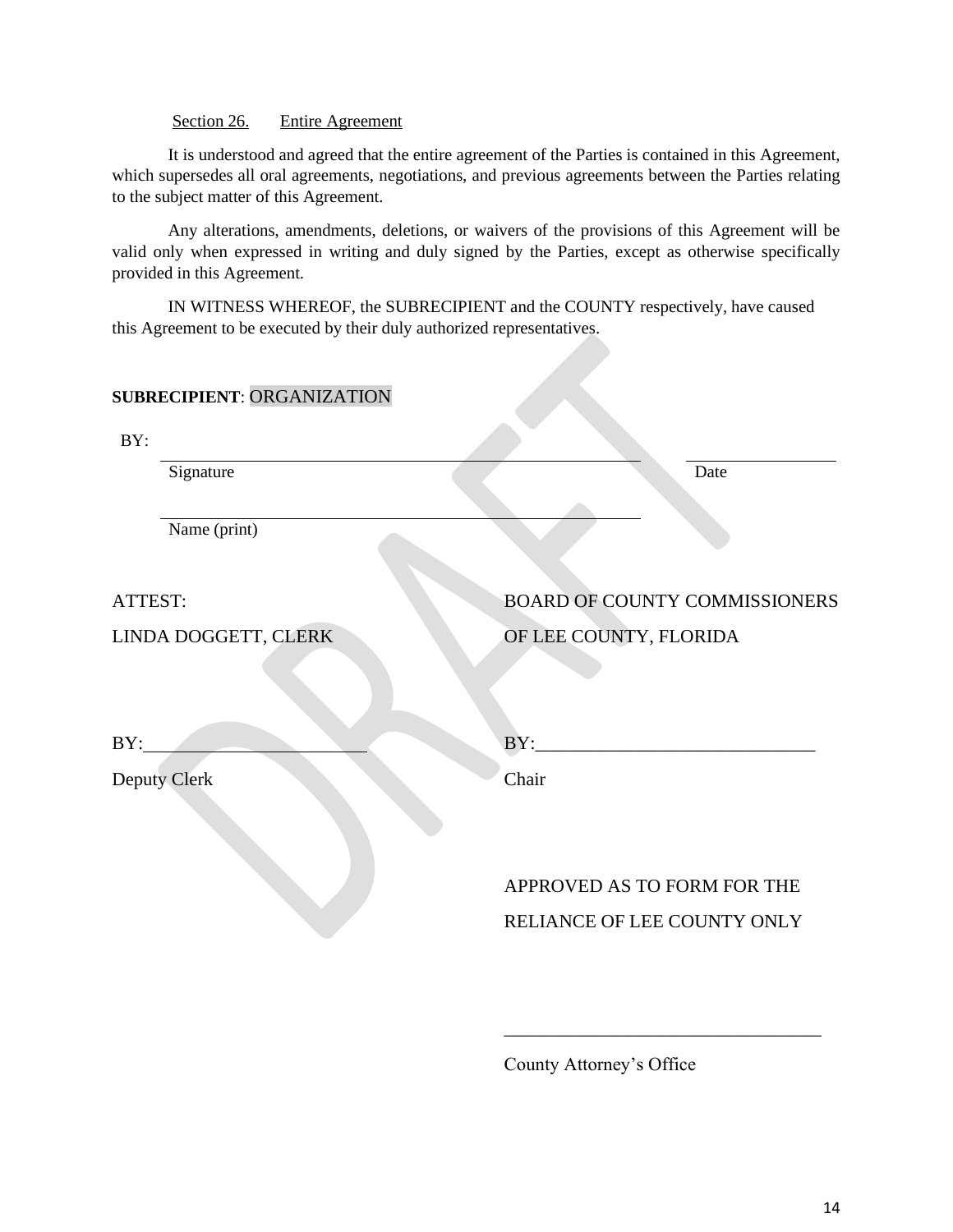Section 26. Entire Agreement

It is understood and agreed that the entire agreement of the Parties is contained in this Agreement, which supersedes all oral agreements, negotiations, and previous agreements between the Parties relating to the subject matter of this Agreement.

Any alterations, amendments, deletions, or waivers of the provisions of this Agreement will be valid only when expressed in writing and duly signed by the Parties, except as otherwise specifically provided in this Agreement.

IN WITNESS WHEREOF, the SUBRECIPIENT and the COUNTY respectively, have caused this Agreement to be executed by their duly authorized representatives.

**SUBRECIPIENT**: ORGANIZATION

BY: \_\_\_\_\_\_\_\_\_\_\_\_\_\_\_\_\_\_\_\_\_\_\_\_\_\_\_\_\_\_\_\_\_\_\_\_\_\_\_\_ \_\_\_\_\_\_\_\_\_\_\_\_\_\_\_\_

Signature Date

\_\_\_\_\_\_\_\_\_\_\_\_\_\_\_\_\_\_\_\_\_\_\_\_\_\_\_\_\_\_\_\_\_\_\_\_\_\_\_\_

Name (print)

ATTEST:
LINDA DOGGETT, CLERK

BY:\_\_\_\_\_\_\_\_\_\_\_\_\_\_\_\_\_\_\_\_\_\_\_\_
Deputy Clerk

BOARD OF COUNTY COMMISSIONERS
OF LEE COUNTY, FLORIDA

BY:\_\_\_\_\_\_\_\_\_\_\_\_\_\_\_\_\_\_\_\_\_\_\_\_\_\_\_\_\_\_
Chair

APPROVED AS TO FORM FOR THE
RELIANCE OF LEE COUNTY ONLY

\_\_\_\_\_\_\_\_\_\_\_\_\_\_\_\_\_\_\_\_\_\_\_\_\_\_\_\_\_\_\_\_\_\_\_
County Attorney's Office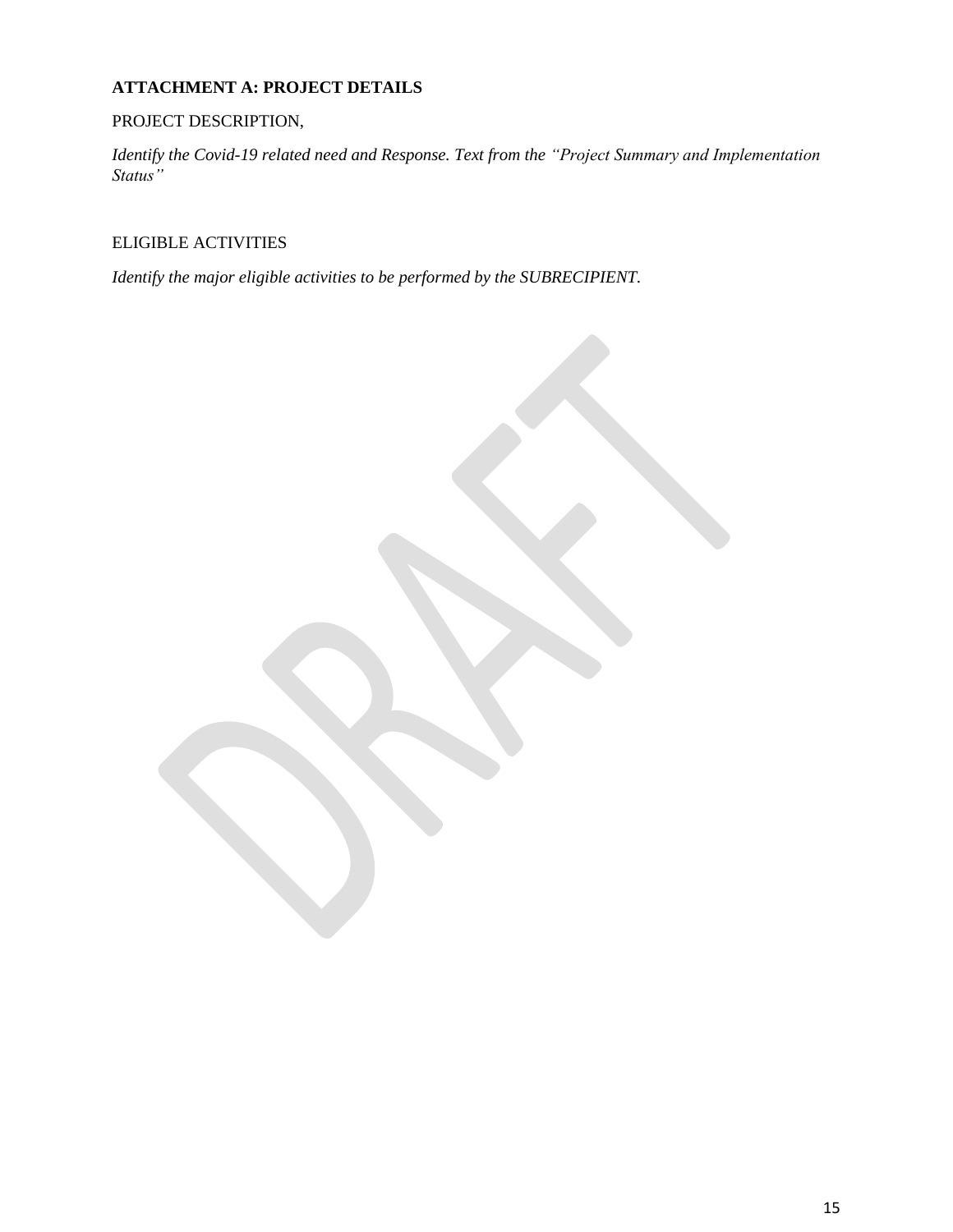**ATTACHMENT A: PROJECT DETAILS**

PROJECT DESCRIPTION,

*Identify the Covid-19 related need and Response. Text from the "Project Summary and Implementation Status"*

ELIGIBLE ACTIVITIES

*Identify the major eligible activities to be performed by the SUBRECIPIENT.*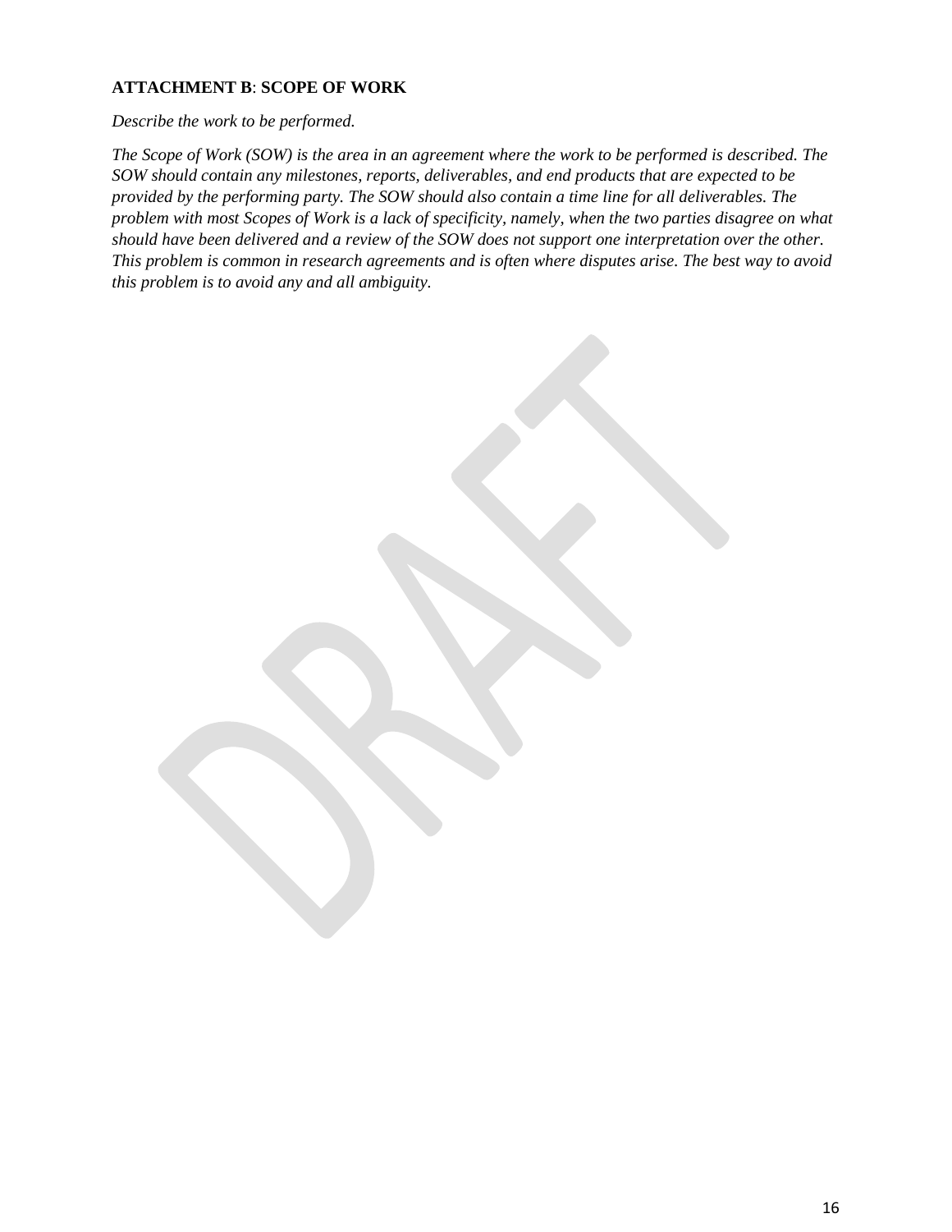**ATTACHMENT B**: **SCOPE OF WORK**

*Describe the work to be performed.*

*The Scope of Work (SOW) is the area in an agreement where the work to be performed is described. The SOW should contain any milestones, reports, deliverables, and end products that are expected to be provided by the performing party. The SOW should also contain a time line for all deliverables. The problem with most Scopes of Work is a lack of specificity, namely, when the two parties disagree on what should have been delivered and a review of the SOW does not support one interpretation over the other. This problem is common in research agreements and is often where disputes arise. The best way to avoid this problem is to avoid any and all ambiguity.*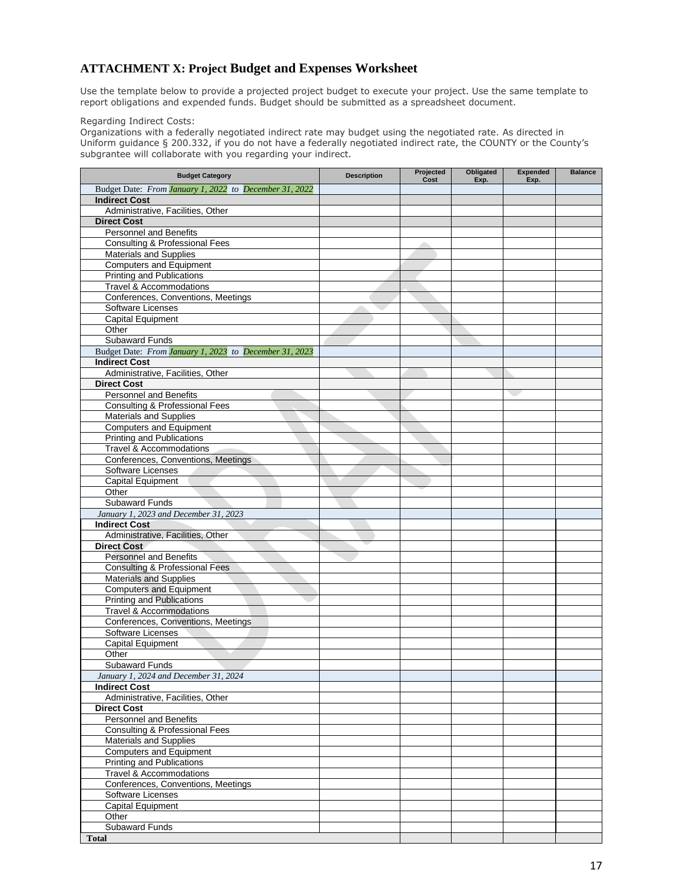## ATTACHMENT X: Project Budget and Expenses Worksheet

Use the template below to provide a projected project budget to execute your project. Use the same template to report obligations and expended funds. Budget should be submitted as a spreadsheet document.

Regarding Indirect Costs:
Organizations with a federally negotiated indirect rate may budget using the negotiated rate. As directed in Uniform guidance § 200.332, if you do not have a federally negotiated indirect rate, the COUNTY or the County's subgrantee will collaborate with you regarding your indirect.

| Budget Category | Description | Projected Cost | Obligated Exp. | Expended Exp. | Balance |
|---|---|---|---|---|---|
| Budget Date: *From January 1, 2022 to December 31, 2022* | | | | | |
| **Indirect Cost** | | | | | |
| Administrative, Facilities, Other | | | | | |
| **Direct Cost** | | | | | |
| Personnel and Benefits | | | | | |
| Consulting & Professional Fees | | | | | |
| Materials and Supplies | | | | | |
| Computers and Equipment | | | | | |
| Printing and Publications | | | | | |
| Travel & Accommodations | | | | | |
| Conferences, Conventions, Meetings | | | | | |
| Software Licenses | | | | | |
| Capital Equipment | | | | | |
| Other | | | | | |
| Subaward Funds | | | | | |
| Budget Date: *From January 1, 2023 to December 31, 2023* | | | | | |
| **Indirect Cost** | | | | | |
| Administrative, Facilities, Other | | | | | |
| **Direct Cost** | | | | | |
| Personnel and Benefits | | | | | |
| Consulting & Professional Fees | | | | | |
| Materials and Supplies | | | | | |
| Computers and Equipment | | | | | |
| Printing and Publications | | | | | |
| Travel & Accommodations | | | | | |
| Conferences, Conventions, Meetings | | | | | |
| Software Licenses | | | | | |
| Capital Equipment | | | | | |
| Other | | | | | |
| Subaward Funds | | | | | |
| *January 1, 2023 and December 31, 2023* | | | | | |
| **Indirect Cost** | | | | | |
| Administrative, Facilities, Other | | | | | |
| **Direct Cost** | | | | | |
| Personnel and Benefits | | | | | |
| Consulting & Professional Fees | | | | | |
| Materials and Supplies | | | | | |
| Computers and Equipment | | | | | |
| Printing and Publications | | | | | |
| Travel & Accommodations | | | | | |
| Conferences, Conventions, Meetings | | | | | |
| Software Licenses | | | | | |
| Capital Equipment | | | | | |
| Other | | | | | |
| Subaward Funds | | | | | |
| *January 1, 2024 and December 31, 2024* | | | | | |
| **Indirect Cost** | | | | | |
| Administrative, Facilities, Other | | | | | |
| **Direct Cost** | | | | | |
| Personnel and Benefits | | | | | |
| Consulting & Professional Fees | | | | | |
| Materials and Supplies | | | | | |
| Computers and Equipment | | | | | |
| Printing and Publications | | | | | |
| Travel & Accommodations | | | | | |
| Conferences, Conventions, Meetings | | | | | |
| Software Licenses | | | | | |
| Capital Equipment | | | | | |
| Other | | | | | |
| Subaward Funds | | | | | |
| **Total** | | | | | |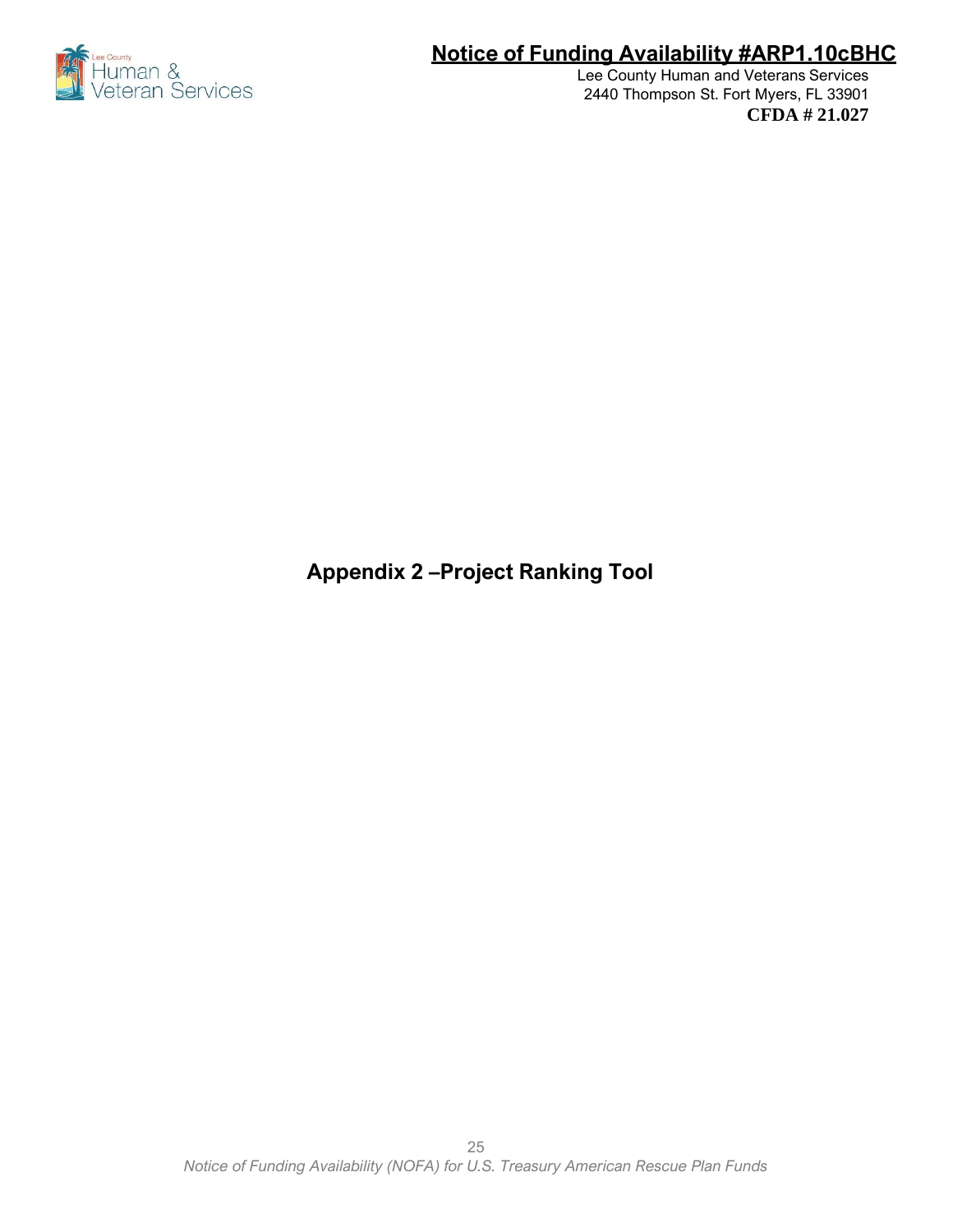# Appendix 2 –Project Ranking Tool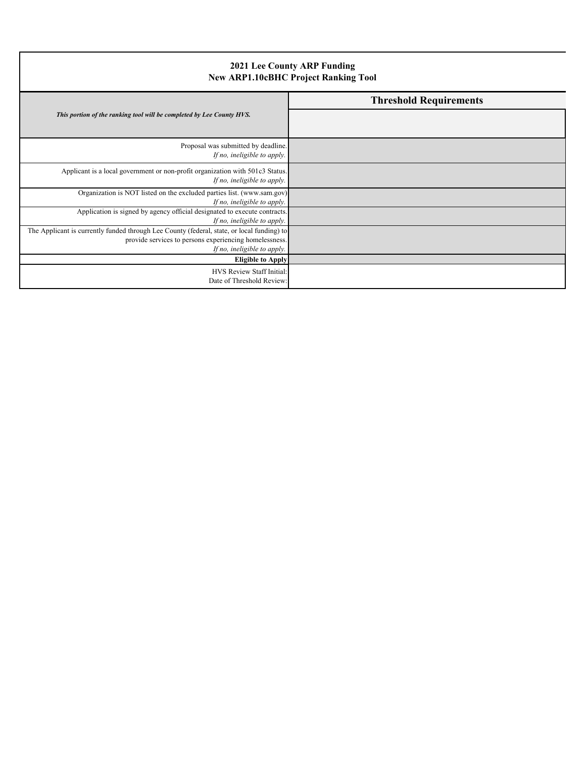**2021 Lee County ARP Funding**
**New ARP1.10cBHC Project Ranking Tool**

| *This portion of the ranking tool will be completed by Lee County HVS.* | **Threshold Requirements** |
|---|---|
| Proposal was submitted by deadline. *If no, ineligible to apply.* | |
| Applicant is a local government or non-profit organization with 501c3 Status. *If no, ineligible to apply.* | |
| Organization is NOT listed on the excluded parties list. (www.sam.gov) *If no, ineligible to apply.* | |
| Application is signed by agency official designated to execute contracts. *If no, ineligible to apply.* | |
| The Applicant is currently funded through Lee County (federal, state, or local funding) to provide services to persons experiencing homelessness. *If no, ineligible to apply.* | |
| **Eligible to Apply** | |
| HVS Review Staff Initial: Date of Threshold Review: | |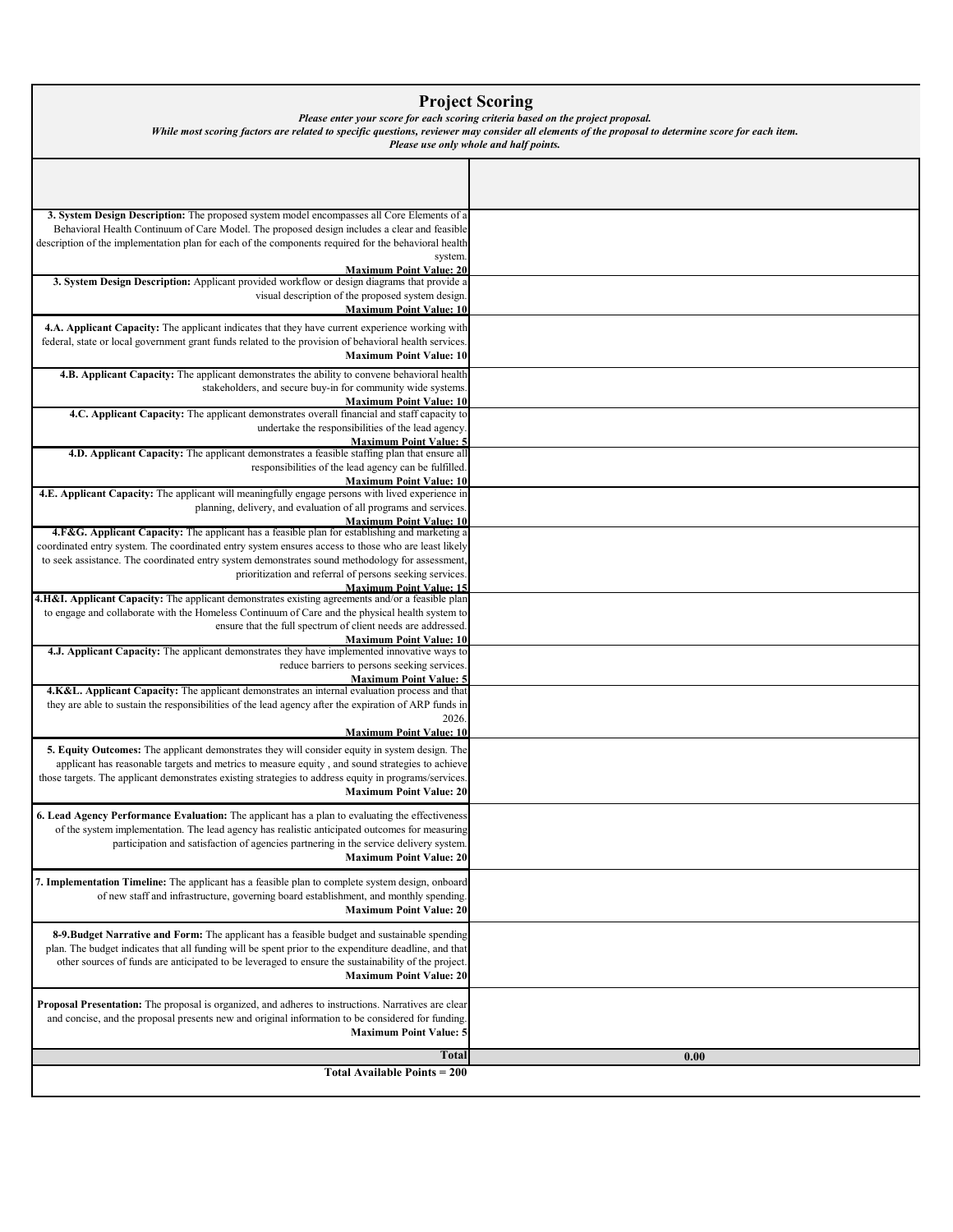## Project Scoring

***Please enter your score for each scoring criteria based on the project proposal.***
***While most scoring factors are related to specific questions, reviewer may consider all elements of the proposal to determine score for each item.***
***Please use only whole and half points.***

| | |
|---|---|
| **3. System Design Description:** The proposed system model encompasses all Core Elements of a Behavioral Health Continuum of Care Model. The proposed design includes a clear and feasible description of the implementation plan for each of the components required for the behavioral health system. **Maximum Point Value: 20** | |
| **3. System Design Description:** Applicant provided workflow or design diagrams that provide a visual description of the proposed system design. **Maximum Point Value: 10** | |
| **4.A. Applicant Capacity:** The applicant indicates that they have current experience working with federal, state or local government grant funds related to the provision of behavioral health services. **Maximum Point Value: 10** | |
| **4.B. Applicant Capacity:** The applicant demonstrates the ability to convene behavioral health stakeholders, and secure buy-in for community wide systems. **Maximum Point Value: 10** | |
| **4.C. Applicant Capacity:** The applicant demonstrates overall financial and staff capacity to undertake the responsibilities of the lead agency. **Maximum Point Value: 5** | |
| **4.D. Applicant Capacity:** The applicant demonstrates a feasible staffing plan that ensure all responsibilities of the lead agency can be fulfilled. **Maximum Point Value: 10** | |
| **4.E. Applicant Capacity:** The applicant will meaningfully engage persons with lived experience in planning, delivery, and evaluation of all programs and services. **Maximum Point Value: 10** | |
| **4.F&G. Applicant Capacity:** The applicant has a feasible plan for establishing and marketing a coordinated entry system. The coordinated entry system ensures access to those who are least likely to seek assistance. The coordinated entry system demonstrates sound methodology for assessment, prioritization and referral of persons seeking services. **Maximum Point Value: 15** | |
| **4.H&I. Applicant Capacity:** The applicant demonstrates existing agreements and/or a feasible plan to engage and collaborate with the Homeless Continuum of Care and the physical health system to ensure that the full spectrum of client needs are addressed. **Maximum Point Value: 10** | |
| **4.J. Applicant Capacity:** The applicant demonstrates they have implemented innovative ways to reduce barriers to persons seeking services. **Maximum Point Value: 5** | |
| **4.K&L. Applicant Capacity:** The applicant demonstrates an internal evaluation process and that they are able to sustain the responsibilities of the lead agency after the expiration of ARP funds in 2026. **Maximum Point Value: 10** | |
| **5. Equity Outcomes:** The applicant demonstrates they will consider equity in system design. The applicant has reasonable targets and metrics to measure equity , and sound strategies to achieve those targets. The applicant demonstrates existing strategies to address equity in programs/services. **Maximum Point Value: 20** | |
| **6. Lead Agency Performance Evaluation:** The applicant has a plan to evaluating the effectiveness of the system implementation. The lead agency has realistic anticipated outcomes for measuring participation and satisfaction of agencies partnering in the service delivery system. **Maximum Point Value: 20** | |
| **7. Implementation Timeline:** The applicant has a feasible plan to complete system design, onboard of new staff and infrastructure, governing board establishment, and monthly spending. **Maximum Point Value: 20** | |
| **8-9.Budget Narrative and Form:** The applicant has a feasible budget and sustainable spending plan. The budget indicates that all funding will be spent prior to the expenditure deadline, and that other sources of funds are anticipated to be leveraged to ensure the sustainability of the project. **Maximum Point Value: 20** | |
| **Proposal Presentation:** The proposal is organized, and adheres to instructions. Narratives are clear and concise, and the proposal presents new and original information to be considered for funding. **Maximum Point Value: 5** | |
| **Total** | **0.00** |
| **Total Available Points = 200** | |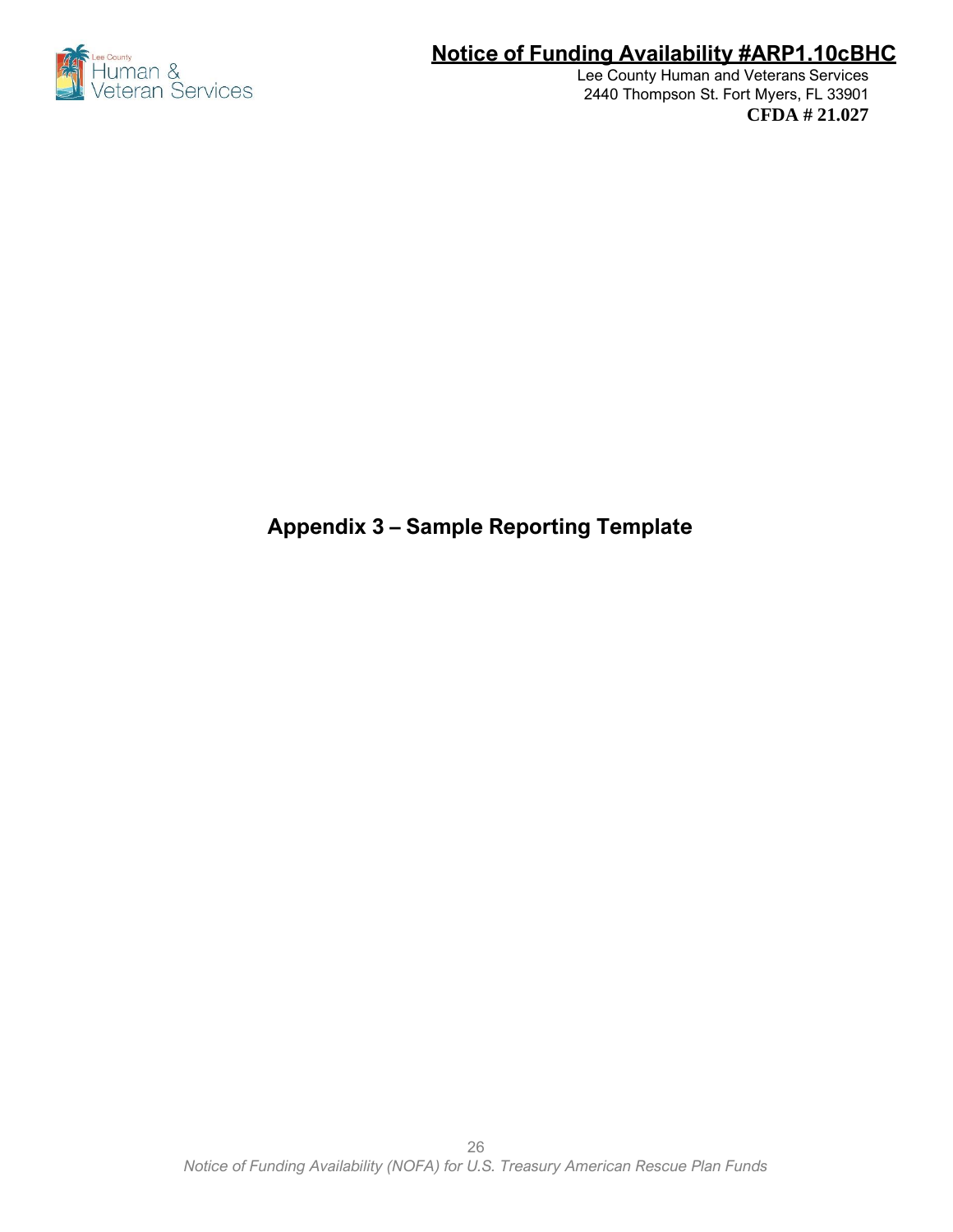# Appendix 3 – Sample Reporting Template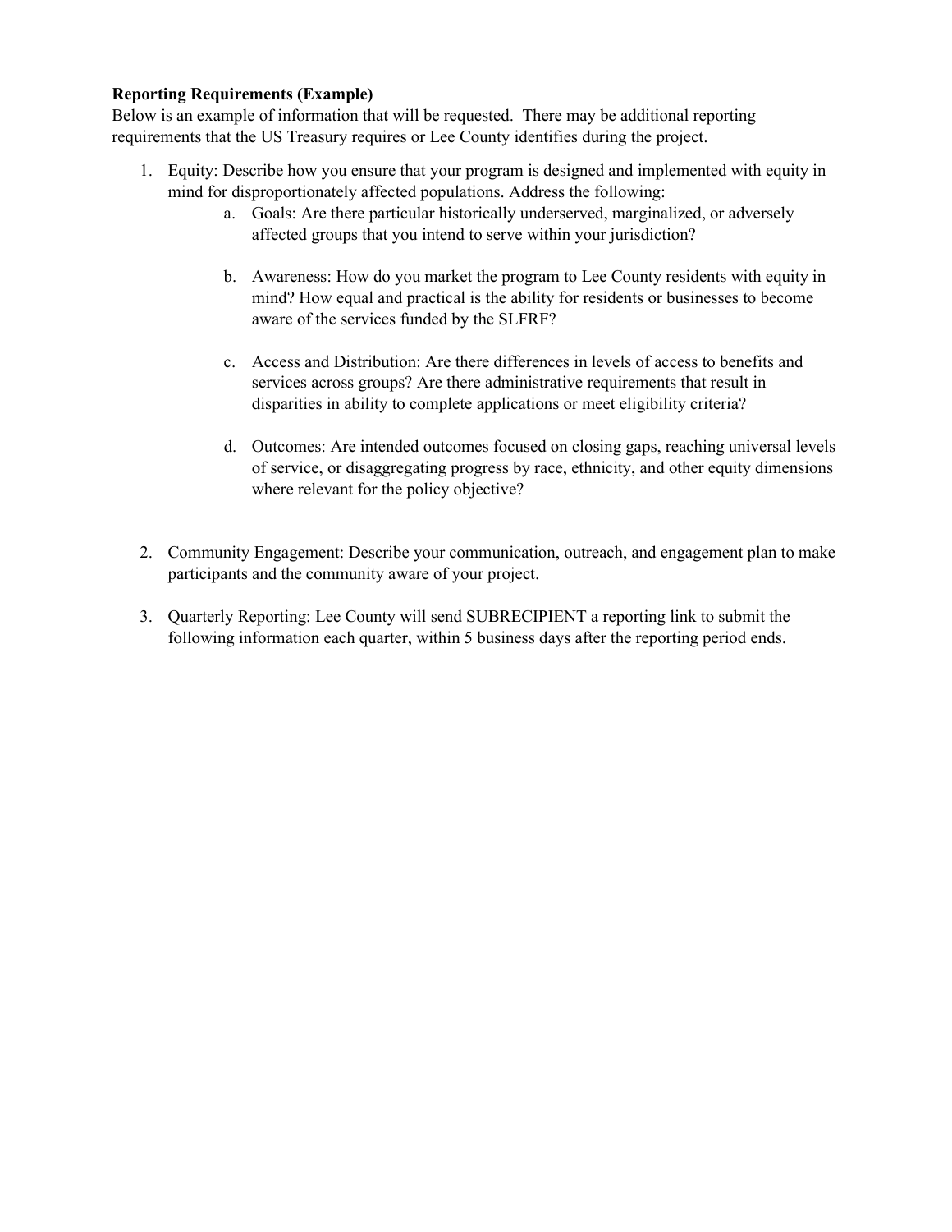**Reporting Requirements (Example)**

Below is an example of information that will be requested. There may be additional reporting requirements that the US Treasury requires or Lee County identifies during the project.

1. Equity: Describe how you ensure that your program is designed and implemented with equity in mind for disproportionately affected populations. Address the following:
   a. Goals: Are there particular historically underserved, marginalized, or adversely affected groups that you intend to serve within your jurisdiction?

   b. Awareness: How do you market the program to Lee County residents with equity in mind? How equal and practical is the ability for residents or businesses to become aware of the services funded by the SLFRF?

   c. Access and Distribution: Are there differences in levels of access to benefits and services across groups? Are there administrative requirements that result in disparities in ability to complete applications or meet eligibility criteria?

   d. Outcomes: Are intended outcomes focused on closing gaps, reaching universal levels of service, or disaggregating progress by race, ethnicity, and other equity dimensions where relevant for the policy objective?

2. Community Engagement: Describe your communication, outreach, and engagement plan to make participants and the community aware of your project.

3. Quarterly Reporting: Lee County will send SUBRECIPIENT a reporting link to submit the following information each quarter, within 5 business days after the reporting period ends.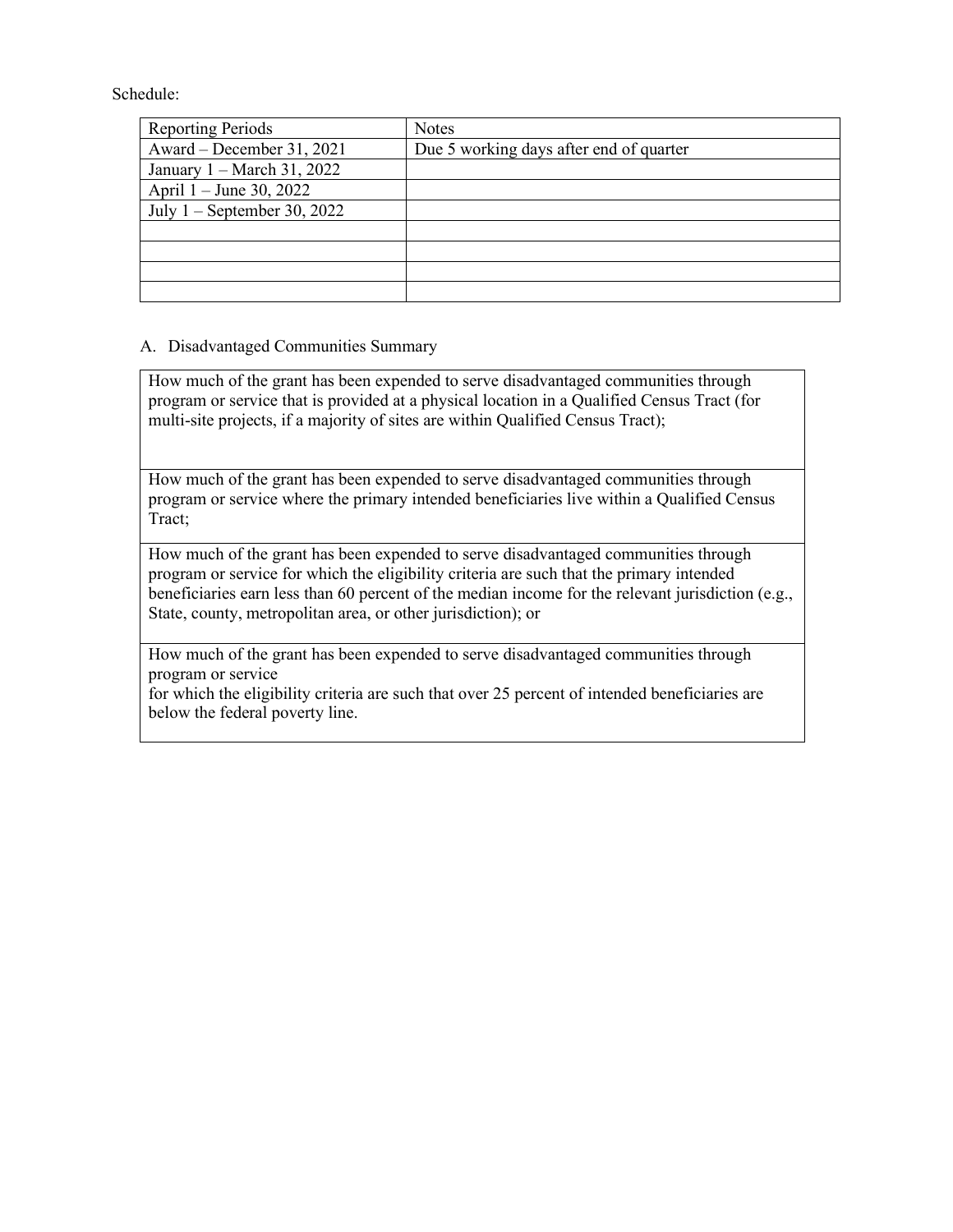Schedule:

| Reporting Periods | Notes |
|---|---|
| Award – December 31, 2021 | Due 5 working days after end of quarter |
| January 1 – March 31, 2022 | |
| April 1 – June 30, 2022 | |
| July 1 – September 30, 2022 | |
| | |
| | |
| | |
| | |

A. Disadvantaged Communities Summary

| How much of the grant has been expended to serve disadvantaged communities through program or service that is provided at a physical location in a Qualified Census Tract (for multi-site projects, if a majority of sites are within Qualified Census Tract); |
|---|
| How much of the grant has been expended to serve disadvantaged communities through program or service where the primary intended beneficiaries live within a Qualified Census Tract; |
| How much of the grant has been expended to serve disadvantaged communities through program or service for which the eligibility criteria are such that the primary intended beneficiaries earn less than 60 percent of the median income for the relevant jurisdiction (e.g., State, county, metropolitan area, or other jurisdiction); or |
| How much of the grant has been expended to serve disadvantaged communities through program or service for which the eligibility criteria are such that over 25 percent of intended beneficiaries are below the federal poverty line. |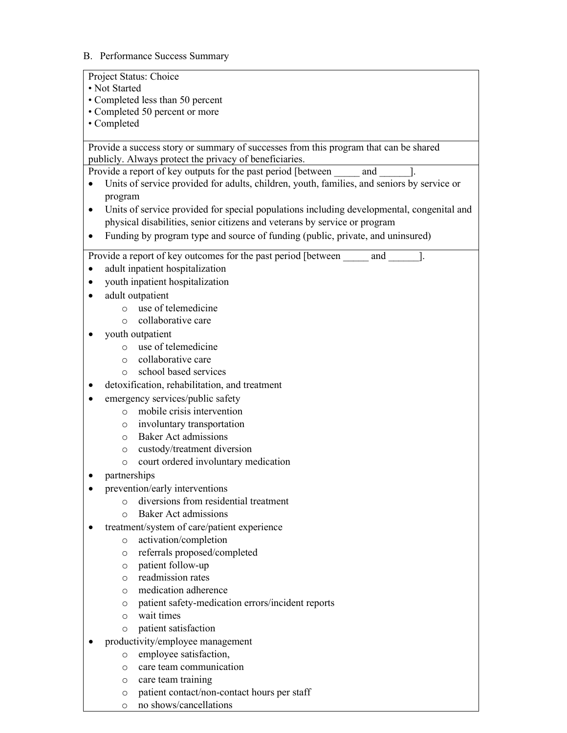B. Performance Success Summary

Project Status: Choice
• Not Started
• Completed less than 50 percent
• Completed 50 percent or more
• Completed

Provide a success story or summary of successes from this program that can be shared publicly. Always protect the privacy of beneficiaries.

Provide a report of key outputs for the past period [between _____ and ______].

- Units of service provided for adults, children, youth, families, and seniors by service or program
- Units of service provided for special populations including developmental, congenital and physical disabilities, senior citizens and veterans by service or program
- Funding by program type and source of funding (public, private, and uninsured)

Provide a report of key outcomes for the past period [between _____ and ______].

- adult inpatient hospitalization
- youth inpatient hospitalization
- adult outpatient
  - use of telemedicine
  - collaborative care
- youth outpatient
  - use of telemedicine
  - collaborative care
  - school based services
- detoxification, rehabilitation, and treatment
- emergency services/public safety
  - mobile crisis intervention
  - involuntary transportation
  - Baker Act admissions
  - custody/treatment diversion
  - court ordered involuntary medication
- partnerships
- prevention/early interventions
  - diversions from residential treatment
  - Baker Act admissions
- treatment/system of care/patient experience
  - activation/completion
  - referrals proposed/completed
  - patient follow-up
  - readmission rates
  - medication adherence
  - patient safety-medication errors/incident reports
  - wait times
  - patient satisfaction
- productivity/employee management
  - employee satisfaction,
  - care team communication
  - care team training
  - patient contact/non-contact hours per staff
  - no shows/cancellations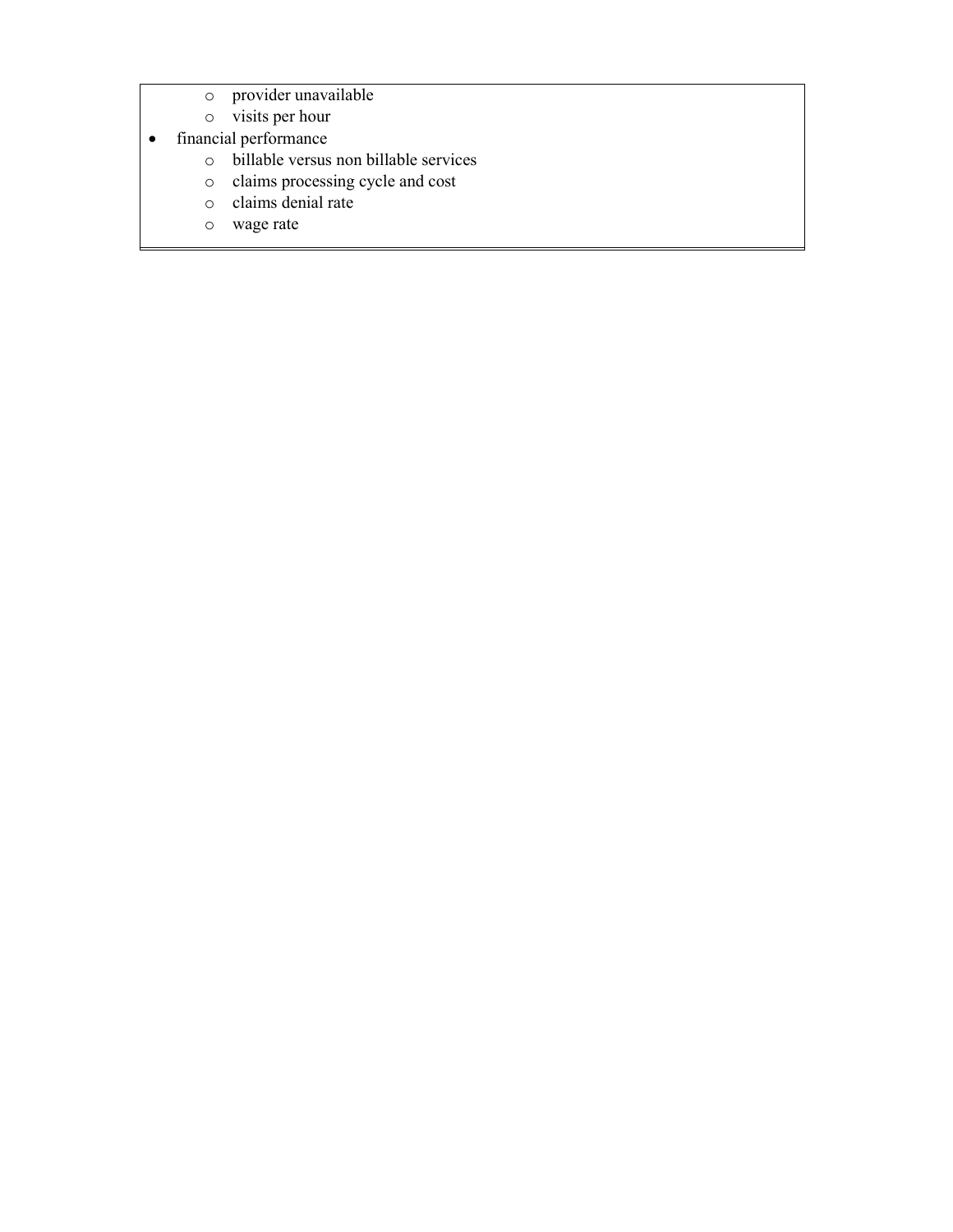- provider unavailable
  - visits per hour
- financial performance
  - billable versus non billable services
  - claims processing cycle and cost
  - claims denial rate
  - wage rate